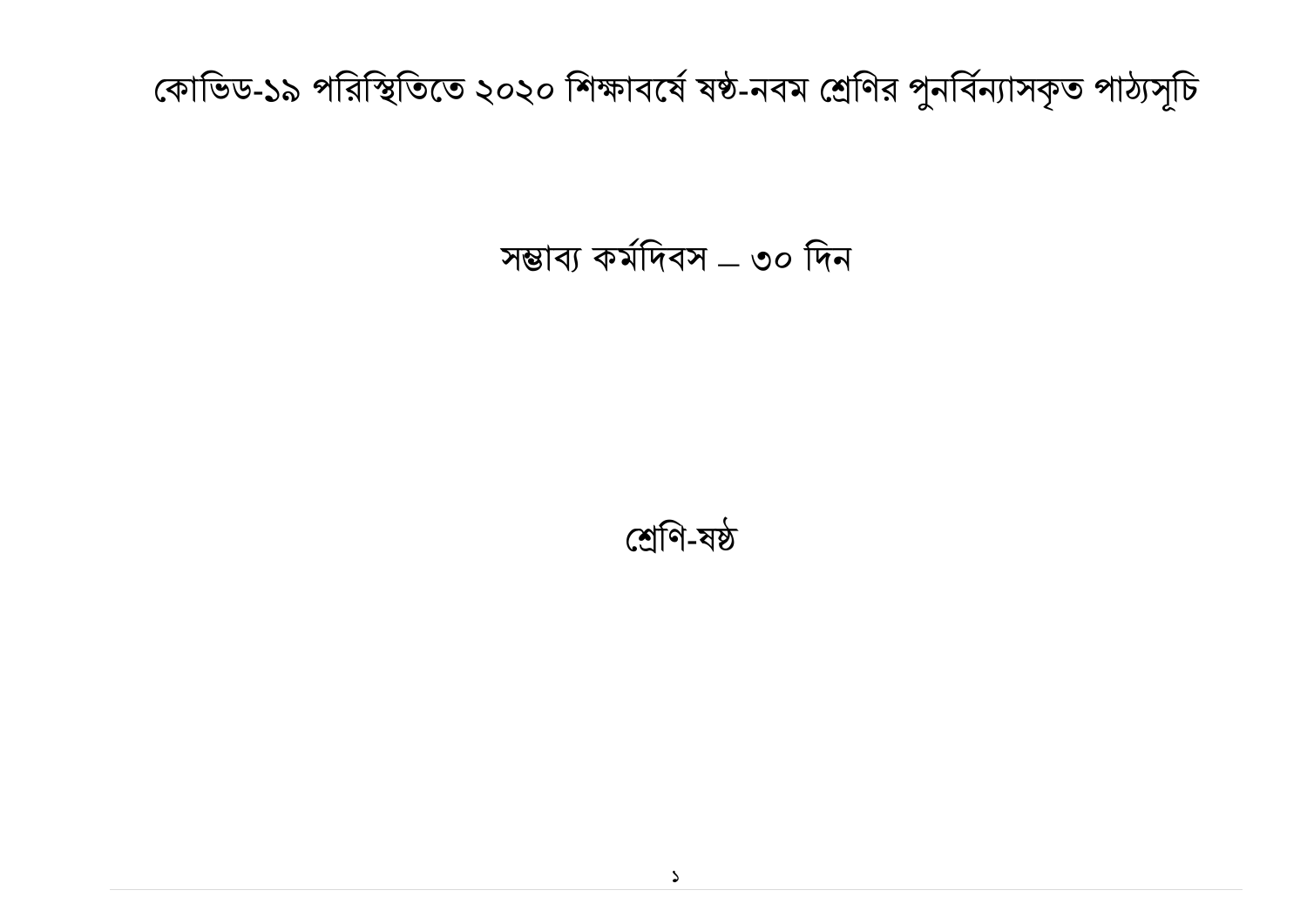# কোভিড-১৯ পরিস্থিতিতে ২০২০ শিক্ষাবর্ষে ষষ্ঠ-নবম শ্রেণির পুনর্বিন্যাসকৃত পাঠ্যসূচি

## সম্ভাব্য কর্মদিবস – ৩০ দিন

## শ্রেণি-ষষ্ঠ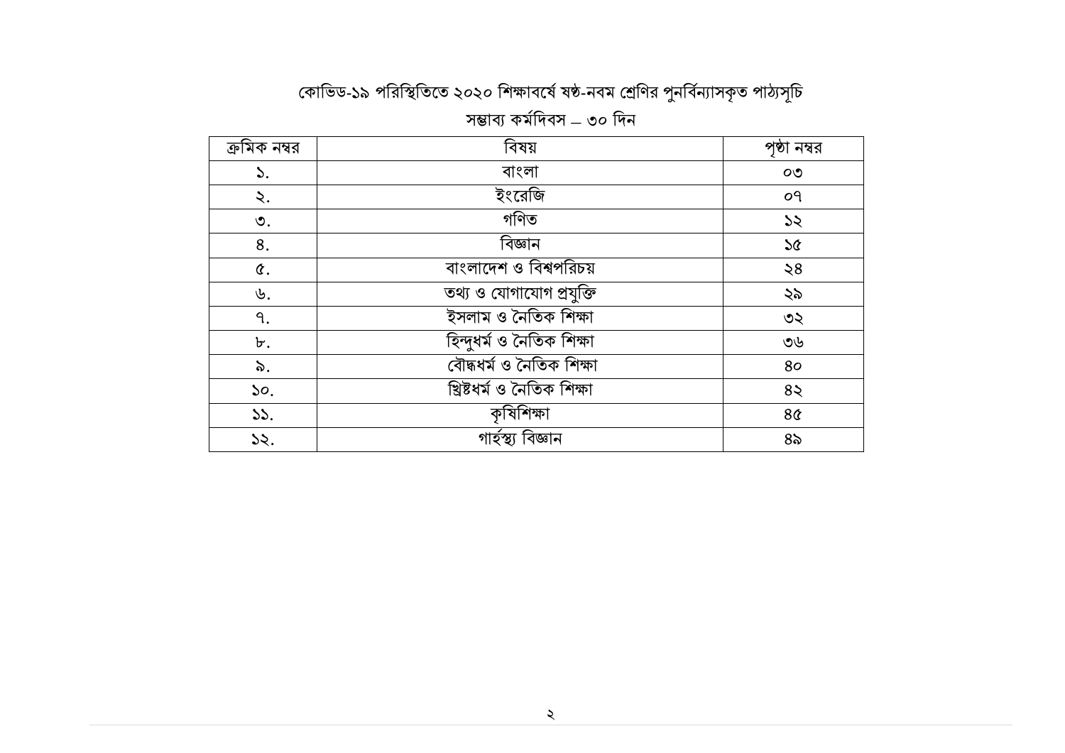## কোভিড-১৯ পরিস্থিতিতে ২০২০ শিক্ষাবর্ষে ষষ্ঠ-নবম শ্রেণির পুনর্বিন্যাসকৃত পাঠ্যসূচি

### সম্ভাব্য কর্মদিবস – ৩০ দিন

| ক্রমিক নম্বর | বিষয় | পৃষ্ঠা নম্বর |
|---|---|---|
| ১. | বাংলা | ০৩ |
| ২. | ইংরেজি | ০৭ |
| ৩. | গণিত | ১২ |
| ৪. | বিজ্ঞান | ১৫ |
| ৫. | বাংলাদেশ ও বিশ্বপরিচয় | ২৪ |
| ৬. | তথ্য ও যোগাযোগ প্রযুক্তি | ২৯ |
| ৭. | ইসলাম ও নৈতিক শিক্ষা | ৩২ |
| ৮. | হিন্দুধর্ম ও নৈতিক শিক্ষা | ৩৬ |
| ৯. | বৌদ্ধধর্ম ও নৈতিক শিক্ষা | ৪০ |
| ১০. | খ্রিষ্টধর্ম ও নৈতিক শিক্ষা | ৪২ |
| ১১. | কৃষিশিক্ষা | ৪৫ |
| ১২. | গার্হস্থ্য বিজ্ঞান | ৪৯ |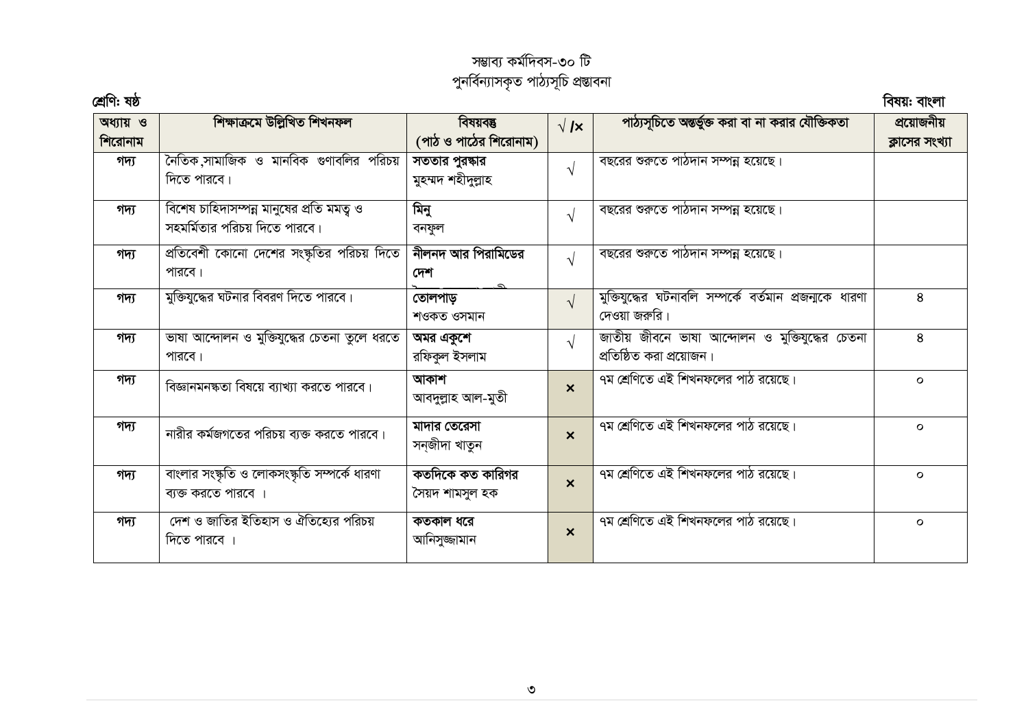সম্ভাব্য কর্মদিবস-৩০ টি

পুনর্বিন্যাসকৃত পাঠ্যসূচি প্রস্তাবনা

**শ্রেণি: ষষ্ঠ** **বিষয়: বাংলা**

| অধ্যায় ও শিরোনাম | শিক্ষাক্রমে উল্লিখিত শিখনফল | বিষয়বস্তু (পাঠ ও পাঠের শিরোনাম) | √ /× | পাঠ্যসূচিতে অন্তর্ভুক্ত করা বা না করার যৌক্তিকতা | প্রয়োজনীয় ক্লাসের সংখ্যা |
|---|---|---|---|---|---|
| গদ্য | নৈতিক,সামাজিক ও মানবিক গুণাবলির পরিচয় দিতে পারবে। | **সততার পুরস্কার** মুহম্মদ শহীদুল্লাহ | √ | বছরের শুরুতে পাঠদান সম্পন্ন হয়েছে। | |
| গদ্য | বিশেষ চাহিদাসম্পন্ন মানুষের প্রতি মমত্ব ও সহমর্মিতার পরিচয় দিতে পারবে। | **মিনু** বনফুল | √ | বছরের শুরুতে পাঠদান সম্পন্ন হয়েছে। | |
| গদ্য | প্রতিবেশী কোনো দেশের সংস্কৃতির পরিচয় দিতে পারবে। | **নীলনদ আর পিরামিডের দেশ** | √ | বছরের শুরুতে পাঠদান সম্পন্ন হয়েছে। | |
| গদ্য | মুক্তিযুদ্ধের ঘটনার বিবরণ দিতে পারবে। | **তোলপাড়** শওকত ওসমান | √ | মুক্তিযুদ্ধের ঘটনাবলি সম্পর্কে বর্তমান প্রজন্মকে ধারণা দেওয়া জরুরি। | ৪ |
| গদ্য | ভাষা আন্দোলন ও মুক্তিযুদ্ধের চেতনা তুলে ধরতে পারবে। | **অমর একুশে** রফিকুল ইসলাম | √ | জাতীয় জীবনে ভাষা আন্দোলন ও মুক্তিযুদ্ধের চেতনা প্রতিষ্ঠিত করা প্রয়োজন। | ৪ |
| গদ্য | বিজ্ঞানমনস্কতা বিষয়ে ব্যাখ্যা করতে পারবে। | **আকাশ** আবদুল্লাহ আল-মুতী | × | ৭ম শ্রেণিতে এই শিখনফলের পাঠ রয়েছে। | ০ |
| গদ্য | নারীর কর্মজগতের পরিচয় ব্যক্ত করতে পারবে। | **মাদার তেরেসা** সন্‌জীদা খাতুন | × | ৭ম শ্রেণিতে এই শিখনফলের পাঠ রয়েছে। | ০ |
| গদ্য | বাংলার সংস্কৃতি ও লোকসংস্কৃতি সম্পর্কে ধারণা ব্যক্ত করতে পারবে । | **কতদিকে কত কারিগর** সৈয়দ শামসুল হক | × | ৭ম শ্রেণিতে এই শিখনফলের পাঠ রয়েছে। | ০ |
| গদ্য | দেশ ও জাতির ইতিহাস ও ঐতিহ্যের পরিচয় দিতে পারবে । | **কতকাল ধরে** আনিসুজ্জামান | × | ৭ম শ্রেণিতে এই শিখনফলের পাঠ রয়েছে। | ০ |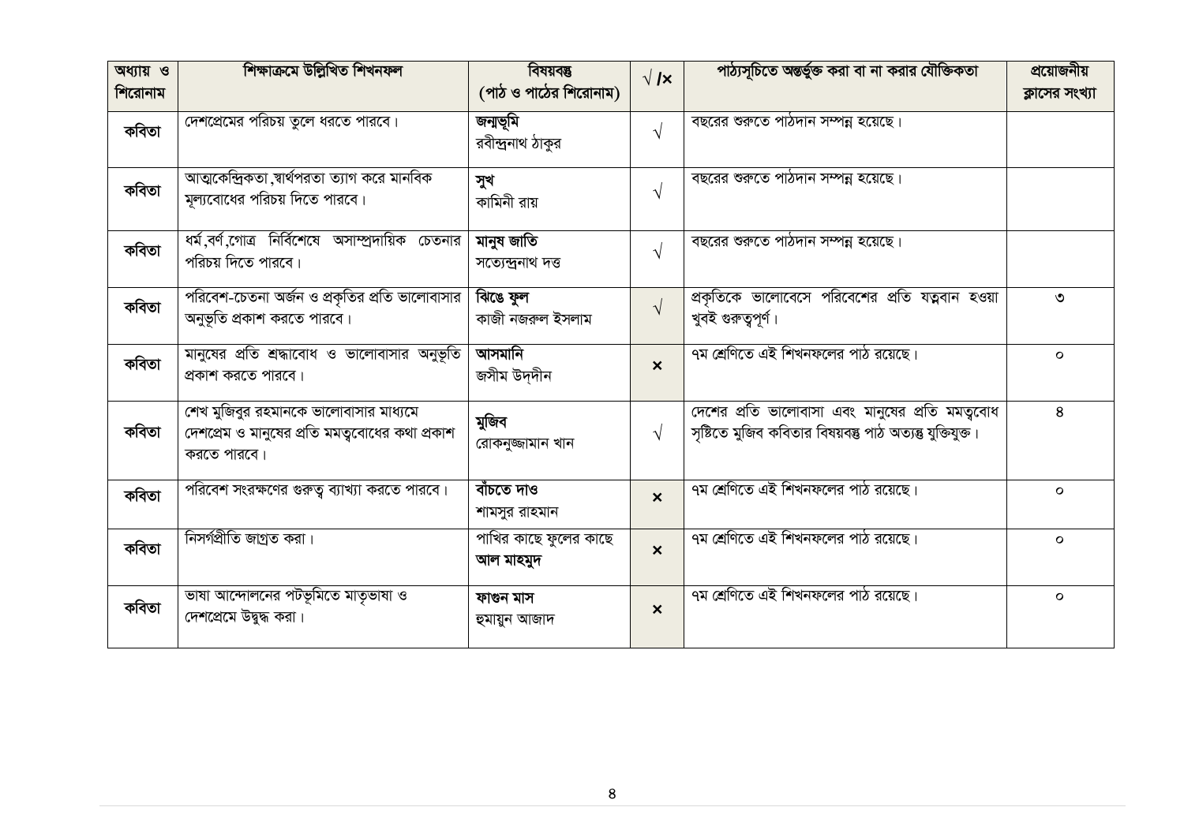| অধ্যায় ও শিরোনাম | শিক্ষাক্রমে উল্লিখিত শিখনফল | বিষয়বস্তু (পাঠ ও পাঠের শিরোনাম) | √ /× | পাঠ্যসূচিতে অন্তর্ভুক্ত করা বা না করার যৌক্তিকতা | প্রয়োজনীয় ক্লাসের সংখ্যা |
|---|---|---|---|---|---|
| **কবিতা** | দেশপ্রেমের পরিচয় তুলে ধরতে পারবে। | **জন্মভূমি** রবীন্দ্রনাথ ঠাকুর | √ | বছরের শুরুতে পাঠদান সম্পন্ন হয়েছে। | |
| **কবিতা** | আত্মকেন্দ্রিকতা,স্বার্থপরতা ত্যাগ করে মানবিক মূল্যবোধের পরিচয় দিতে পারবে। | **সুখ** কামিনী রায় | √ | বছরের শুরুতে পাঠদান সম্পন্ন হয়েছে। | |
| **কবিতা** | ধর্ম,বর্ণ,গোত্র নির্বিশেষে অসাম্প্রদায়িক চেতনার পরিচয় দিতে পারবে। | **মানুষ জাতি** সত্যেন্দ্রনাথ দত্ত | √ | বছরের শুরুতে পাঠদান সম্পন্ন হয়েছে। | |
| **কবিতা** | পরিবেশ-চেতনা অর্জন ও প্রকৃতির প্রতি ভালোবাসার অনুভূতি প্রকাশ করতে পারবে। | **ঝিঙে ফুল** কাজী নজরুল ইসলাম | √ | প্রকৃতিকে ভালোবেসে পরিবেশের প্রতি যত্নবান হওয়া খুবই গুরুত্বপূর্ণ। | ৩ |
| **কবিতা** | মানুষের প্রতি শ্রদ্ধাবোধ ও ভালোবাসার অনুভূতি প্রকাশ করতে পারবে। | **আসমানি** জসীম উদ্‌দীন | × | ৭ম শ্রেণিতে এই শিখনফলের পাঠ রয়েছে। | ০ |
| **কবিতা** | শেখ মুজিবুর রহমানকে ভালোবাসার মাধ্যমে দেশপ্রেম ও মানুষের প্রতি মমত্ববোধের কথা প্রকাশ করতে পারবে। | **মুজিব** রোকনুজ্জামান খান | √ | দেশের প্রতি ভালোবাসা এবং মানুষের প্রতি মমত্ববোধ সৃষ্টিতে মুজিব কবিতার বিষয়বস্তু পাঠ অত্যন্ত যুক্তিযুক্ত। | ৪ |
| **কবিতা** | পরিবেশ সংরক্ষণের গুরুত্ব ব্যাখ্যা করতে পারবে। | **বাঁচতে দাও** শামসুর রাহমান | × | ৭ম শ্রেণিতে এই শিখনফলের পাঠ রয়েছে। | ০ |
| **কবিতা** | নিসর্গপ্রীতি জাগ্রত করা। | পাখির কাছে ফুলের কাছে **আল মাহমুদ** | × | ৭ম শ্রেণিতে এই শিখনফলের পাঠ রয়েছে। | ০ |
| **কবিতা** | ভাষা আন্দোলনের পটভূমিতে মাতৃভাষা ও দেশপ্রেমে উদ্বুদ্ধ করা। | **ফাগুন মাস** হুমায়ুন আজাদ | × | ৭ম শ্রেণিতে এই শিখনফলের পাঠ রয়েছে। | ০ |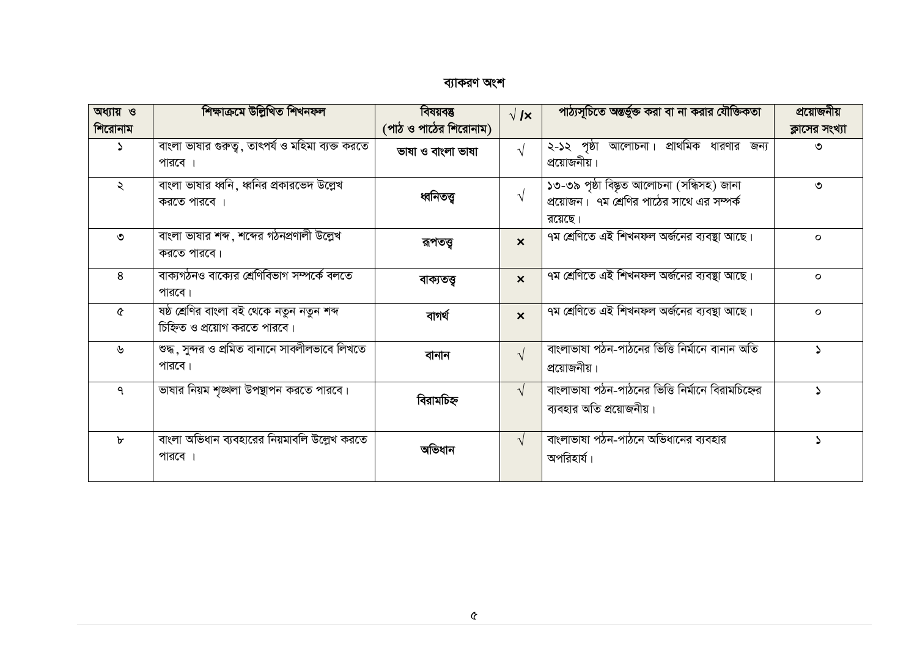## ব্যাকরণ অংশ

| অধ্যায় ও শিরোনাম | শিক্ষাক্রমে উল্লিখিত শিখনফল | বিষয়বস্তু (পাঠ ও পাঠের শিরোনাম) | √ /× | পাঠ্যসূচিতে অন্তর্ভুক্ত করা বা না করার যৌক্তিকতা | প্রয়োজনীয় ক্লাসের সংখ্যা |
|---|---|---|---|---|---|
| ১ | বাংলা ভাষার গুরুত্ব, তাৎপর্য ও মহিমা ব্যক্ত করতে পারবে । | **ভাষা ও বাংলা ভাষা** | √ | ২-১২ পৃষ্ঠা আলোচনা। প্রাথমিক ধারণার জন্য প্রয়োজনীয়। | ৩ |
| ২ | বাংলা ভাষার ধ্বনি, ধ্বনির প্রকারভেদ উল্লেখ করতে পারবে । | **ধ্বনিতত্ত্ব** | √ | ১৩-৩৯ পৃষ্ঠা বিস্তৃত আলোচনা (সন্ধিসহ) জানা প্রয়োজন। ৭ম শ্রেণির পাঠের সাথে এর সম্পর্ক রয়েছে। | ৩ |
| ৩ | বাংলা ভাষার শব্দ, শব্দের গঠনপ্রণালী উল্লেখ করতে পারবে। | **রূপতত্ত্ব** | × | ৭ম শ্রেণিতে এই শিখনফল অর্জনের ব্যবস্থা আছে। | ০ |
| ৪ | বাক্যগঠনও বাক্যের শ্রেণিবিভাগ সম্পর্কে বলতে পারবে। | **বাক্যতত্ত্ব** | × | ৭ম শ্রেণিতে এই শিখনফল অর্জনের ব্যবস্থা আছে। | ০ |
| ৫ | ষষ্ঠ শ্রেণির বাংলা বই থেকে নতুন নতুন শব্দ চিহ্নিত ও প্রয়োগ করতে পারবে। | **বাগর্থ** | × | ৭ম শ্রেণিতে এই শিখনফল অর্জনের ব্যবস্থা আছে। | ০ |
| ৬ | শুদ্ধ, সুন্দর ও প্রমিত বানানে সাবলীলভাবে লিখতে পারবে। | **বানান** | √ | বাংলাভাষা পঠন-পাঠনের ভিত্তি নির্মানে বানান অতি প্রয়োজনীয়। | ১ |
| ৭ | ভাষার নিয়ম শৃঙ্খলা উপস্থাপন করতে পারবে। | **বিরামচিহ্ন** | √ | বাংলাভাষা পঠন-পাঠনের ভিত্তি নির্মানে বিরামচিহ্নের ব্যবহার অতি প্রয়োজনীয়। | ১ |
| ৮ | বাংলা অভিধান ব্যবহারের নিয়মাবলি উল্লেখ করতে পারবে । | **অভিধান** | √ | বাংলাভাষা পঠন-পাঠনে অভিধানের ব্যবহার অপরিহার্য। | ১ |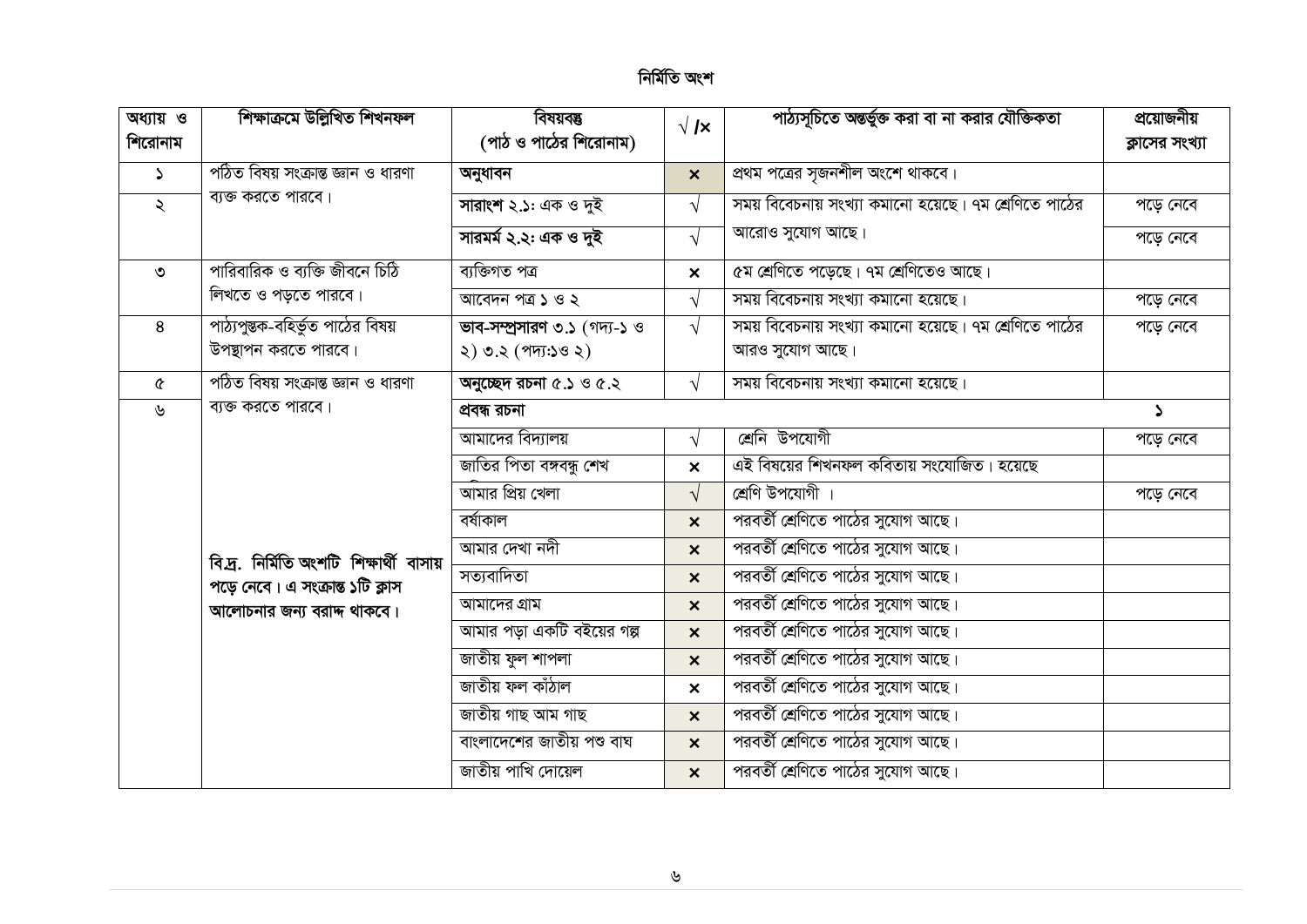# নির্মিতি অংশ

| অধ্যায় ও শিরোনাম | শিক্ষাক্রমে উল্লিখিত শিখনফল | বিষয়বস্তু (পাঠ ও পাঠের শিরোনাম) | √ /× | পাঠ্যসূচিতে অন্তর্ভুক্ত করা বা না করার যৌক্তিকতা | প্রয়োজনীয় ক্লাসের সংখ্যা |
|---|---|---|---|---|---|
| ১ | পঠিত বিষয় সংক্রান্ত জ্ঞান ও ধারণা ব্যক্ত করতে পারবে। | **অনুধাবন** | × | প্রথম পত্রের সৃজনশীল অংশে থাকবে। | |
| ২ | | **সারাংশ** ২.১: এক ও দুই | √ | সময় বিবেচনায় সংখ্যা কমানো হয়েছে। ৭ম শ্রেণিতে পাঠের আরোও সুযোগ আছে। | পড়ে নেবে |
| | | **সারমর্ম ২.২: এক ও দুই** | √ | | পড়ে নেবে |
| ৩ | পারিবারিক ও ব্যক্তি জীবনে চিঠি লিখতে ও পড়তে পারবে। | ব্যক্তিগত পত্র | × | ৫ম শ্রেণিতে পড়েছে। ৭ম শ্রেণিতেও আছে। | |
| | | আবেদন পত্র **১** ও ২ | √ | সময় বিবেচনায় সংখ্যা কমানো হয়েছে। | পড়ে নেবে |
| ৪ | পাঠ্যপুস্তক-বহির্ভূত পাঠের বিষয় উপস্থাপন করতে পারবে। | **ভাব-সম্প্রসারণ ৩.১** (গদ্য-১ ও ২) ৩.২ (পদ্য:১ও ২) | √ | সময় বিবেচনায় সংখ্যা কমানো হয়েছে। ৭ম শ্রেণিতে পাঠের আরও সুযোগ আছে। | পড়ে নেবে |
| ৫ | পঠিত বিষয় সংক্রান্ত জ্ঞান ও ধারণা ব্যক্ত করতে পারবে। **বি.দ্র. নির্মিতি অংশটি শিক্ষার্থী বাসায় পড়ে নেবে। এ সংক্রান্ত ১টি ক্লাস আলোচনার জন্য বরাদ্দ থাকবে।** | **অনুচ্ছেদ রচনা** ৫.১ ও ৫.২ | √ | সময় বিবেচনায় সংখ্যা কমানো হয়েছে। | |
| ৬ | | **প্রবন্ধ রচনা** | | | ১ |
| | | আমাদের বিদ্যালয় | √ | শ্রেনি উপযোগী | পড়ে নেবে |
| | | জাতির পিতা বঙ্গবন্ধু শেখ | × | এই বিষয়ের শিখনফল কবিতায় সংযোজিত। হয়েছে | |
| | | আমার প্রিয় খেলা | √ | শ্রেণি উপযোগী । | পড়ে নেবে |
| | | বর্ষাকাল | × | পরবর্তী শ্রেণিতে পাঠের সুযোগ আছে। | |
| | | আমার দেখা নদী | × | পরবর্তী শ্রেণিতে পাঠের সুযোগ আছে। | |
| | | সত্যবাদিতা | × | পরবর্তী শ্রেণিতে পাঠের সুযোগ আছে। | |
| | | আমাদের গ্রাম | × | পরবর্তী শ্রেণিতে পাঠের সুযোগ আছে। | |
| | | আমার পড়া একটি বইয়ের গল্প | × | পরবর্তী শ্রেণিতে পাঠের সুযোগ আছে। | |
| | | জাতীয় ফুল শাপলা | × | পরবর্তী শ্রেণিতে পাঠের সুযোগ আছে। | |
| | | জাতীয় ফল কাঁঠাল | × | পরবর্তী শ্রেণিতে পাঠের সুযোগ আছে। | |
| | | জাতীয় গাছ আম গাছ | × | পরবর্তী শ্রেণিতে পাঠের সুযোগ আছে। | |
| | | বাংলাদেশের জাতীয় পশু বাঘ | × | পরবর্তী শ্রেণিতে পাঠের সুযোগ আছে। | |
| | | জাতীয় পাখি দোয়েল | × | পরবর্তী শ্রেণিতে পাঠের সুযোগ আছে। | |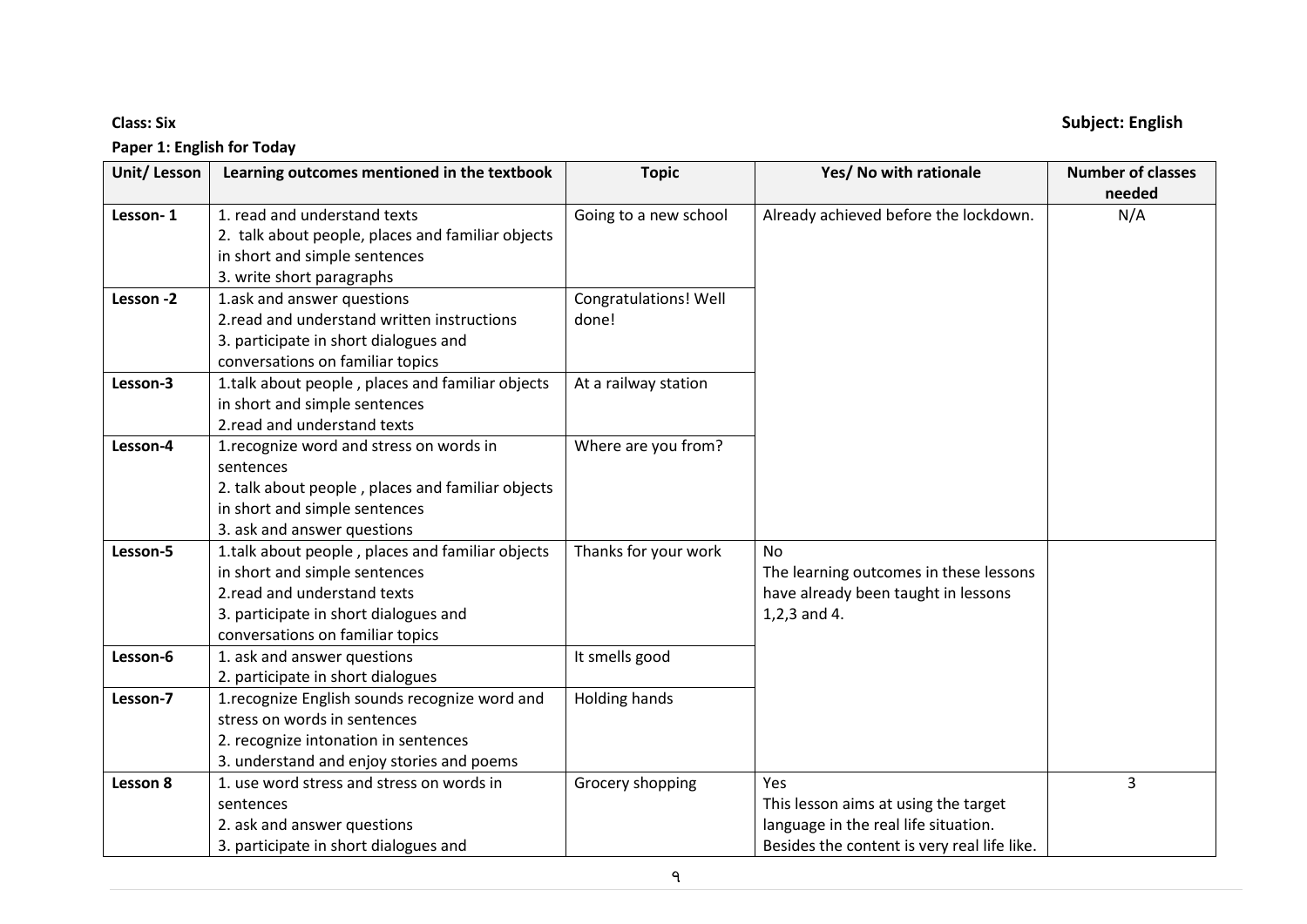**Class: Six** **Subject: English**

**Paper 1: English for Today**

| Unit/ Lesson | Learning outcomes mentioned in the textbook | Topic | Yes/ No with rationale | Number of classes needed |
|---|---|---|---|---|
| **Lesson- 1** | 1. read and understand texts<br>2. talk about people, places and familiar objects in short and simple sentences<br>3. write short paragraphs | Going to a new school | Already achieved before the lockdown. | N/A |
| **Lesson -2** | 1.ask and answer questions<br>2.read and understand written instructions<br>3. participate in short dialogues and conversations on familiar topics | Congratulations! Well done! | | |
| **Lesson-3** | 1.talk about people , places and familiar objects in short and simple sentences<br>2.read and understand texts | At a railway station | | |
| **Lesson-4** | 1.recognize word and stress on words in sentences<br>2. talk about people , places and familiar objects in short and simple sentences<br>3. ask and answer questions | Where are you from? | | |
| **Lesson-5** | 1.talk about people , places and familiar objects in short and simple sentences<br>2.read and understand texts<br>3. participate in short dialogues and conversations on familiar topics | Thanks for your work | No<br>The learning outcomes in these lessons have already been taught in lessons 1,2,3 and 4. | |
| **Lesson-6** | 1. ask and answer questions<br>2. participate in short dialogues | It smells good | | |
| **Lesson-7** | 1.recognize English sounds recognize word and stress on words in sentences<br>2. recognize intonation in sentences<br>3. understand and enjoy stories and poems | Holding hands | | |
| **Lesson 8** | 1. use word stress and stress on words in sentences<br>2. ask and answer questions<br>3. participate in short dialogues and | Grocery shopping | Yes<br>This lesson aims at using the target language in the real life situation. Besides the content is very real life like. | 3 |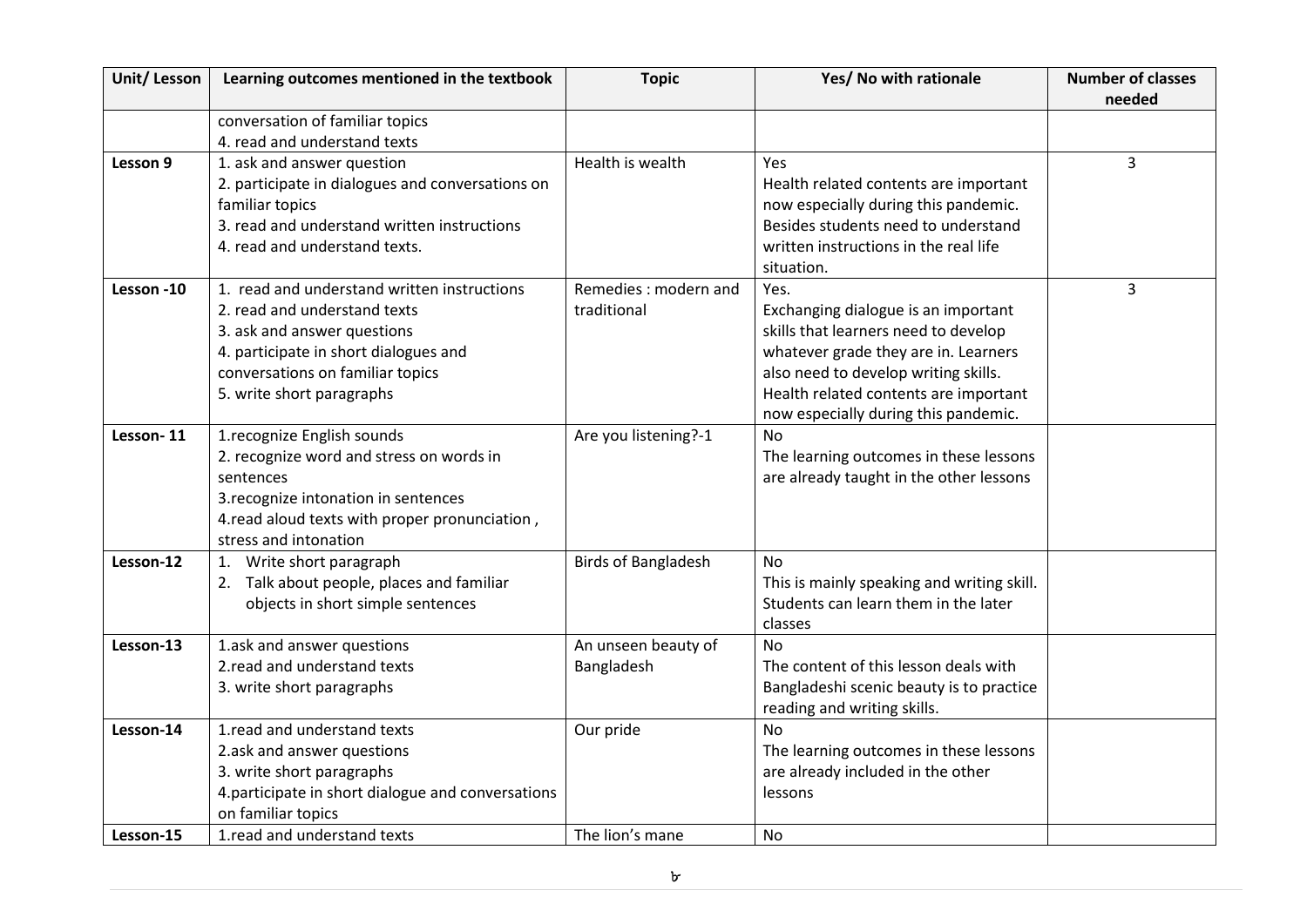| Unit/ Lesson | Learning outcomes mentioned in the textbook | Topic | Yes/ No with rationale | Number of classes needed |
|---|---|---|---|---|
| | conversation of familiar topics<br>4. read and understand texts | | | |
| **Lesson 9** | 1. ask and answer question<br>2. participate in dialogues and conversations on familiar topics<br>3. read and understand written instructions<br>4. read and understand texts. | Health is wealth | Yes<br>Health related contents are important now especially during this pandemic. Besides students need to understand written instructions in the real life situation. | 3 |
| **Lesson -10** | 1. read and understand written instructions<br>2. read and understand texts<br>3. ask and answer questions<br>4. participate in short dialogues and conversations on familiar topics<br>5. write short paragraphs | Remedies : modern and traditional | Yes.<br>Exchanging dialogue is an important skills that learners need to develop whatever grade they are in. Learners also need to develop writing skills. Health related contents are important now especially during this pandemic. | 3 |
| **Lesson- 11** | 1.recognize English sounds<br>2. recognize word and stress on words in sentences<br>3.recognize intonation in sentences<br>4.read aloud texts with proper pronunciation , stress and intonation | Are you listening?-1 | No<br>The learning outcomes in these lessons are already taught in the other lessons | |
| **Lesson-12** | 1. Write short paragraph<br>2. Talk about people, places and familiar objects in short simple sentences | Birds of Bangladesh | No<br>This is mainly speaking and writing skill. Students can learn them in the later classes | |
| **Lesson-13** | 1.ask and answer questions<br>2.read and understand texts<br>3. write short paragraphs | An unseen beauty of Bangladesh | No<br>The content of this lesson deals with Bangladeshi scenic beauty is to practice reading and writing skills. | |
| **Lesson-14** | 1.read and understand texts<br>2.ask and answer questions<br>3. write short paragraphs<br>4.participate in short dialogue and conversations on familiar topics | Our pride | No<br>The learning outcomes in these lessons are already included in the other lessons | |
| **Lesson-15** | 1.read and understand texts | The lion's mane | No | |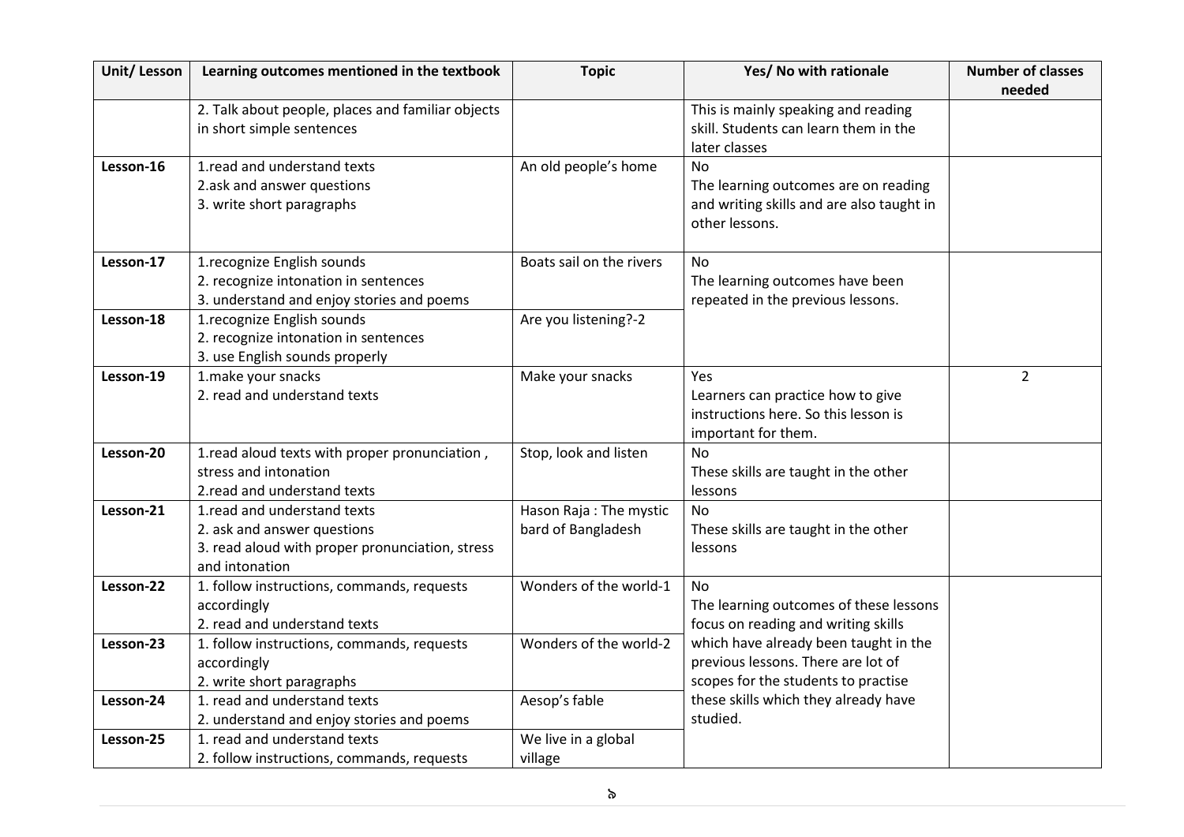| Unit/ Lesson | Learning outcomes mentioned in the textbook | Topic | Yes/ No with rationale | Number of classes needed |
|---|---|---|---|---|
| | 2. Talk about people, places and familiar objects in short simple sentences | | This is mainly speaking and reading skill. Students can learn them in the later classes | |
| **Lesson-16** | 1.read and understand texts<br>2.ask and answer questions<br>3. write short paragraphs | An old people's home | No<br>The learning outcomes are on reading and writing skills and are also taught in other lessons. | |
| **Lesson-17** | 1.recognize English sounds<br>2. recognize intonation in sentences<br>3. understand and enjoy stories and poems | Boats sail on the rivers | No<br>The learning outcomes have been repeated in the previous lessons. | |
| **Lesson-18** | 1.recognize English sounds<br>2. recognize intonation in sentences<br>3. use English sounds properly | Are you listening?-2 | | |
| **Lesson-19** | 1.make your snacks<br>2. read and understand texts | Make your snacks | Yes<br>Learners can practice how to give instructions here. So this lesson is important for them. | 2 |
| **Lesson-20** | 1.read aloud texts with proper pronunciation , stress and intonation<br>2.read and understand texts | Stop, look and listen | No<br>These skills are taught in the other lessons | |
| **Lesson-21** | 1.read and understand texts<br>2. ask and answer questions<br>3. read aloud with proper pronunciation, stress and intonation | Hason Raja : The mystic bard of Bangladesh | No<br>These skills are taught in the other lessons | |
| **Lesson-22** | 1. follow instructions, commands, requests accordingly<br>2. read and understand texts | Wonders of the world-1 | No<br>The learning outcomes of these lessons focus on reading and writing skills which have already been taught in the previous lessons. There are lot of scopes for the students to practise these skills which they already have studied. | |
| **Lesson-23** | 1. follow instructions, commands, requests accordingly<br>2. write short paragraphs | Wonders of the world-2 | | |
| **Lesson-24** | 1. read and understand texts<br>2. understand and enjoy stories and poems | Aesop's fable | | |
| **Lesson-25** | 1. read and understand texts<br>2. follow instructions, commands, requests | We live in a global village | | |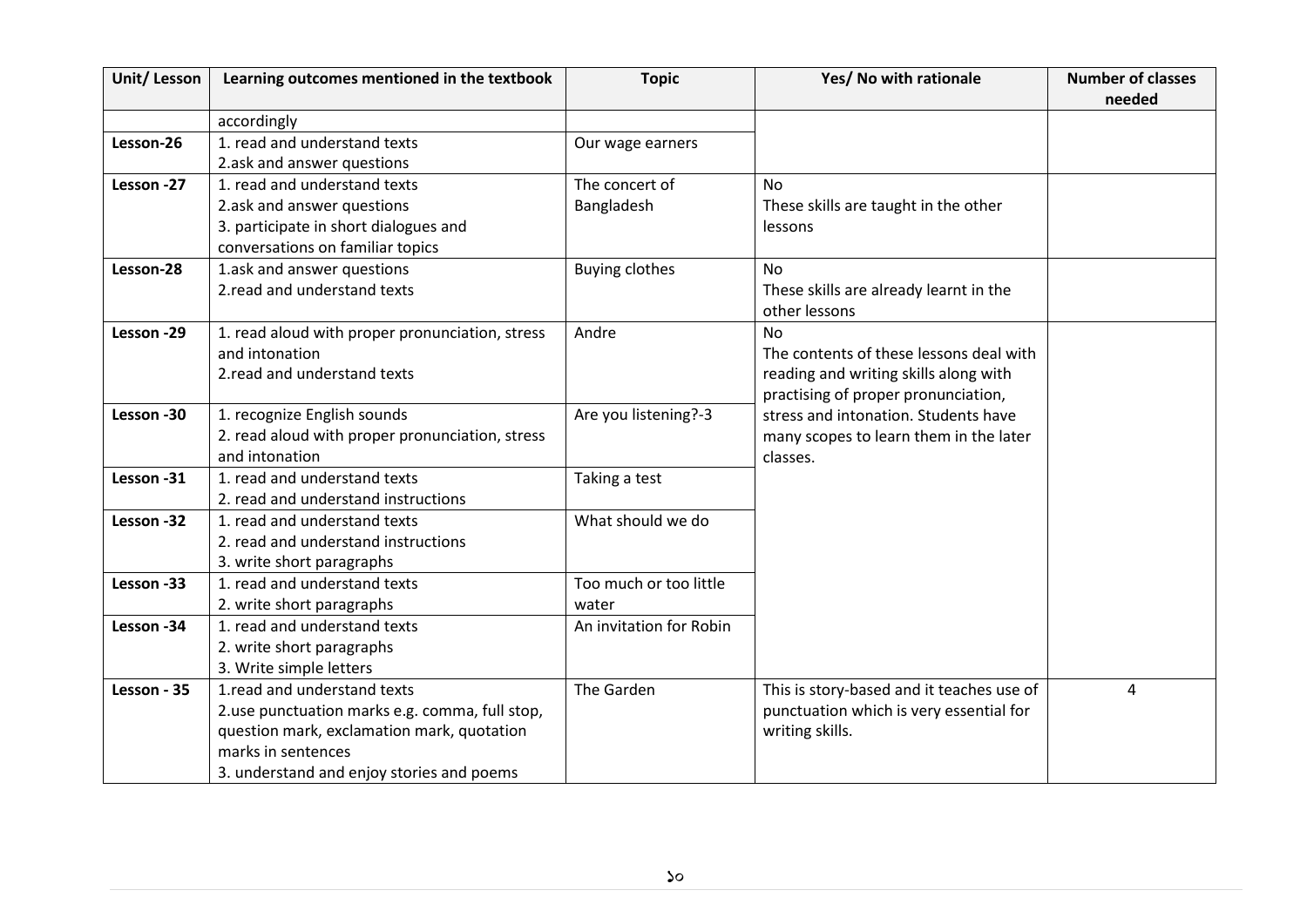| Unit/ Lesson | Learning outcomes mentioned in the textbook | Topic | Yes/ No with rationale | Number of classes needed |
|---|---|---|---|---|
| | accordingly | | | |
| Lesson-26 | 1. read and understand texts<br>2.ask and answer questions | Our wage earners | | |
| Lesson -27 | 1. read and understand texts<br>2.ask and answer questions<br>3. participate in short dialogues and conversations on familiar topics | The concert of Bangladesh | No<br>These skills are taught in the other lessons | |
| Lesson-28 | 1.ask and answer questions<br>2.read and understand texts | Buying clothes | No<br>These skills are already learnt in the other lessons | |
| Lesson -29 | 1. read aloud with proper pronunciation, stress and intonation<br>2.read and understand texts | Andre | No<br>The contents of these lessons deal with reading and writing skills along with practising of proper pronunciation, stress and intonation. Students have many scopes to learn them in the later classes. | |
| Lesson -30 | 1. recognize English sounds<br>2. read aloud with proper pronunciation, stress and intonation | Are you listening?-3 | | |
| Lesson -31 | 1. read and understand texts<br>2. read and understand instructions | Taking a test | | |
| Lesson -32 | 1. read and understand texts<br>2. read and understand instructions<br>3. write short paragraphs | What should we do | | |
| Lesson -33 | 1. read and understand texts<br>2. write short paragraphs | Too much or too little water | | |
| Lesson -34 | 1. read and understand texts<br>2. write short paragraphs<br>3. Write simple letters | An invitation for Robin | | |
| Lesson - 35 | 1.read and understand texts<br>2.use punctuation marks e.g. comma, full stop, question mark, exclamation mark, quotation marks in sentences<br>3. understand and enjoy stories and poems | The Garden | This is story-based and it teaches use of punctuation which is very essential for writing skills. | 4 |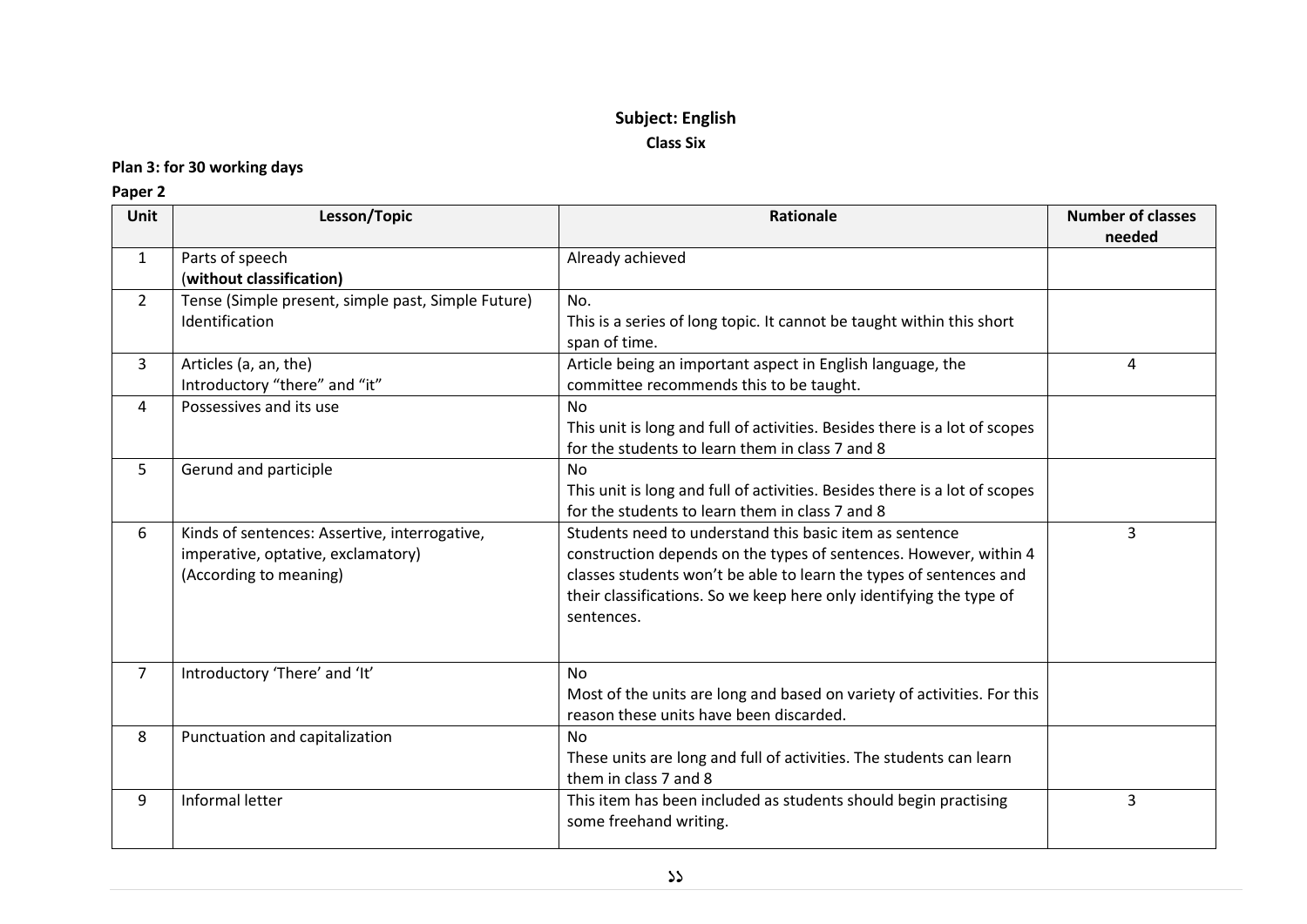# Subject: English

## Class Six

**Plan 3: for 30 working days**

**Paper 2**

| Unit | Lesson/Topic | Rationale | Number of classes needed |
|---|---|---|---|
| 1 | Parts of speech<br>(**without classification)** | Already achieved | |
| 2 | Tense (Simple present, simple past, Simple Future) Identification | No.<br>This is a series of long topic. It cannot be taught within this short span of time. | |
| 3 | Articles (a, an, the)<br>Introductory "there" and "it" | Article being an important aspect in English language, the committee recommends this to be taught. | 4 |
| 4 | Possessives and its use | No<br>This unit is long and full of activities. Besides there is a lot of scopes for the students to learn them in class 7 and 8 | |
| 5 | Gerund and participle | No<br>This unit is long and full of activities. Besides there is a lot of scopes for the students to learn them in class 7 and 8 | |
| 6 | Kinds of sentences: Assertive, interrogative, imperative, optative, exclamatory)<br>(According to meaning) | Students need to understand this basic item as sentence construction depends on the types of sentences. However, within 4 classes students won't be able to learn the types of sentences and their classifications. So we keep here only identifying the type of sentences. | 3 |
| 7 | Introductory 'There' and 'It' | No<br>Most of the units are long and based on variety of activities. For this reason these units have been discarded. | |
| 8 | Punctuation and capitalization | No<br>These units are long and full of activities. The students can learn them in class 7 and 8 | |
| 9 | Informal letter | This item has been included as students should begin practising some freehand writing. | 3 |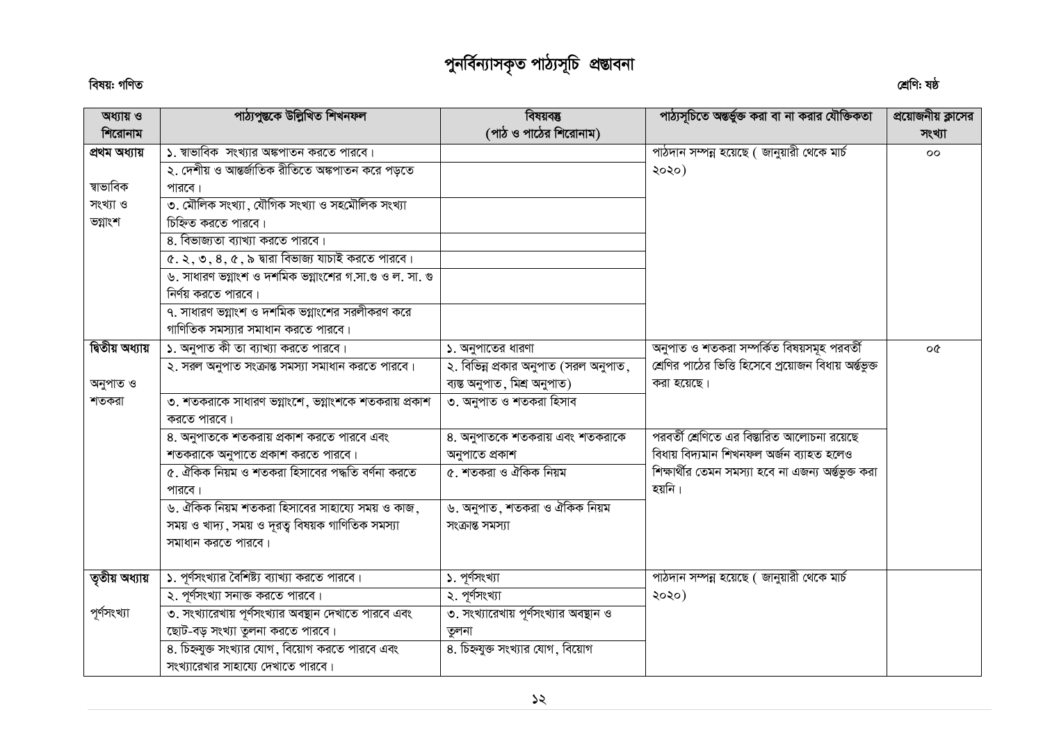# পুনর্বিন্যাসকৃত পাঠ্যসূচি প্রস্তাবনা

**বিষয়: গণিত** **শ্রেণি: ষষ্ঠ**

| অধ্যায় ও শিরোনাম | পাঠ্যপুস্তকে উল্লিখিত শিখনফল | বিষয়বস্তু (পাঠ ও পাঠের শিরোনাম) | পাঠ্যসূচিতে অন্তর্ভুক্ত করা বা না করার যৌক্তিকতা | প্রয়োজনীয় ক্লাসের সংখ্যা |
|---|---|---|---|---|
| **প্রথম অধ্যায়** স্বাভাবিক সংখ্যা ও ভগ্নাংশ | ১. স্বাভাবিক সংখ্যার অঙ্কপাতন করতে পারবে। | | পাঠদান সম্পন্ন হয়েছে ( জানুয়ারী থেকে মার্চ ২০২০) | ০০ |
| | ২. দেশীয় ও আন্তর্জাতিক রীতিতে অঙ্কপাতন করে পড়তে পারবে। | | | |
| | ৩. মৌলিক সংখ্যা, যৌগিক সংখ্যা ও সহমৌলিক সংখ্যা চিহ্নিত করতে পারবে। | | | |
| | ৪. বিভাজ্যতা ব্যাখ্যা করতে পারবে। | | | |
| | ৫. ২, ৩, ৪, ৫, ৯ দ্বারা বিভাজ্য যাচাই করতে পারবে। | | | |
| | ৬. সাধারণ ভগ্নাংশ ও দশমিক ভগ্নাংশের গ.সা.গু ও ল. সা. গু নির্ণয় করতে পারবে। | | | |
| | ৭. সাধারণ ভগ্নাংশ ও দশমিক ভগ্নাংশের সরলীকরণ করে গাণিতিক সমস্যার সমাধান করতে পারবে। | | | |
| **দ্বিতীয় অধ্যায়** অনুপাত ও শতকরা | ১. অনুপাত কী তা ব্যাখ্যা করতে পারবে। | ১. অনুপাতের ধারণা | অনুপাত ও শতকরা সম্পর্কিত বিষয়সমূহ পরবর্তী শ্রেণির পাঠের ভিত্তি হিসেবে প্রয়োজন বিধায় অর্ন্তভুক্ত করা হয়েছে। | ০৫ |
| | ২. সরল অনুপাত সংক্রান্ত সমস্যা সমাধান করতে পারবে। | ২. বিভিন্ন প্রকার অনুপাত (সরল অনুপাত, ব্যস্ত অনুপাত, মিশ্র অনুপাত) | | |
| | ৩. শতকরাকে সাধারণ ভগ্নাংশে, ভগ্নাংশকে শতকরায় প্রকাশ করতে পারবে। | ৩. অনুপাত ও শতকরা হিসাব | | |
| | ৪. অনুপাতকে শতকরায় প্রকাশ করতে পারবে এবং শতকরাকে অনুপাতে প্রকাশ করতে পারবে। | ৪. অনুপাতকে শতকরায় এবং শতকরাকে অনুপাতে প্রকাশ | পরবর্তী শ্রেণিতে এর বিস্তারিত আলোচনা রয়েছে বিধায় বিদ্যমান শিখনফল অর্জন ব্যাহত হলেও শিক্ষার্থীর তেমন সমস্যা হবে না এজন্য অর্ন্তভুক্ত করা হয়নি। | |
| | ৫. ঐকিক নিয়ম ও শতকরা হিসাবের পদ্ধতি বর্ণনা করতে পারবে। | ৫. শতকরা ও ঐকিক নিয়ম | | |
| | ৬. ঐকিক নিয়ম শতকরা হিসাবের সাহায্যে সময় ও কাজ, সময় ও খাদ্য, সময় ও দূরত্ব বিষয়ক গাণিতিক সমস্যা সমাধান করতে পারবে। | ৬. অনুপাত, শতকরা ও ঐকিক নিয়ম সংক্রান্ত সমস্যা | | |
| **তৃতীয় অধ্যায়** পূর্ণসংখ্যা | ১. পূর্ণসংখ্যার বৈশিষ্ট্য ব্যাখ্যা করতে পারবে। | ১. পূর্ণসংখ্যা | পাঠদান সম্পন্ন হয়েছে ( জানুয়ারী থেকে মার্চ ২০২০) | |
| | ২. পূর্ণসংখ্যা সনাক্ত করতে পারবে। | ২. পূর্ণসংখ্যা | | |
| | ৩. সংখ্যারেখায় পূর্ণসংখ্যার অবস্থান দেখাতে পারবে এবং ছোট-বড় সংখ্যা তুলনা করতে পারবে। | ৩. সংখ্যারেখায় পূর্ণসংখ্যার অবস্থান ও তুলনা | | |
| | ৪. চিহ্নযুক্ত সংখ্যার যোগ, বিয়োগ করতে পারবে এবং সংখ্যারেখার সাহায্যে দেখাতে পারবে। | ৪. চিহ্নযুক্ত সংখ্যার যোগ, বিয়োগ | | |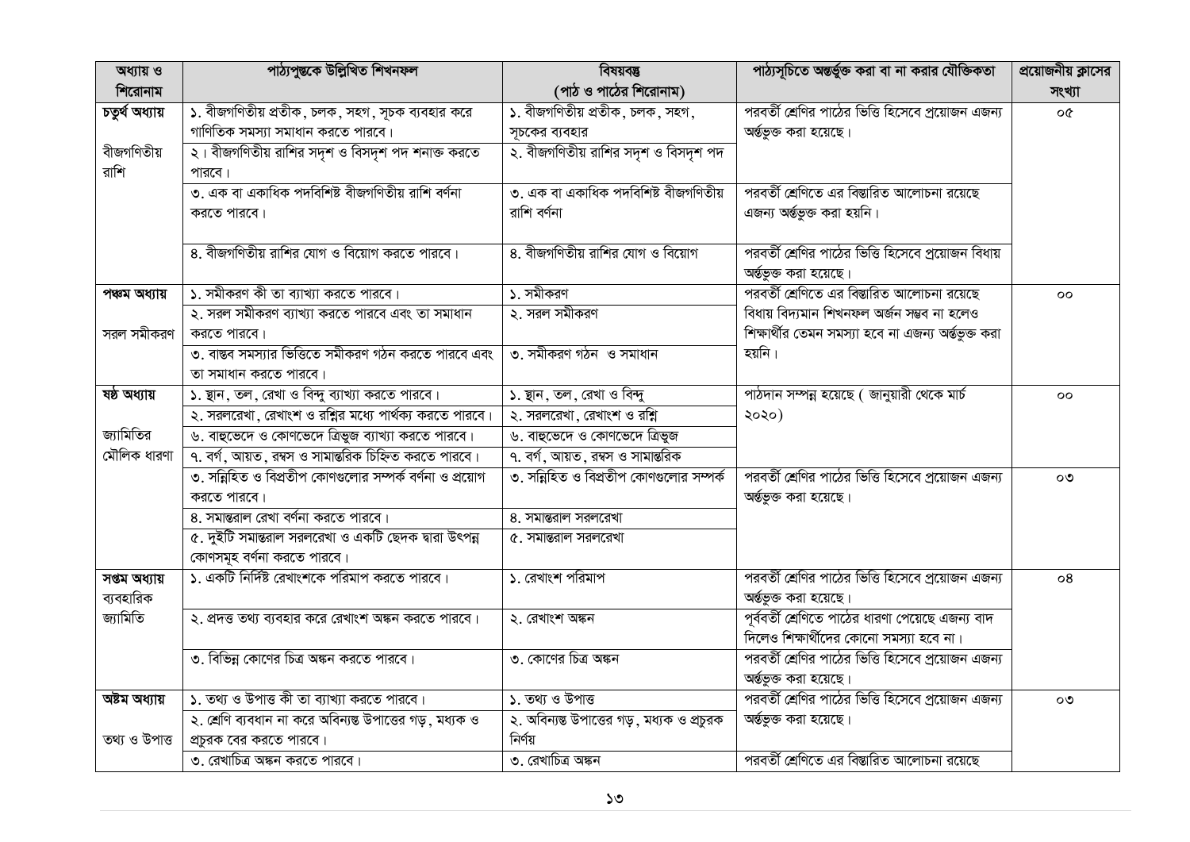| অধ্যায় ও শিরোনাম | পাঠ্যপুস্তকে উল্লিখিত শিখনফল | বিষয়বস্তু (পাঠ ও পাঠের শিরোনাম) | পাঠ্যসূচিতে অন্তর্ভুক্ত করা বা না করার যৌক্তিকতা | প্রয়োজনীয় ক্লাসের সংখ্যা |
|---|---|---|---|---|
| চতুর্থ অধ্যায় বীজগণিতীয় রাশি | ১. বীজগণিতীয় প্রতীক, চলক, সহগ, সূচক ব্যবহার করে গাণিতিক সমস্যা সমাধান করতে পারবে। | ১. বীজগণিতীয় প্রতীক, চলক, সহগ, সূচকের ব্যবহার | পরবর্তী শ্রেণির পাঠের ভিত্তি হিসেবে প্রয়োজন এজন্য অর্ন্তভুক্ত করা হয়েছে। | ০৫ |
| | ২। বীজগণিতীয় রাশির সদৃশ ও বিসদৃশ পদ শনাক্ত করতে পারবে। | ২. বীজগণিতীয় রাশির সদৃশ ও বিসদৃশ পদ | | |
| | ৩. এক বা একাধিক পদবিশিষ্ট বীজগণিতীয় রাশি বর্ণনা করতে পারবে। | ৩. এক বা একাধিক পদবিশিষ্ট বীজগণিতীয় রাশি বর্ণনা | পরবর্তী শ্রেণিতে এর বিস্তারিত আলোচনা রয়েছে এজন্য অর্ন্তভুক্ত করা হয়নি। | |
| | ৪. বীজগণিতীয় রাশির যোগ ও বিয়োগ করতে পারবে। | ৪. বীজগণিতীয় রাশির যোগ ও বিয়োগ | পরবর্তী শ্রেণির পাঠের ভিত্তি হিসেবে প্রয়োজন বিধায় অর্ন্তভুক্ত করা হয়েছে। | |
| পঞ্চম অধ্যায় সরল সমীকরণ | ১. সমীকরণ কী তা ব্যাখ্যা করতে পারবে। | ১. সমীকরণ | পরবর্তী শ্রেণিতে এর বিস্তারিত আলোচনা রয়েছে বিধায় বিদ্যমান শিখনফল অর্জন সম্ভব না হলেও শিক্ষার্থীর তেমন সমস্যা হবে না এজন্য অর্ন্তভুক্ত করা হয়নি। | ০০ |
| | ২. সরল সমীকরণ ব্যাখ্যা করতে পারবে এবং তা সমাধান করতে পারবে। | ২. সরল সমীকরণ | | |
| | ৩. বাস্তব সমস্যার ভিত্তিতে সমীকরণ গঠন করতে পারবে এবং তা সমাধান করতে পারবে। | ৩. সমীকরণ গঠন ও সমাধান | | |
| ষষ্ঠ অধ্যায় জ্যামিতির মৌলিক ধারণা | ১. স্থান, তল, রেখা ও বিন্দু ব্যাখ্যা করতে পারবে। | ১. স্থান, তল, রেখা ও বিন্দু | পাঠদান সম্পন্ন হয়েছে ( জানুয়ারী থেকে মার্চ ২০২০) | ০০ |
| | ২. সরলরেখা, রেখাংশ ও রশ্মির মধ্যে পার্থক্য করতে পারবে। | ২. সরলরেখা, রেখাংশ ও রশ্মি | | |
| | ৬. বাহুভেদে ও কোণভেদে ত্রিভুজ ব্যাখ্যা করতে পারবে। | ৬. বাহুভেদে ও কোণভেদে ত্রিভুজ | | |
| | ৭. বর্গ, আয়ত, রম্বস ও সামান্তরিক চিহ্নিত করতে পারবে। | ৭. বর্গ, আয়ত, রম্বস ও সামান্তরিক | | |
| | ৩. সন্নিহিত ও বিপ্রতীপ কোণগুলোর সম্পর্ক বর্ণনা ও প্রয়োগ করতে পারবে। | ৩. সন্নিহিত ও বিপ্রতীপ কোণগুলোর সম্পর্ক | পরবর্তী শ্রেণির পাঠের ভিত্তি হিসেবে প্রয়োজন এজন্য অর্ন্তভুক্ত করা হয়েছে। | ০৩ |
| | ৪. সমান্তরাল রেখা বর্ণনা করতে পারবে। | ৪. সমান্তরাল সরলরেখা | | |
| | ৫. দুইটি সমান্তরাল সরলরেখা ও একটি ছেদক দ্বারা উৎপন্ন কোণসমূহ বর্ণনা করতে পারবে। | ৫. সমান্তরাল সরলরেখা | | |
| সপ্তম অধ্যায় ব্যবহারিক জ্যামিতি | ১. একটি নির্দিষ্ট রেখাংশকে পরিমাপ করতে পারবে। | ১. রেখাংশ পরিমাপ | পরবর্তী শ্রেণির পাঠের ভিত্তি হিসেবে প্রয়োজন এজন্য অর্ন্তভুক্ত করা হয়েছে। | ০৪ |
| | ২. প্রদত্ত তথ্য ব্যবহার করে রেখাংশ অঙ্কন করতে পারবে। | ২. রেখাংশ অঙ্কন | পূর্ববর্তী শ্রেণিতে পাঠের ধারণা পেয়েছে এজন্য বাদ দিলেও শিক্ষার্থীদের কোনো সমস্যা হবে না। | |
| | ৩. বিভিন্ন কোণের চিত্র অঙ্কন করতে পারবে। | ৩. কোণের চিত্র অঙ্কন | পরবর্তী শ্রেণির পাঠের ভিত্তি হিসেবে প্রয়োজন এজন্য অর্ন্তভুক্ত করা হয়েছে। | |
| অষ্টম অধ্যায় তথ্য ও উপাত্ত | ১. তথ্য ও উপাত্ত কী তা ব্যাখ্যা করতে পারবে। | ১. তথ্য ও উপাত্ত | পরবর্তী শ্রেণির পাঠের ভিত্তি হিসেবে প্রয়োজন এজন্য অর্ন্তভুক্ত করা হয়েছে। | ০৩ |
| | ২. শ্রেণি ব্যবধান না করে অবিন্যস্ত উপাত্তের গড়, মধ্যক ও প্রচুরক বের করতে পারবে। | ২. অবিন্যস্ত উপাত্তের গড়, মধ্যক ও প্রচুরক নির্ণয় | | |
| | ৩. রেখাচিত্র অঙ্কন করতে পারবে। | ৩. রেখাচিত্র অঙ্কন | পরবর্তী শ্রেণিতে এর বিস্তারিত আলোচনা রয়েছে | |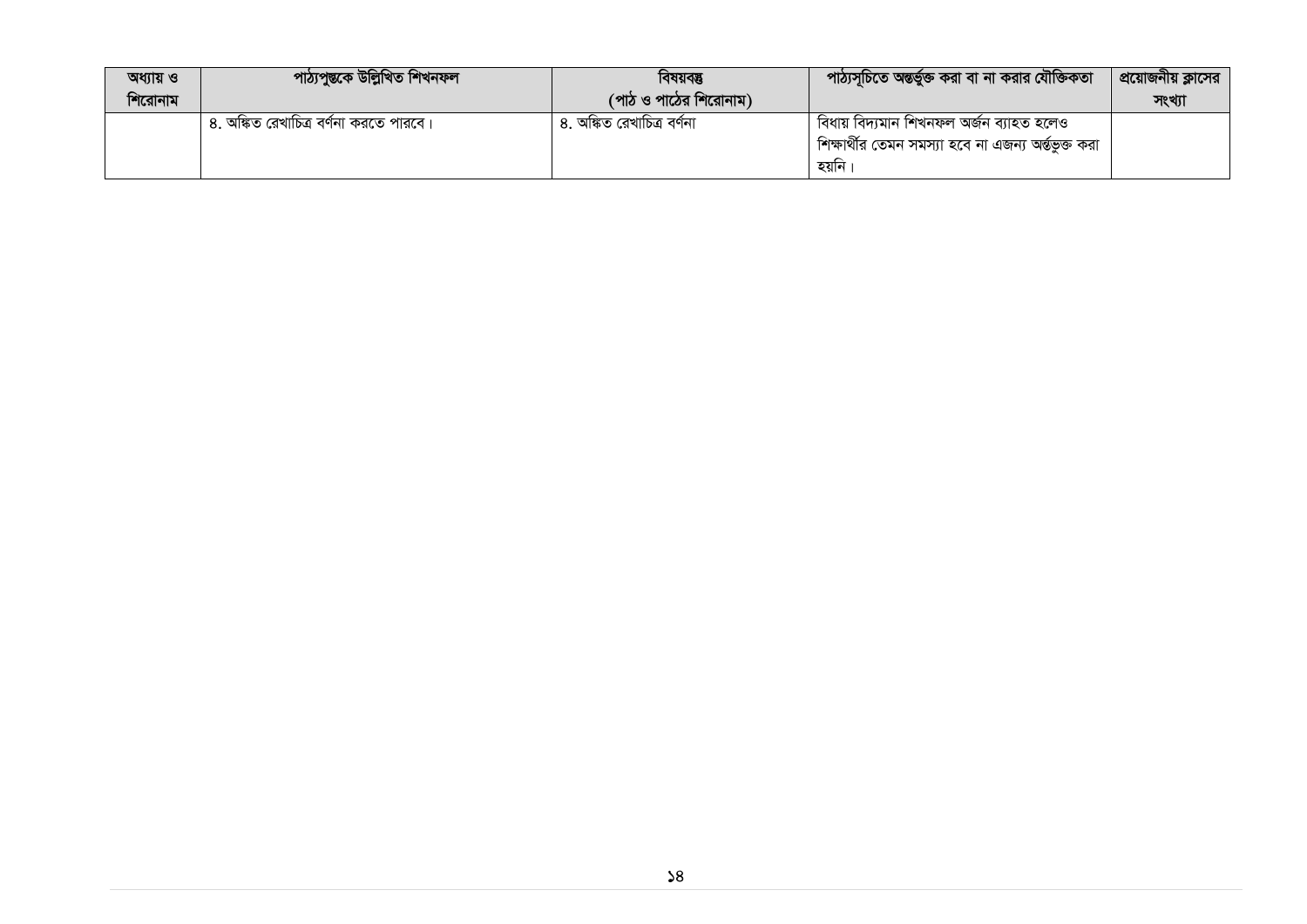| অধ্যায় ও শিরোনাম | পাঠ্যপুস্তকে উল্লিখিত শিখনফল | বিষয়বস্তু (পাঠ ও পাঠের শিরোনাম) | পাঠ্যসূচিতে অন্তর্ভুক্ত করা বা না করার যৌক্তিকতা | প্রয়োজনীয় ক্লাসের সংখ্যা |
|---|---|---|---|---|
| | ৪. অঙ্কিত রেখাচিত্র বর্ণনা করতে পারবে। | ৪. অঙ্কিত রেখাচিত্র বর্ণনা | বিধায় বিদ্যমান শিখনফল অর্জন ব্যাহত হলেও শিক্ষার্থীর তেমন সমস্যা হবে না এজন্য অর্ন্তভুক্ত করা হয়নি। | |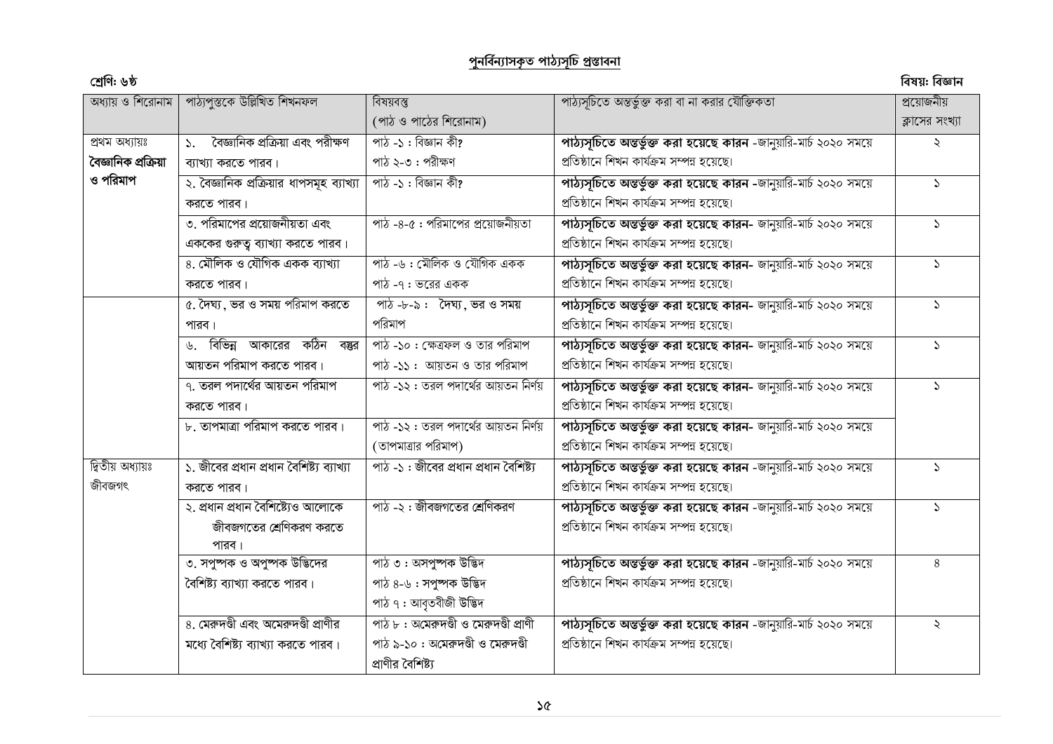# পুনর্বিন্যাসকৃত পাঠ্যসূচি প্রস্তাবনা

**শ্রেণি: ৬ষ্ঠ** **বিষয়: বিজ্ঞান**

| অধ্যায় ও শিরোনাম | পাঠ্যপুস্তকে উল্লিখিত শিখনফল | বিষয়বস্তু (পাঠ ও পাঠের শিরোনাম) | পাঠ্যসূচিতে অন্তর্ভুক্ত করা বা না করার যৌক্তিকতা | প্রয়োজনীয় ক্লাসের সংখ্যা |
|---|---|---|---|---|
| প্রথম অধ্যায়ঃ **বৈজ্ঞানিক প্রক্রিয়া ও পরিমাপ** | ১. বৈজ্ঞানিক প্রক্রিয়া এবং পরীক্ষণ ব্যাখ্যা করতে পারব। | পাঠ -১ : বিজ্ঞান কী? পাঠ ২-৩ : পরীক্ষণ | **পাঠ্যসূচিতে অন্তর্ভুক্ত করা হয়েছে কারন** -জানুয়ারি-মার্চ ২০২০ সময়ে প্রতিষ্ঠানে শিখন কার্যক্রম সম্পন্ন হয়েছে। | ২ |
| | ২. বৈজ্ঞানিক প্রক্রিয়ার ধাপসমূহ ব্যাখ্যা করতে পারব। | পাঠ -১ : বিজ্ঞান কী? | **পাঠ্যসূচিতে অন্তর্ভুক্ত করা হয়েছে কারন** -জানুয়ারি-মার্চ ২০২০ সময়ে প্রতিষ্ঠানে শিখন কার্যক্রম সম্পন্ন হয়েছে। | ১ |
| | ৩. পরিমাপের প্রয়োজনীয়তা এবং এককের গুরুত্ব ব্যাখ্যা করতে পারব। | পাঠ -৪-৫ : পরিমাপের প্রয়োজনীয়তা | **পাঠ্যসূচিতে অন্তর্ভুক্ত করা হয়েছে কারন**- জানুয়ারি-মার্চ ২০২০ সময়ে প্রতিষ্ঠানে শিখন কার্যক্রম সম্পন্ন হয়েছে। | ১ |
| | ৪. মৌলিক ও যৌগিক একক ব্যাখ্যা করতে পারব। | পাঠ -৬ : মৌলিক ও যৌগিক একক পাঠ -৭ : ভরের একক | **পাঠ্যসূচিতে অন্তর্ভুক্ত করা হয়েছে কারন**- জানুয়ারি-মার্চ ২০২০ সময়ে প্রতিষ্ঠানে শিখন কার্যক্রম সম্পন্ন হয়েছে। | ১ |
| | ৫. দৈঘ্য, ভর ও সময় পরিমাপ করতে পারব। | পাঠ -৮-৯ : দৈঘ্য, ভর ও সময় পরিমাপ | **পাঠ্যসূচিতে অন্তর্ভুক্ত করা হয়েছে কারন**- জানুয়ারি-মার্চ ২০২০ সময়ে প্রতিষ্ঠানে শিখন কার্যক্রম সম্পন্ন হয়েছে। | ১ |
| | ৬. বিভিন্ন আকারের কঠিন বস্তুর আয়তন পরিমাপ করতে পারব। | পাঠ -১০ : ক্ষেত্রফল ও তার পরিমাপ পাঠ -১১ : আয়তন ও তার পরিমাপ | **পাঠ্যসূচিতে অন্তর্ভুক্ত করা হয়েছে কারন**- জানুয়ারি-মার্চ ২০২০ সময়ে প্রতিষ্ঠানে শিখন কার্যক্রম সম্পন্ন হয়েছে। | ১ |
| | ৭. তরল পদার্থের আয়তন পরিমাপ করতে পারব। | পাঠ -১২ : তরল পদার্থের আয়তন নির্ণয় | **পাঠ্যসূচিতে অন্তর্ভুক্ত করা হয়েছে কারন**- জানুয়ারি-মার্চ ২০২০ সময়ে প্রতিষ্ঠানে শিখন কার্যক্রম সম্পন্ন হয়েছে। | ১ |
| | ৮. তাপমাত্রা পরিমাপ করতে পারব। | পাঠ -১২ : তরল পদার্থের আয়তন নির্ণয় (তাপমাত্রার পরিমাপ) | **পাঠ্যসূচিতে অন্তর্ভুক্ত করা হয়েছে কারন**- জানুয়ারি-মার্চ ২০২০ সময়ে প্রতিষ্ঠানে শিখন কার্যক্রম সম্পন্ন হয়েছে। | |
| দ্বিতীয় অধ্যায়ঃ জীবজগৎ | ১. জীবের প্রধান প্রধান বৈশিষ্ট্য ব্যাখ্যা করতে পারব। | পাঠ -১ : জীবের প্রধান প্রধান বৈশিষ্ট্য | **পাঠ্যসূচিতে অন্তর্ভুক্ত করা হয়েছে কারন** -জানুয়ারি-মার্চ ২০২০ সময়ে প্রতিষ্ঠানে শিখন কার্যক্রম সম্পন্ন হয়েছে। | ১ |
| | ২. প্রধান প্রধান বৈশিষ্ট্যেও আলোকে জীবজগতের শ্রেণিকরণ করতে পারব। | পাঠ -২ : জীবজগতের শ্রেণিকরণ | **পাঠ্যসূচিতে অন্তর্ভুক্ত করা হয়েছে কারন** -জানুয়ারি-মার্চ ২০২০ সময়ে প্রতিষ্ঠানে শিখন কার্যক্রম সম্পন্ন হয়েছে। | ১ |
| | ৩. সপুষ্পক ও অপুষ্পক উদ্ভিদের বৈশিষ্ট্য ব্যাখ্যা করতে পারব। | পাঠ ৩ : অসপুষ্পক উদ্ভিদ পাঠ ৪-৬ : সপুষ্পক উদ্ভিদ পাঠ ৭ : আবৃতবীজী উদ্ভিদ | **পাঠ্যসূচিতে অন্তর্ভুক্ত করা হয়েছে কারন** -জানুয়ারি-মার্চ ২০২০ সময়ে প্রতিষ্ঠানে শিখন কার্যক্রম সম্পন্ন হয়েছে। | ৪ |
| | ৪. মেরুদণ্ডী এবং অমেরুদণ্ডী প্রাণীর মধ্যে বৈশিষ্ট্য ব্যাখ্যা করতে পারব। | পাঠ ৮ : অমেরুদণ্ডী ও মেরুদণ্ডী প্রাণী পাঠ ৯-১০ : অমেরুদণ্ডী ও মেরুদণ্ডী প্রাণীর বৈশিষ্ট্য | **পাঠ্যসূচিতে অন্তর্ভুক্ত করা হয়েছে কারন** -জানুয়ারি-মার্চ ২০২০ সময়ে প্রতিষ্ঠানে শিখন কার্যক্রম সম্পন্ন হয়েছে। | ২ |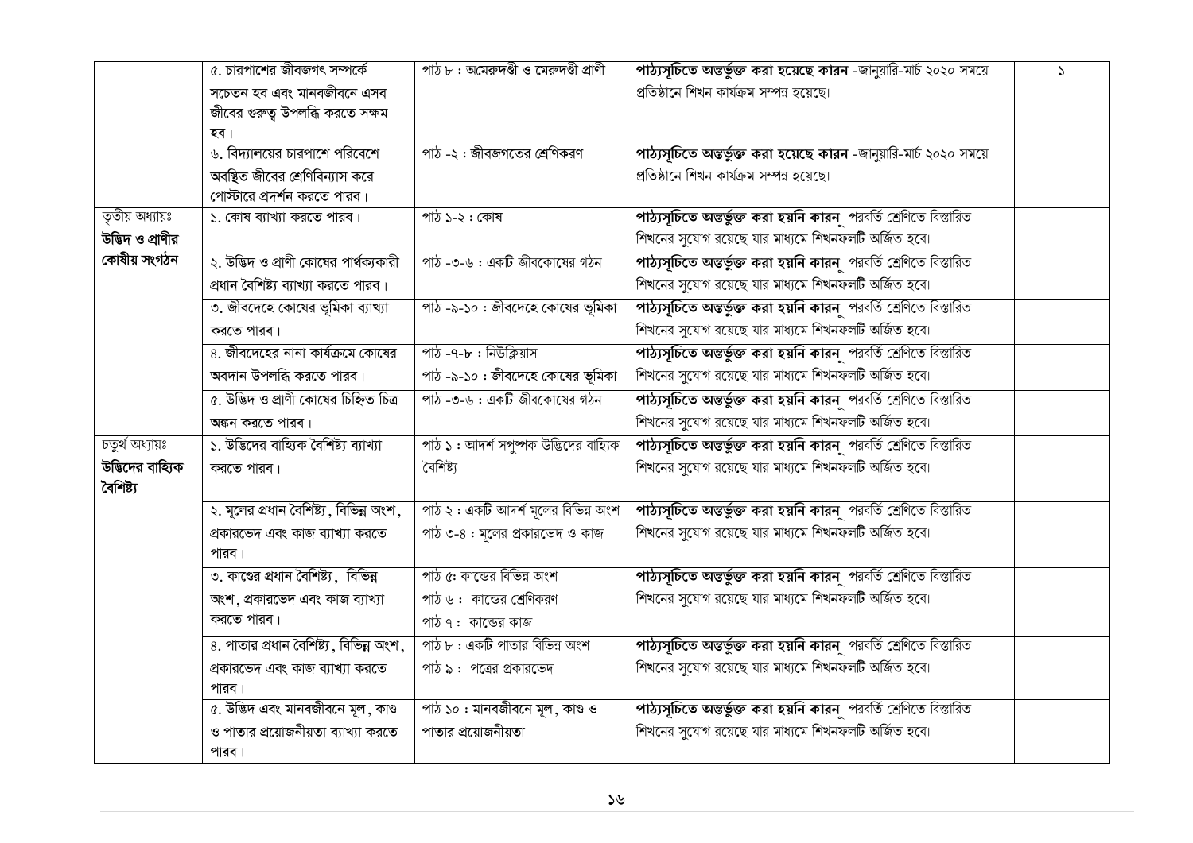| | | | | |
|---|---|---|---|---|
| | ৫. চারপাশের জীবজগৎ সম্পর্কে সচেতন হব এবং মানবজীবনে এসব জীবের গুরুত্ব উপলব্ধি করতে সক্ষম হব। | পাঠ ৮ : অমেরুদণ্ডী ও মেরুদণ্ডী প্রাণী | **পাঠ্যসূচিতে অন্তর্ভুক্ত করা হয়েছে কারন** -জানুয়ারি-মার্চ ২০২০ সময়ে প্রতিষ্ঠানে শিখন কার্যক্রম সম্পন্ন হয়েছে। | ১ |
| | ৬. বিদ্যালয়ের চারপাশে পরিবেশে অবস্থিত জীবের শ্রেণিবিন্যাস করে পোস্টারে প্রদর্শন করতে পারব। | পাঠ -২ : জীবজগতের শ্রেণিকরণ | **পাঠ্যসূচিতে অন্তর্ভুক্ত করা হয়েছে কারন** -জানুয়ারি-মার্চ ২০২০ সময়ে প্রতিষ্ঠানে শিখন কার্যক্রম সম্পন্ন হয়েছে। | |
| তৃতীয় অধ্যায়ঃ **উদ্ভিদ ও প্রাণীর কোষীয় সংগঠন** | ১. কোষ ব্যাখ্যা করতে পারব। | পাঠ ১-২ : কোষ | **পাঠ্যসূচিতে অন্তর্ভুক্ত করা হয়নি কারন** পরবর্তি শ্রেণিতে বিস্তারিত শিখনের সুযোগ রয়েছে যার মাধ্যমে শিখনফলটি অর্জিত হবে। | |
| | ২. উদ্ভিদ ও প্রাণী কোষের পার্থক্যকারী প্রধান বৈশিষ্ট্য ব্যাখ্যা করতে পারব। | পাঠ -৩-৬ : একটি জীবকোষের গঠন | **পাঠ্যসূচিতে অন্তর্ভুক্ত করা হয়নি কারন** পরবর্তি শ্রেণিতে বিস্তারিত শিখনের সুযোগ রয়েছে যার মাধ্যমে শিখনফলটি অর্জিত হবে। | |
| | ৩. জীবদেহে কোষের ভূমিকা ব্যাখ্যা করতে পারব। | পাঠ -৯-১০ : জীবদেহে কোষের ভূমিকা | **পাঠ্যসূচিতে অন্তর্ভুক্ত করা হয়নি কারন** পরবর্তি শ্রেণিতে বিস্তারিত শিখনের সুযোগ রয়েছে যার মাধ্যমে শিখনফলটি অর্জিত হবে। | |
| | ৪. জীবদেহের নানা কার্যক্রমে কোষের অবদান উপলব্ধি করতে পারব। | পাঠ -৭-৮ : নিউক্লিয়াস<br>পাঠ -৯-১০ : জীবদেহে কোষের ভূমিকা | **পাঠ্যসূচিতে অন্তর্ভুক্ত করা হয়নি কারন** পরবর্তি শ্রেণিতে বিস্তারিত শিখনের সুযোগ রয়েছে যার মাধ্যমে শিখনফলটি অর্জিত হবে। | |
| | ৫. উদ্ভিদ ও প্রাণী কোষের চিহ্নিত চিত্র অঙ্কন করতে পারব। | পাঠ -৩-৬ : একটি জীবকোষের গঠন | **পাঠ্যসূচিতে অন্তর্ভুক্ত করা হয়নি কারন** পরবর্তি শ্রেণিতে বিস্তারিত শিখনের সুযোগ রয়েছে যার মাধ্যমে শিখনফলটি অর্জিত হবে। | |
| চতুর্থ অধ্যায়ঃ **উদ্ভিদের বাহ্যিক বৈশিষ্ট্য** | ১. উদ্ভিদের বাহ্যিক বৈশিষ্ট্য ব্যাখ্যা করতে পারব। | পাঠ ১ : আদর্শ সপুষ্পক উদ্ভিদের বাহ্যিক বৈশিষ্ট্য | **পাঠ্যসূচিতে অন্তর্ভুক্ত করা হয়নি কারন** পরবর্তি শ্রেণিতে বিস্তারিত শিখনের সুযোগ রয়েছে যার মাধ্যমে শিখনফলটি অর্জিত হবে। | |
| | ২. মূলের প্রধান বৈশিষ্ট্য, বিভিন্ন অংশ, প্রকারভেদ এবং কাজ ব্যাখ্যা করতে পারব। | পাঠ ২ : একটি আদর্শ মূলের বিভিন্ন অংশ<br>পাঠ ৩-৪ : মূলের প্রকারভেদ ও কাজ | **পাঠ্যসূচিতে অন্তর্ভুক্ত করা হয়নি কারন** পরবর্তি শ্রেণিতে বিস্তারিত শিখনের সুযোগ রয়েছে যার মাধ্যমে শিখনফলটি অর্জিত হবে। | |
| | ৩. কাণ্ডের প্রধান বৈশিষ্ট্য, বিভিন্ন অংশ, প্রকারভেদ এবং কাজ ব্যাখ্যা করতে পারব। | পাঠ ৫: কান্ডের বিভিন্ন অংশ<br>পাঠ ৬ : কান্ডের শ্রেণিকরণ<br>পাঠ ৭ : কান্ডের কাজ | **পাঠ্যসূচিতে অন্তর্ভুক্ত করা হয়নি কারন** পরবর্তি শ্রেণিতে বিস্তারিত শিখনের সুযোগ রয়েছে যার মাধ্যমে শিখনফলটি অর্জিত হবে। | |
| | ৪. পাতার প্রধান বৈশিষ্ট্য, বিভিন্ন অংশ, প্রকারভেদ এবং কাজ ব্যাখ্যা করতে পারব। | পাঠ ৮ : একটি পাতার বিভিন্ন অংশ<br>পাঠ ৯ : পত্রের প্রকারভেদ | **পাঠ্যসূচিতে অন্তর্ভুক্ত করা হয়নি কারন** পরবর্তি শ্রেণিতে বিস্তারিত শিখনের সুযোগ রয়েছে যার মাধ্যমে শিখনফলটি অর্জিত হবে। | |
| | ৫. উদ্ভিদ এবং মানবজীবনে মূল, কাণ্ড ও পাতার প্রয়োজনীয়তা ব্যাখ্যা করতে পারব। | পাঠ ১০ : মানবজীবনে মূল, কাণ্ড ও পাতার প্রয়োজনীয়তা | **পাঠ্যসূচিতে অন্তর্ভুক্ত করা হয়নি কারন** পরবর্তি শ্রেণিতে বিস্তারিত শিখনের সুযোগ রয়েছে যার মাধ্যমে শিখনফলটি অর্জিত হবে। | |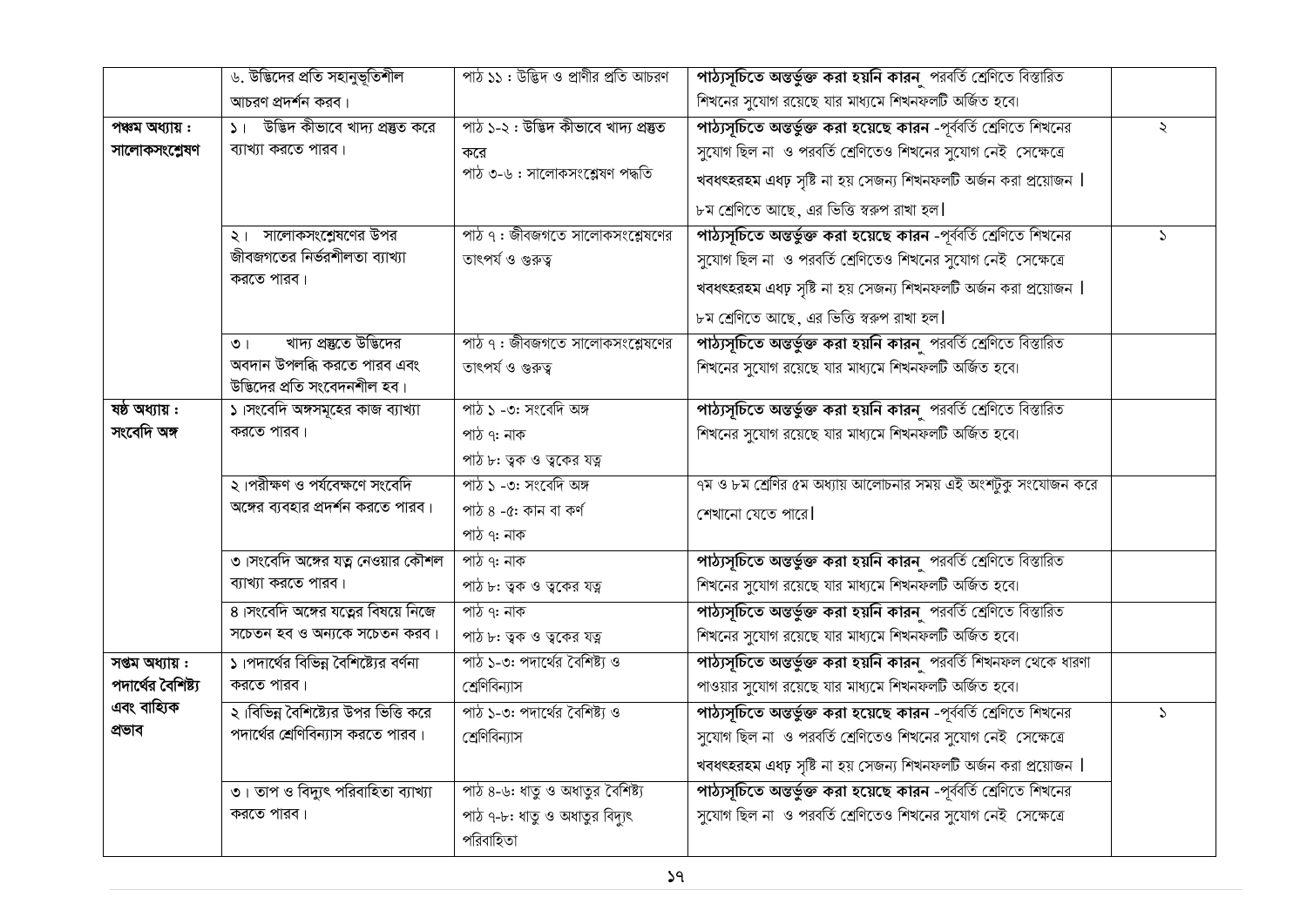| | | | | |
|---|---|---|---|---|
| | ৬. উদ্ভিদের প্রতি সহানুভূতিশীল আচরণ প্রদর্শন করব। | পাঠ ১১ : উদ্ভিদ ও প্রাণীর প্রতি আচরণ | **পাঠ্যসূচিতে অন্তর্ভুক্ত করা হয়নি কারন** পরবর্তি শ্রেণিতে বিস্তারিত শিখনের সুযোগ রয়েছে যার মাধ্যমে শিখনফলটি অর্জিত হবে। | |
| **পঞ্চম অধ্যায় : সালোকসংশ্লেষণ** | ১। উদ্ভিদ কীভাবে খাদ্য প্রস্তুত করে ব্যাখ্যা করতে পারব। | পাঠ ১-২ : উদ্ভিদ কীভাবে খাদ্য প্রস্তুত করে<br>পাঠ ৩-৬ : সালোকসংশ্লেষণ পদ্ধতি | **পাঠ্যসূচিতে অন্তর্ভুক্ত করা হয়েছে কারন** -পূর্ববর্তি শ্রেণিতে শিখনের সুযোগ ছিল না ও পরবর্তি শ্রেণিতেও শিখনের সুযোগ নেই সেক্ষেত্রে খবধৎহরহম এধঢ় সৃষ্টি না হয় সেজন্য শিখনফলটি অর্জন করা প্রয়োজন । ৮ম শ্রেণিতে আছে, এর ভিত্তি স্বরুপ রাখা হল। | ২ |
| | ২। সালোকসংশ্লেষণের উপর জীবজগতের নির্ভরশীলতা ব্যাখ্যা করতে পারব। | পাঠ ৭ : জীবজগতে সালোকসংশ্লেষণের তাৎপর্য ও গুরুত্ব | **পাঠ্যসূচিতে অন্তর্ভুক্ত করা হয়েছে কারন** -পূর্ববর্তি শ্রেণিতে শিখনের সুযোগ ছিল না ও পরবর্তি শ্রেণিতেও শিখনের সুযোগ নেই সেক্ষেত্রে খবধৎহরহম এধঢ় সৃষ্টি না হয় সেজন্য শিখনফলটি অর্জন করা প্রয়োজন । ৮ম শ্রেণিতে আছে, এর ভিত্তি স্বরুপ রাখা হল। | ১ |
| | ৩। খাদ্য প্রস্তুতে উদ্ভিদের অবদান উপলব্ধি করতে পারব এবং উদ্ভিদের প্রতি সংবেদনশীল হব। | পাঠ ৭ : জীবজগতে সালোকসংশ্লেষণের তাৎপর্য ও গুরুত্ব | **পাঠ্যসূচিতে অন্তর্ভুক্ত করা হয়নি কারন** পরবর্তি শ্রেণিতে বিস্তারিত শিখনের সুযোগ রয়েছে যার মাধ্যমে শিখনফলটি অর্জিত হবে। | |
| **ষষ্ঠ অধ্যায় : সংবেদি অঙ্গ** | ১।সংবেদি অঙ্গসমূহের কাজ ব্যাখ্যা করতে পারব। | পাঠ ১ -৩: সংবেদি অঙ্গ<br>পাঠ ৭: নাক<br>পাঠ ৮: ত্বক ও ত্বকের যত্ন | **পাঠ্যসূচিতে অন্তর্ভুক্ত করা হয়নি কারন** পরবর্তি শ্রেণিতে বিস্তারিত শিখনের সুযোগ রয়েছে যার মাধ্যমে শিখনফলটি অর্জিত হবে। | |
| | ২।পরীক্ষণ ও পর্যবেক্ষণে সংবেদি অঙ্গের ব্যবহার প্রদর্শন করতে পারব। | পাঠ ১ -৩: সংবেদি অঙ্গ<br>পাঠ ৪ -৫: কান বা কর্ণ<br>পাঠ ৭: নাক | ৭ম ও ৮ম শ্রেণির ৫ম অধ্যায় আলোচনার সময় এই অংশটুকু সংযোজন করে শেখানো যেতে পারে। | |
| | ৩।সংবেদি অঙ্গের যত্ন নেওয়ার কৌশল ব্যাখ্যা করতে পারব। | পাঠ ৭: নাক<br>পাঠ ৮: ত্বক ও ত্বকের যত্ন | **পাঠ্যসূচিতে অন্তর্ভুক্ত করা হয়নি কারন** পরবর্তি শ্রেণিতে বিস্তারিত শিখনের সুযোগ রয়েছে যার মাধ্যমে শিখনফলটি অর্জিত হবে। | |
| | ৪।সংবেদি অঙ্গের যত্নের বিষয়ে নিজে সচেতন হব ও অন্যকে সচেতন করব। | পাঠ ৭: নাক<br>পাঠ ৮: ত্বক ও ত্বকের যত্ন | **পাঠ্যসূচিতে অন্তর্ভুক্ত করা হয়নি কারন** পরবর্তি শ্রেণিতে বিস্তারিত শিখনের সুযোগ রয়েছে যার মাধ্যমে শিখনফলটি অর্জিত হবে। | |
| **সপ্তম অধ্যায় : পদার্থের বৈশিষ্ট্য এবং বাহ্যিক প্রভাব** | ১।পদার্থের বিভিন্ন বৈশিষ্ট্যের বর্ণনা করতে পারব। | পাঠ ১-৩: পদার্থের বৈশিষ্ট্য ও শ্রেণিবিন্যাস | **পাঠ্যসূচিতে অন্তর্ভুক্ত করা হয়নি কারন** পরবর্তি শিখনফল থেকে ধারণা পাওয়ার সুযোগ রয়েছে যার মাধ্যমে শিখনফলটি অর্জিত হবে। | |
| | ২।বিভিন্ন বৈশিষ্ট্যের উপর ভিত্তি করে পদার্থের শ্রেণিবিন্যাস করতে পারব। | পাঠ ১-৩: পদার্থের বৈশিষ্ট্য ও শ্রেণিবিন্যাস | **পাঠ্যসূচিতে অন্তর্ভুক্ত করা হয়েছে কারন** -পূর্ববর্তি শ্রেণিতে শিখনের সুযোগ ছিল না ও পরবর্তি শ্রেণিতেও শিখনের সুযোগ নেই সেক্ষেত্রে খবধৎহরহম এধঢ় সৃষ্টি না হয় সেজন্য শিখনফলটি অর্জন করা প্রয়োজন । | ১ |
| | ৩। তাপ ও বিদ্যুৎ পরিবাহিতা ব্যাখ্যা করতে পারব। | পাঠ ৪-৬: ধাতু ও অধাতুর বৈশিষ্ট্য<br>পাঠ ৭-৮: ধাতু ও অধাতুর বিদ্যুৎ পরিবাহিতা | **পাঠ্যসূচিতে অন্তর্ভুক্ত করা হয়েছে কারন** -পূর্ববর্তি শ্রেণিতে শিখনের সুযোগ ছিল না ও পরবর্তি শ্রেণিতেও শিখনের সুযোগ নেই সেক্ষেত্রে | |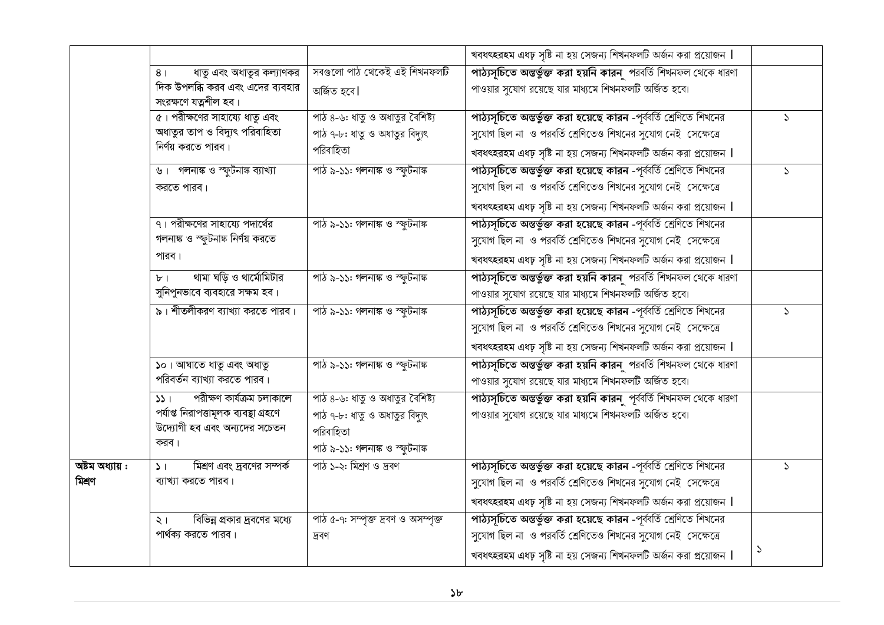| | | | | |
|---|---|---|---|---|
| | | | খবধৎহরহম এধঢ় সৃষ্টি না হয় সেজন্য শিখনফলটি অর্জন করা প্রয়োজন । | |
| | ৪। ধাতু এবং অধাতুর কল্যাণকর দিক উপলব্ধি করব এবং এদের ব্যবহার সংরক্ষণে যত্নশীল হব। | সবগুলো পাঠ থেকেই এই শিখনফলটি অর্জিত হবে। | **পাঠ্যসূচিতে অন্তর্ভুক্ত করা হয়নি কারন** পরবর্তি শিখনফল থেকে ধারণা পাওয়ার সুযোগ রয়েছে যার মাধ্যমে শিখনফলটি অর্জিত হবে। | |
| | ৫। পরীক্ষণের সাহায্যে ধাতু এবং অধাতুর তাপ ও বিদ্যুৎ পরিবাহিতা নির্ণয় করতে পারব। | পাঠ ৪-৬: ধাতু ও অধাতুর বৈশিষ্ট্য পাঠ ৭-৮: ধাতু ও অধাতুর বিদ্যুৎ পরিবাহিতা | **পাঠ্যসূচিতে অন্তর্ভুক্ত করা হয়েছে কারন** -পূর্ববর্তি শ্রেণিতে শিখনের সুযোগ ছিল না ও পরবর্তি শ্রেণিতেও শিখনের সুযোগ নেই সেক্ষেত্রে খবধৎহরহম এধঢ় সৃষ্টি না হয় সেজন্য শিখনফলটি অর্জন করা প্রয়োজন । | ১ |
| | ৬। গলনাঙ্ক ও স্ফুটনাঙ্ক ব্যাখ্যা করতে পারব। | পাঠ ৯-১১: গলনাঙ্ক ও স্ফুটনাঙ্ক | **পাঠ্যসূচিতে অন্তর্ভুক্ত করা হয়েছে কারন** -পূর্ববর্তি শ্রেণিতে শিখনের সুযোগ ছিল না ও পরবর্তি শ্রেণিতেও শিখনের সুযোগ নেই সেক্ষেত্রে খবধৎহরহম এধঢ় সৃষ্টি না হয় সেজন্য শিখনফলটি অর্জন করা প্রয়োজন । | ১ |
| | ৭। পরীক্ষণের সাহায্যে পদার্থের গলনাঙ্ক ও স্ফুটনাঙ্ক নির্ণয় করতে পারব। | পাঠ ৯-১১: গলনাঙ্ক ও স্ফুটনাঙ্ক | **পাঠ্যসূচিতে অন্তর্ভুক্ত করা হয়েছে কারন** -পূর্ববর্তি শ্রেণিতে শিখনের সুযোগ ছিল না ও পরবর্তি শ্রেণিতেও শিখনের সুযোগ নেই সেক্ষেত্রে খবধৎহরহম এধঢ় সৃষ্টি না হয় সেজন্য শিখনফলটি অর্জন করা প্রয়োজন । | |
| | ৮। থামা ঘড়ি ও থার্মোমিটার সুনিপুনভাবে ব্যবহারে সক্ষম হব। | পাঠ ৯-১১: গলনাঙ্ক ও স্ফুটনাঙ্ক | **পাঠ্যসূচিতে অন্তর্ভুক্ত করা হয়নি কারন** পরবর্তি শিখনফল থেকে ধারণা পাওয়ার সুযোগ রয়েছে যার মাধ্যমে শিখনফলটি অর্জিত হবে। | |
| | ৯। শীতলীকরণ ব্যাখ্যা করতে পারব। | পাঠ ৯-১১: গলনাঙ্ক ও স্ফুটনাঙ্ক | **পাঠ্যসূচিতে অন্তর্ভুক্ত করা হয়েছে কারন** -পূর্ববর্তি শ্রেণিতে শিখনের সুযোগ ছিল না ও পরবর্তি শ্রেণিতেও শিখনের সুযোগ নেই সেক্ষেত্রে খবধৎহরহম এধঢ় সৃষ্টি না হয় সেজন্য শিখনফলটি অর্জন করা প্রয়োজন । | ১ |
| | ১০। আঘাতে ধাতু এবং অধাতু পরিবর্তন ব্যাখ্যা করতে পারব। | পাঠ ৯-১১: গলনাঙ্ক ও স্ফুটনাঙ্ক | **পাঠ্যসূচিতে অন্তর্ভুক্ত করা হয়নি কারন** পরবর্তি শিখনফল থেকে ধারণা পাওয়ার সুযোগ রয়েছে যার মাধ্যমে শিখনফলটি অর্জিত হবে। | |
| | ১১। পরীক্ষণ কার্যক্রম চলাকালে পর্যাপ্ত নিরাপত্তামূলক ব্যবস্থা গ্রহণে উদ্যোগী হব এবং অন্যদের সচেতন করব। | পাঠ ৪-৬: ধাতু ও অধাতুর বৈশিষ্ট্য পাঠ ৭-৮: ধাতু ও অধাতুর বিদ্যুৎ পরিবাহিতা পাঠ ৯-১১: গলনাঙ্ক ও স্ফুটনাঙ্ক | **পাঠ্যসূচিতে অন্তর্ভুক্ত করা হয়নি কারন** পূর্ববর্তি শিখনফল থেকে ধারণা পাওয়ার সুযোগ রয়েছে যার মাধ্যমে শিখনফলটি অর্জিত হবে। | |
| **অষ্টম অধ্যায় : মিশ্রণ** | ১। মিশ্রণ এবং দ্রবণের সম্পর্ক ব্যাখ্যা করতে পারব। | পাঠ ১-২: মিশ্রণ ও দ্রবণ | **পাঠ্যসূচিতে অন্তর্ভুক্ত করা হয়েছে কারন** -পূর্ববর্তি শ্রেণিতে শিখনের সুযোগ ছিল না ও পরবর্তি শ্রেণিতেও শিখনের সুযোগ নেই সেক্ষেত্রে খবধৎহরহম এধঢ় সৃষ্টি না হয় সেজন্য শিখনফলটি অর্জন করা প্রয়োজন । | ১ |
| | ২। বিভিন্ন প্রকার দ্রবণের মধ্যে পার্থক্য করতে পারব। | পাঠ ৫-৭: সম্পৃক্ত দ্রবণ ও অসম্পৃক্ত দ্রবণ | **পাঠ্যসূচিতে অন্তর্ভুক্ত করা হয়েছে কারন** -পূর্ববর্তি শ্রেণিতে শিখনের সুযোগ ছিল না ও পরবর্তি শ্রেণিতেও শিখনের সুযোগ নেই সেক্ষেত্রে খবধৎহরহম এধঢ় সৃষ্টি না হয় সেজন্য শিখনফলটি অর্জন করা প্রয়োজন । | ১ |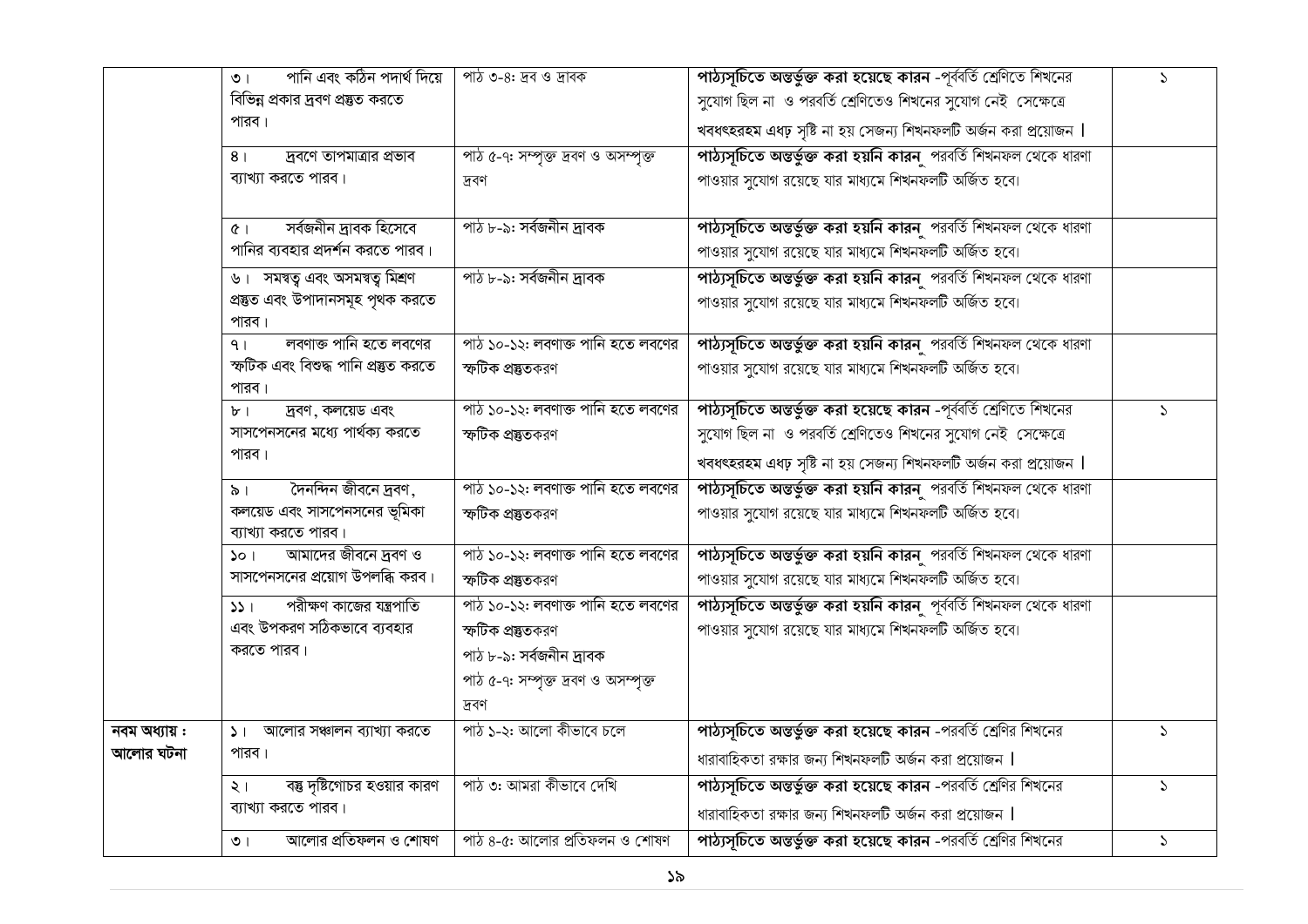| | | | | |
|---|---|---|---|---|
| | ৩। পানি এবং কঠিন পদার্থ দিয়ে বিভিন্ন প্রকার দ্রবণ প্রস্তুত করতে পারব। | পাঠ ৩-৪: দ্রব ও দ্রাবক | **পাঠ্যসূচিতে অন্তর্ভুক্ত করা হয়েছে কারন** -পূর্ববর্তি শ্রেণিতে শিখনের সুযোগ ছিল না ও পরবর্তি শ্রেণিতেও শিখনের সুযোগ নেই সেক্ষেত্রে খবধৎহরহম এধঢ় সৃষ্টি না হয় সেজন্য শিখনফলটি অর্জন করা প্রয়োজন । | ১ |
| | ৪। দ্রবণে তাপমাত্রার প্রভাব ব্যাখ্যা করতে পারব। | পাঠ ৫-৭: সম্পৃক্ত দ্রবণ ও অসম্পৃক্ত দ্রবণ | **পাঠ্যসূচিতে অন্তর্ভুক্ত করা হয়নি কারন** পরবর্তি শিখনফল থেকে ধারণা পাওয়ার সুযোগ রয়েছে যার মাধ্যমে শিখনফলটি অর্জিত হবে। | |
| | ৫। সর্বজনীন দ্রাবক হিসেবে পানির ব্যবহার প্রদর্শন করতে পারব। | পাঠ ৮-৯: সর্বজনীন দ্রাবক | **পাঠ্যসূচিতে অন্তর্ভুক্ত করা হয়নি কারন** পরবর্তি শিখনফল থেকে ধারণা পাওয়ার সুযোগ রয়েছে যার মাধ্যমে শিখনফলটি অর্জিত হবে। | |
| | ৬। সমস্বত্ব এবং অসমস্বত্ব মিশ্রণ প্রস্তুত এবং উপাদানসমূহ পৃথক করতে পারব। | পাঠ ৮-৯: সর্বজনীন দ্রাবক | **পাঠ্যসূচিতে অন্তর্ভুক্ত করা হয়নি কারন** পরবর্তি শিখনফল থেকে ধারণা পাওয়ার সুযোগ রয়েছে যার মাধ্যমে শিখনফলটি অর্জিত হবে। | |
| | ৭। লবণাক্ত পানি হতে লবণের স্ফটিক এবং বিশুদ্ধ পানি প্রস্তুত করতে পারব। | পাঠ ১০-১২: লবণাক্ত পানি হতে লবণের স্ফটিক প্রস্তুতকরণ | **পাঠ্যসূচিতে অন্তর্ভুক্ত করা হয়নি কারন** পরবর্তি শিখনফল থেকে ধারণা পাওয়ার সুযোগ রয়েছে যার মাধ্যমে শিখনফলটি অর্জিত হবে। | |
| | ৮। দ্রবণ, কলয়েড এবং সাসপেনসনের মধ্যে পার্থক্য করতে পারব। | পাঠ ১০-১২: লবণাক্ত পানি হতে লবণের স্ফটিক প্রস্তুতকরণ | **পাঠ্যসূচিতে অন্তর্ভুক্ত করা হয়েছে কারন** -পূর্ববর্তি শ্রেণিতে শিখনের সুযোগ ছিল না ও পরবর্তি শ্রেণিতেও শিখনের সুযোগ নেই সেক্ষেত্রে খবধৎহরহম এধঢ় সৃষ্টি না হয় সেজন্য শিখনফলটি অর্জন করা প্রয়োজন । | ১ |
| | ৯। দৈনন্দিন জীবনে দ্রবণ, কলয়েড এবং সাসপেনসনের ভূমিকা ব্যাখ্যা করতে পারব। | পাঠ ১০-১২: লবণাক্ত পানি হতে লবণের স্ফটিক প্রস্তুতকরণ | **পাঠ্যসূচিতে অন্তর্ভুক্ত করা হয়নি কারন** পরবর্তি শিখনফল থেকে ধারণা পাওয়ার সুযোগ রয়েছে যার মাধ্যমে শিখনফলটি অর্জিত হবে। | |
| | ১০। আমাদের জীবনে দ্রবণ ও সাসপেনসনের প্রয়োগ উপলব্ধি করব। | পাঠ ১০-১২: লবণাক্ত পানি হতে লবণের স্ফটিক প্রস্তুতকরণ | **পাঠ্যসূচিতে অন্তর্ভুক্ত করা হয়নি কারন** পরবর্তি শিখনফল থেকে ধারণা পাওয়ার সুযোগ রয়েছে যার মাধ্যমে শিখনফলটি অর্জিত হবে। | |
| | ১১। পরীক্ষণ কাজের যন্ত্রপাতি এবং উপকরণ সঠিকভাবে ব্যবহার করতে পারব। | পাঠ ১০-১২: লবণাক্ত পানি হতে লবণের স্ফটিক প্রস্তুতকরণ<br>পাঠ ৮-৯: সর্বজনীন দ্রাবক<br>পাঠ ৫-৭: সম্পৃক্ত দ্রবণ ও অসম্পৃক্ত দ্রবণ | **পাঠ্যসূচিতে অন্তর্ভুক্ত করা হয়নি কারন** পূর্ববর্তি শিখনফল থেকে ধারণা পাওয়ার সুযোগ রয়েছে যার মাধ্যমে শিখনফলটি অর্জিত হবে। | |
| **নবম অধ্যায় : আলোর ঘটনা** | ১। আলোর সঞ্চালন ব্যাখ্যা করতে পারব। | পাঠ ১-২: আলো কীভাবে চলে | **পাঠ্যসূচিতে অন্তর্ভুক্ত করা হয়েছে কারন** -পরবর্তি শ্রেণির শিখনের ধারাবাহিকতা রক্ষার জন্য শিখনফলটি অর্জন করা প্রয়োজন । | ১ |
| | ২। বস্তু দৃষ্টিগোচর হওয়ার কারণ ব্যাখ্যা করতে পারব। | পাঠ ৩: আমরা কীভাবে দেখি | **পাঠ্যসূচিতে অন্তর্ভুক্ত করা হয়েছে কারন** -পরবর্তি শ্রেণির শিখনের ধারাবাহিকতা রক্ষার জন্য শিখনফলটি অর্জন করা প্রয়োজন । | ১ |
| | ৩। আলোর প্রতিফলন ও শোষণ | পাঠ ৪-৫: আলোর প্রতিফলন ও শোষণ | **পাঠ্যসূচিতে অন্তর্ভুক্ত করা হয়েছে কারন** -পরবর্তি শ্রেণির শিখনের | ১ |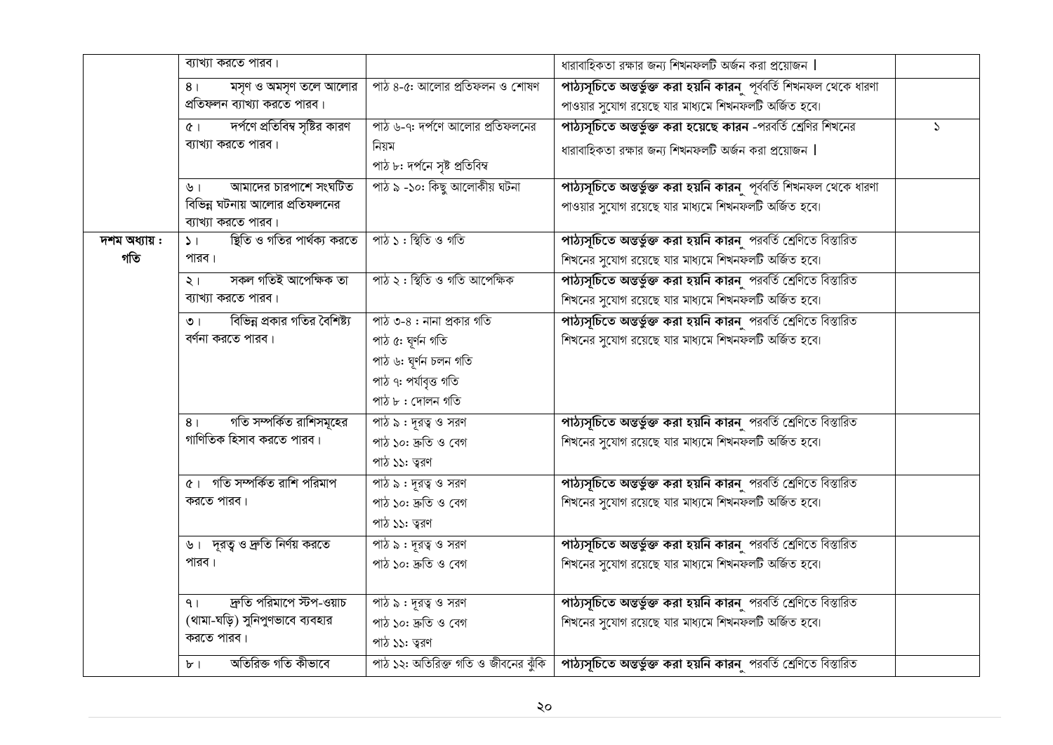| | | | | |
|---|---|---|---|---|
| | ব্যাখ্যা করতে পারব। | | ধারাবাহিকতা রক্ষার জন্য শিখনফলটি অর্জন করা প্রয়োজন । | |
| | ৪। মসৃণ ও অমসৃণ তলে আলোর প্রতিফলন ব্যাখ্যা করতে পারব। | পাঠ ৪-৫: আলোর প্রতিফলন ও শোষণ | **পাঠ্যসূচিতে অন্তর্ভুক্ত করা হয়নি কারন** পূর্ববর্তি শিখনফল থেকে ধারণা পাওয়ার সুযোগ রয়েছে যার মাধ্যমে শিখনফলটি অর্জিত হবে। | |
| | ৫। দর্পণে প্রতিবিম্ব সৃষ্টির কারণ ব্যাখ্যা করতে পারব। | পাঠ ৬-৭: দর্পণে আলোর প্রতিফলনের নিয়ম<br>পাঠ ৮: দর্পনে সৃষ্ট প্রতিবিম্ব | **পাঠ্যসূচিতে অন্তর্ভুক্ত করা হয়েছে কারন** -পরবর্তি শ্রেণির শিখনের ধারাবাহিকতা রক্ষার জন্য শিখনফলটি অর্জন করা প্রয়োজন । | ১ |
| | ৬। আমাদের চারপাশে সংঘটিত বিভিন্ন ঘটনায় আলোর প্রতিফলনের ব্যাখ্যা করতে পারব। | পাঠ ৯ -১০: কিছু আলোকীয় ঘটনা | **পাঠ্যসূচিতে অন্তর্ভুক্ত করা হয়নি কারন** পূর্ববর্তি শিখনফল থেকে ধারণা পাওয়ার সুযোগ রয়েছে যার মাধ্যমে শিখনফলটি অর্জিত হবে। | |
| **দশম অধ্যায় : গতি** | ১। স্থিতি ও গতির পার্থক্য করতে পারব। | পাঠ ১ : স্থিতি ও গতি | **পাঠ্যসূচিতে অন্তর্ভুক্ত করা হয়নি কারন** পরবর্তি শ্রেণিতে বিস্তারিত শিখনের সুযোগ রয়েছে যার মাধ্যমে শিখনফলটি অর্জিত হবে। | |
| | ২। সকল গতিই আপেক্ষিক তা ব্যাখ্যা করতে পারব। | পাঠ ২ : স্থিতি ও গতি আপেক্ষিক | **পাঠ্যসূচিতে অন্তর্ভুক্ত করা হয়নি কারন** পরবর্তি শ্রেণিতে বিস্তারিত শিখনের সুযোগ রয়েছে যার মাধ্যমে শিখনফলটি অর্জিত হবে। | |
| | ৩। বিভিন্ন প্রকার গতির বৈশিষ্ট্য বর্ণনা করতে পারব। | পাঠ ৩-৪ : নানা প্রকার গতি<br>পাঠ ৫: ঘূর্ণন গতি<br>পাঠ ৬: ঘূর্ণন চলন গতি<br>পাঠ ৭: পর্যাবৃত্ত গতি<br>পাঠ ৮ : দোলন গতি | **পাঠ্যসূচিতে অন্তর্ভুক্ত করা হয়নি কারন** পরবর্তি শ্রেণিতে বিস্তারিত শিখনের সুযোগ রয়েছে যার মাধ্যমে শিখনফলটি অর্জিত হবে। | |
| | ৪। গতি সম্পর্কিত রাশিসমূহের গাণিতিক হিসাব করতে পারব। | পাঠ ৯ : দূরত্ব ও সরণ<br>পাঠ ১০: দ্রুতি ও বেগ<br>পাঠ ১১: ত্বরণ | **পাঠ্যসূচিতে অন্তর্ভুক্ত করা হয়নি কারন** পরবর্তি শ্রেণিতে বিস্তারিত শিখনের সুযোগ রয়েছে যার মাধ্যমে শিখনফলটি অর্জিত হবে। | |
| | ৫। গতি সম্পর্কিত রাশি পরিমাপ করতে পারব। | পাঠ ৯ : দূরত্ব ও সরণ<br>পাঠ ১০: দ্রুতি ও বেগ<br>পাঠ ১১: ত্বরণ | **পাঠ্যসূচিতে অন্তর্ভুক্ত করা হয়নি কারন** পরবর্তি শ্রেণিতে বিস্তারিত শিখনের সুযোগ রয়েছে যার মাধ্যমে শিখনফলটি অর্জিত হবে। | |
| | ৬। দূরত্ব ও দ্রুতি নির্ণয় করতে পারব। | পাঠ ৯ : দূরত্ব ও সরণ<br>পাঠ ১০: দ্রুতি ও বেগ | **পাঠ্যসূচিতে অন্তর্ভুক্ত করা হয়নি কারন** পরবর্তি শ্রেণিতে বিস্তারিত শিখনের সুযোগ রয়েছে যার মাধ্যমে শিখনফলটি অর্জিত হবে। | |
| | ৭। দ্রুতি পরিমাপে স্টপ-ওয়াচ (থামা-ঘড়ি) সুনিপুণভাবে ব্যবহার করতে পারব। | পাঠ ৯ : দূরত্ব ও সরণ<br>পাঠ ১০: দ্রুতি ও বেগ<br>পাঠ ১১: ত্বরণ | **পাঠ্যসূচিতে অন্তর্ভুক্ত করা হয়নি কারন** পরবর্তি শ্রেণিতে বিস্তারিত শিখনের সুযোগ রয়েছে যার মাধ্যমে শিখনফলটি অর্জিত হবে। | |
| | ৮। অতিরিক্ত গতি কীভাবে | পাঠ ১২: অতিরিক্ত গতি ও জীবনের ঝুঁকি | **পাঠ্যসূচিতে অন্তর্ভুক্ত করা হয়নি কারন** পরবর্তি শ্রেণিতে বিস্তারিত | |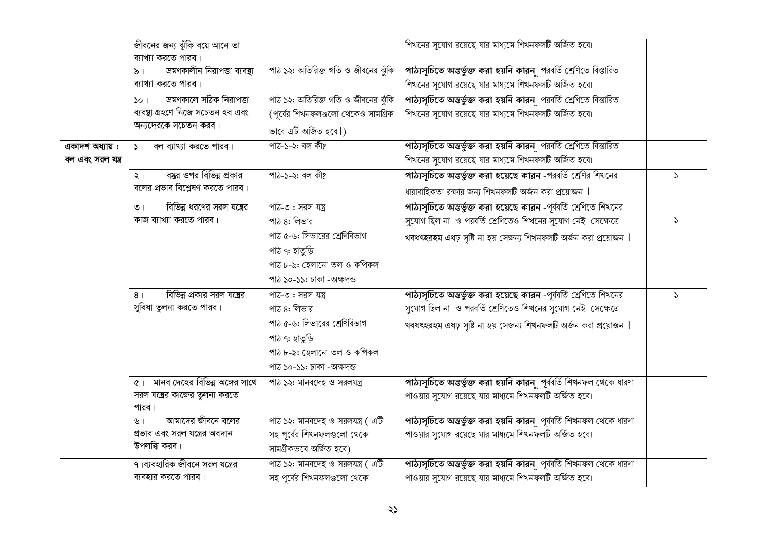| | | | | |
|---|---|---|---|---|
| | জীবনের জন্য ঝুঁকি বয়ে আনে তা ব্যাখ্যা করতে পারব। | | শিখনের সুযোগ রয়েছে যার মাধ্যমে শিখনফলটি অর্জিত হবে। | |
| | ৯। ভ্রমণকালীন নিরাপত্তা ব্যবস্থা ব্যাখ্যা করতে পারব। | পাঠ ১২: অতিরিক্ত গতি ও জীবনের ঝুঁকি | **পাঠ্যসূচিতে অন্তর্ভুক্ত করা হয়নি কারন** পরবর্তি শ্রেণিতে বিস্তারিত শিখনের সুযোগ রয়েছে যার মাধ্যমে শিখনফলটি অর্জিত হবে। | |
| | ১০। ভ্রমণকালে সঠিক নিরাপত্তা ব্যবস্থা গ্রহণে নিজে সচেতন হব এবং অন্যদেরকে সচেতন করব। | পাঠ ১২: অতিরিক্ত গতি ও জীবনের ঝুঁকি (পূর্বের শিখনফলগুলো থেকেও সামগ্রিক ভাবে এটি অর্জিত হবে।) | **পাঠ্যসূচিতে অন্তর্ভুক্ত করা হয়নি কারন** পরবর্তি শ্রেণিতে বিস্তারিত শিখনের সুযোগ রয়েছে যার মাধ্যমে শিখনফলটি অর্জিত হবে। | |
| **একাদশ অধ্যায় : বল এবং সরল যন্ত্র** | ১। বল ব্যাখ্যা করতে পারব। | পাঠ-১-২: বল কী? | **পাঠ্যসূচিতে অন্তর্ভুক্ত করা হয়নি কারন** পরবর্তি শ্রেণিতে বিস্তারিত শিখনের সুযোগ রয়েছে যার মাধ্যমে শিখনফলটি অর্জিত হবে। | |
| | ২। বস্তুর ওপর বিভিন্ন প্রকার বলের প্রভাব বিশ্লেষণ করতে পারব। | পাঠ-১-২: বল কী? | **পাঠ্যসূচিতে অন্তর্ভুক্ত করা হয়েছে কারন** -পরবর্তি শ্রেণির শিখনের ধারাবাহিকতা রক্ষার জন্য শিখনফলটি অর্জন করা প্রয়োজন। | ১ |
| | ৩। বিভিন্ন ধরণের সরল যন্ত্রের কাজ ব্যাখ্যা করতে পারব। | পাঠ-৩ : সরল যন্ত্র<br>পাঠ ৪: লিভার<br>পাঠ ৫-৬: লিভারের শ্রেণিবিভাগ<br>পাঠ ৭: হাতুড়ি<br>পাঠ ৮-৯: হেলানো তল ও কপিকল<br>পাঠ ১০-১১: চাকা -অক্ষদন্ড | **পাঠ্যসূচিতে অন্তর্ভুক্ত করা হয়েছে কারন** -পূর্ববর্তি শ্রেণিতে শিখনের সুযোগ ছিল না ও পরবর্তি শ্রেণিতেও শিখনের সুযোগ নেই সেক্ষেত্রে খবধৎহরহম এধঢ় সৃষ্টি না হয় সেজন্য শিখনফলটি অর্জন করা প্রয়োজন। | ১ |
| | ৪। বিভিন্ন প্রকার সরল যন্ত্রের সুবিধা তুলনা করতে পারব। | পাঠ-৩ : সরল যন্ত্র<br>পাঠ ৪: লিভার<br>পাঠ ৫-৬: লিভারের শ্রেণিবিভাগ<br>পাঠ ৭: হাতুড়ি<br>পাঠ ৮-৯: হেলানো তল ও কপিকল<br>পাঠ ১০-১১: চাকা -অক্ষদন্ড | **পাঠ্যসূচিতে অন্তর্ভুক্ত করা হয়েছে কারন** -পূর্ববর্তি শ্রেণিতে শিখনের সুযোগ ছিল না ও পরবর্তি শ্রেণিতেও শিখনের সুযোগ নেই সেক্ষেত্রে খবধৎহরহম এধঢ় সৃষ্টি না হয় সেজন্য শিখনফলটি অর্জন করা প্রয়োজন। | ১ |
| | ৫। মানব দেহের বিভিন্ন অঙ্গের সাথে সরল যন্ত্রের কাজের তুলনা করতে পারব। | পাঠ ১২: মানবদেহ ও সরলযন্ত্র | **পাঠ্যসূচিতে অন্তর্ভুক্ত করা হয়নি কারন** পূর্ববর্তি শিখনফল থেকে ধারণা পাওয়ার সুযোগ রয়েছে যার মাধ্যমে শিখনফলটি অর্জিত হবে। | |
| | ৬। আমাদের জীবনে বলের প্রভাব এবং সরল যন্ত্রের অবদান উপলব্ধি করব। | পাঠ ১২: মানবদেহ ও সরলযন্ত্র ( এটি সহ পূর্বের শিখনফলগুলো থেকে সামগ্রীকভবে অর্জিত হবে) | **পাঠ্যসূচিতে অন্তর্ভুক্ত করা হয়নি কারন** পূর্ববর্তি শিখনফল থেকে ধারণা পাওয়ার সুযোগ রয়েছে যার মাধ্যমে শিখনফলটি অর্জিত হবে। | |
| | ৭।ব্যবহারিক জীবনে সরল যন্ত্রের ব্যবহার করতে পারব। | পাঠ ১২: মানবদেহ ও সরলযন্ত্র ( এটি সহ পূর্বের শিখনফলগুলো থেকে | **পাঠ্যসূচিতে অন্তর্ভুক্ত করা হয়নি কারন** পূর্ববর্তি শিখনফল থেকে ধারণা পাওয়ার সুযোগ রয়েছে যার মাধ্যমে শিখনফলটি অর্জিত হবে। | |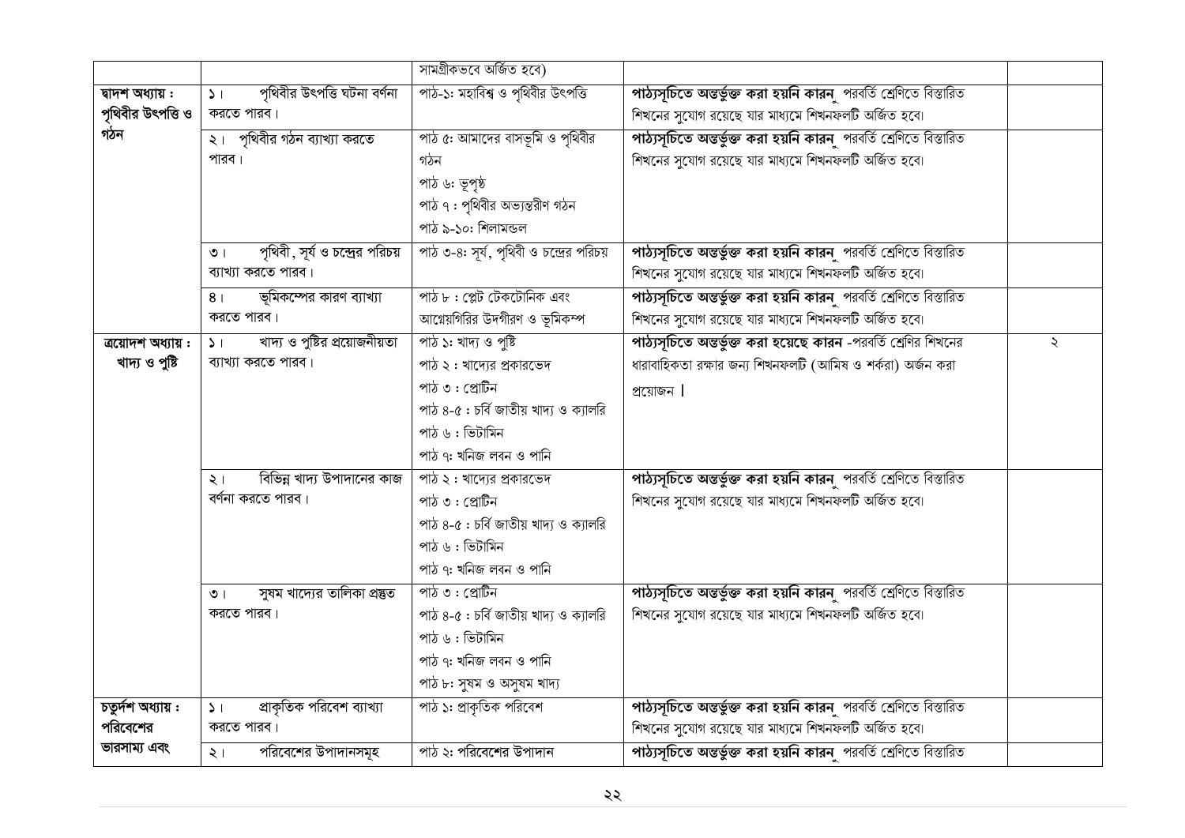| | | সামগ্রীকভবে অর্জিত হবে) | | |
|---|---|---|---|---|
| **দ্বাদশ অধ্যায় : পৃথিবীর উৎপত্তি ও গঠন** | ১। পৃথিবীর উৎপত্তি ঘটনা বর্ণনা করতে পারব। | পাঠ-১: মহাবিশ্ব ও পৃথিবীর উৎপত্তি | **পাঠ্যসূচিতে অন্তর্ভুক্ত করা হয়নি কারন** পরবর্তি শ্রেণিতে বিস্তারিত শিখনের সুযোগ রয়েছে যার মাধ্যমে শিখনফলটি অর্জিত হবে। | |
| | ২। পৃথিবীর গঠন ব্যাখ্যা করতে পারব। | পাঠ ৫: আমাদের বাসভূমি ও পৃথিবীর গঠন<br>পাঠ ৬: ভূপৃষ্ঠ<br>পাঠ ৭ : পৃথিবীর অভ্যন্তরীণ গঠন<br>পাঠ ৯-১০: শিলামন্ডল | **পাঠ্যসূচিতে অন্তর্ভুক্ত করা হয়নি কারন** পরবর্তি শ্রেণিতে বিস্তারিত শিখনের সুযোগ রয়েছে যার মাধ্যমে শিখনফলটি অর্জিত হবে। | |
| | ৩। পৃথিবী, সূর্য ও চন্দ্রের পরিচয় ব্যাখ্যা করতে পারব। | পাঠ ৩-৪: সূর্য, পৃথিবী ও চন্দ্রের পরিচয় | **পাঠ্যসূচিতে অন্তর্ভুক্ত করা হয়নি কারন** পরবর্তি শ্রেণিতে বিস্তারিত শিখনের সুযোগ রয়েছে যার মাধ্যমে শিখনফলটি অর্জিত হবে। | |
| | ৪। ভূমিকম্পের কারণ ব্যাখ্যা করতে পারব। | পাঠ ৮ : প্লেট টেকটোনিক এবং আগ্নেয়গিরির উদগীরণ ও ভূমিকম্প | **পাঠ্যসূচিতে অন্তর্ভুক্ত করা হয়নি কারন** পরবর্তি শ্রেণিতে বিস্তারিত শিখনের সুযোগ রয়েছে যার মাধ্যমে শিখনফলটি অর্জিত হবে। | |
| **ত্রয়োদশ অধ্যায় : খাদ্য ও পুষ্টি** | ১। খাদ্য ও পুষ্টির প্রয়োজনীয়তা ব্যাখ্যা করতে পারব। | পাঠ ১: খাদ্য ও পুষ্টি<br>পাঠ ২ : খাদ্যের প্রকারভেদ<br>পাঠ ৩ : প্রোটিন<br>পাঠ ৪-৫ : চর্বি জাতীয় খাদ্য ও ক্যালরি<br>পাঠ ৬ : ভিটামিন<br>পাঠ ৭: খনিজ লবন ও পানি | **পাঠ্যসূচিতে অন্তর্ভুক্ত করা হয়েছে কারন** -পরবর্তি শ্রেণির শিখনের ধারাবাহিকতা রক্ষার জন্য শিখনফলটি (আমিষ ও শর্করা) অর্জন করা প্রয়োজন । | ২ |
| | ২। বিভিন্ন খাদ্য উপাদানের কাজ বর্ণনা করতে পারব। | পাঠ ২ : খাদ্যের প্রকারভেদ<br>পাঠ ৩ : প্রোটিন<br>পাঠ ৪-৫ : চর্বি জাতীয় খাদ্য ও ক্যালরি<br>পাঠ ৬ : ভিটামিন<br>পাঠ ৭: খনিজ লবন ও পানি | **পাঠ্যসূচিতে অন্তর্ভুক্ত করা হয়নি কারন** পরবর্তি শ্রেণিতে বিস্তারিত শিখনের সুযোগ রয়েছে যার মাধ্যমে শিখনফলটি অর্জিত হবে। | |
| | ৩। সুষম খাদ্যের তালিকা প্রস্তুত করতে পারব। | পাঠ ৩ : প্রোটিন<br>পাঠ ৪-৫ : চর্বি জাতীয় খাদ্য ও ক্যালরি<br>পাঠ ৬ : ভিটামিন<br>পাঠ ৭: খনিজ লবন ও পানি<br>পাঠ ৮: সুষম ও অসুষম খাদ্য | **পাঠ্যসূচিতে অন্তর্ভুক্ত করা হয়নি কারন** পরবর্তি শ্রেণিতে বিস্তারিত শিখনের সুযোগ রয়েছে যার মাধ্যমে শিখনফলটি অর্জিত হবে। | |
| **চতুর্দশ অধ্যায় : পরিবেশের ভারসাম্য এবং** | ১। প্রাকৃতিক পরিবেশ ব্যাখ্যা করতে পারব। | পাঠ ১: প্রাকৃতিক পরিবেশ | **পাঠ্যসূচিতে অন্তর্ভুক্ত করা হয়নি কারন** পরবর্তি শ্রেণিতে বিস্তারিত শিখনের সুযোগ রয়েছে যার মাধ্যমে শিখনফলটি অর্জিত হবে। | |
| | ২। পরিবেশের উপাদানসমূহ | পাঠ ২: পরিবেশের উপাদান | **পাঠ্যসূচিতে অন্তর্ভুক্ত করা হয়নি কারন** পরবর্তি শ্রেণিতে বিস্তারিত | |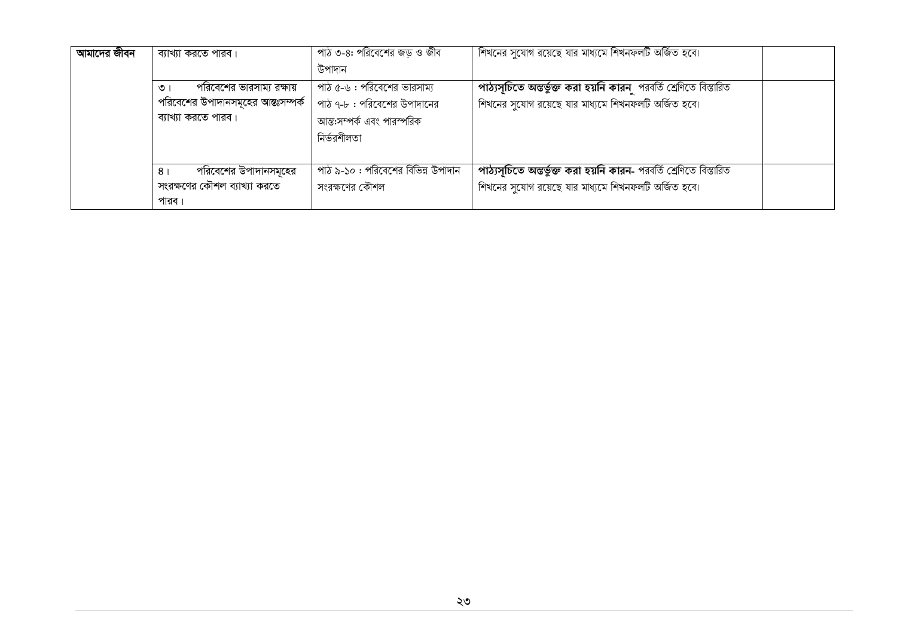| | | | | |
|---|---|---|---|---|
| **আমাদের জীবন** | ব্যাখ্যা করতে পারব। | পাঠ ৩-৪: পরিবেশের জড় ও জীব উপাদান | শিখনের সুযোগ রয়েছে যার মাধ্যমে শিখনফলটি অর্জিত হবে। | |
| | ৩। পরিবেশের ভারসাম্য রক্ষায় পরিবেশের উপাদানসমূহের আন্তঃসম্পর্ক ব্যাখ্যা করতে পারব। | পাঠ ৫-৬ : পরিবেশের ভারসাম্য<br>পাঠ ৭-৮ : পরিবেশের উপাদানের আন্তঃসম্পর্ক এবং পারস্পরিক নির্ভরশীলতা | **পাঠ্যসূচিতে অন্তর্ভুক্ত করা হয়নি কারন** পরবর্তি শ্রেণিতে বিস্তারিত শিখনের সুযোগ রয়েছে যার মাধ্যমে শিখনফলটি অর্জিত হবে। | |
| | ৪। পরিবেশের উপাদানসমূহের সংরক্ষণের কৌশল ব্যাখ্যা করতে পারব। | পাঠ ৯-১০ : পরিবেশের বিভিন্ন উপাদান সংরক্ষণের কৌশল | **পাঠ্যসূচিতে অন্তর্ভুক্ত করা হয়নি কারন-** পরবর্তি শ্রেণিতে বিস্তারিত শিখনের সুযোগ রয়েছে যার মাধ্যমে শিখনফলটি অর্জিত হবে। | |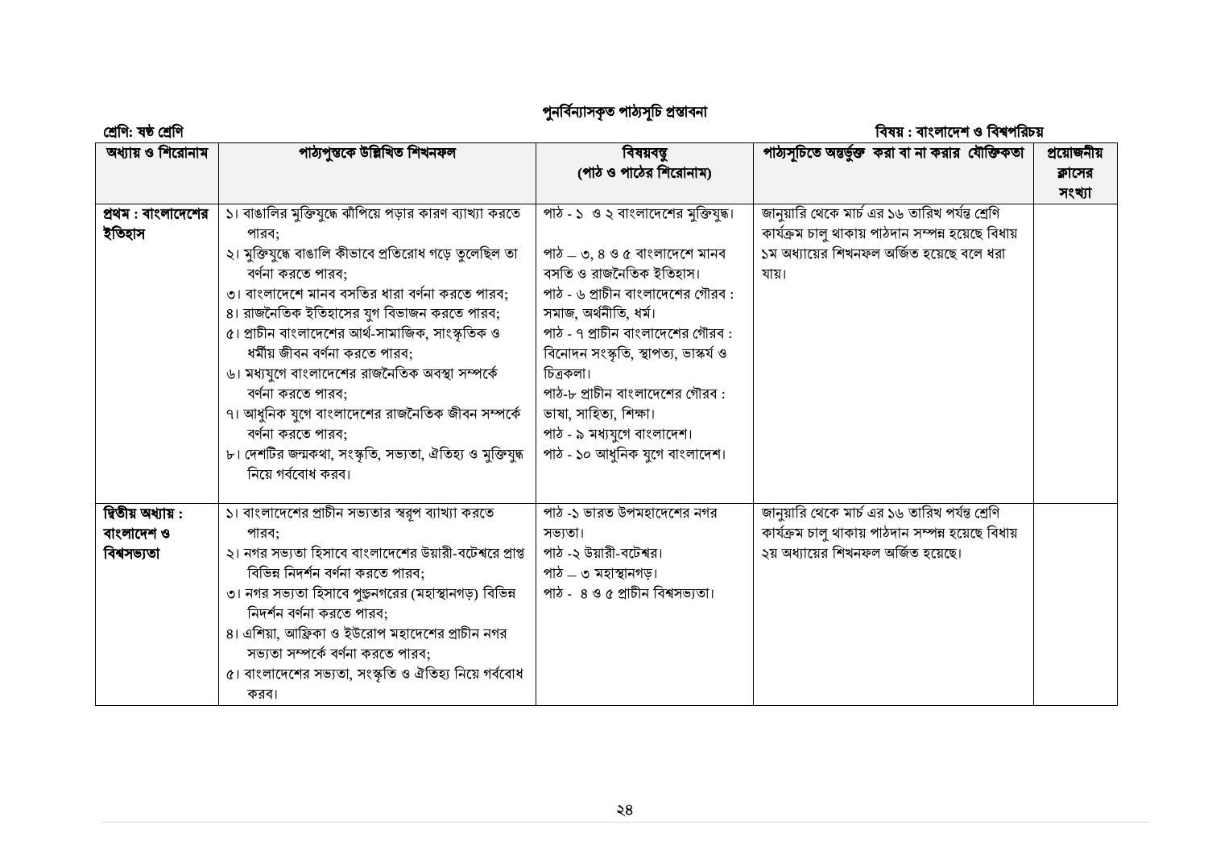## পুনর্বিন্যাসকৃত পাঠ্যসূচি প্রস্তাবনা

**শ্রেণি: ষষ্ঠ শ্রেণি** **বিষয় : বাংলাদেশ ও বিশ্বপরিচয়**

| অধ্যায় ও শিরোনাম | পাঠ্যপুস্তকে উল্লিখিত শিখনফল | বিষয়বস্তু (পাঠ ও পাঠের শিরোনাম) | পাঠ্যসূচিতে অন্তর্ভুক্ত করা বা না করার যৌক্তিকতা | প্রয়োজনীয় ক্লাসের সংখ্যা |
|---|---|---|---|---|
| **প্রথম : বাংলাদেশের ইতিহাস** | ১। বাঙালির মুক্তিযুদ্ধে ঝাঁপিয়ে পড়ার কারণ ব্যাখ্যা করতে পারব;<br>২। মুক্তিযুদ্ধে বাঙালি কীভাবে প্রতিরোধ গড়ে তুলেছিল তা বর্ণনা করতে পারব;<br>৩। বাংলাদেশে মানব বসতির ধারা বর্ণনা করতে পারব;<br>৪। রাজনৈতিক ইতিহাসের যুগ বিভাজন করতে পারব;<br>৫। প্রাচীন বাংলাদেশের আর্থ-সামাজিক, সাংস্কৃতিক ও ধর্মীয় জীবন বর্ণনা করতে পারব;<br>৬। মধ্যযুগে বাংলাদেশের রাজনৈতিক অবস্থা সম্পর্কে বর্ণনা করতে পারব;<br>৭। আধুনিক যুগে বাংলাদেশের রাজনৈতিক জীবন সম্পর্কে বর্ণনা করতে পারব;<br>৮। দেশটির জন্মকথা, সংস্কৃতি, সভ্যতা, ঐতিহ্য ও মুক্তিযুদ্ধ নিয়ে গর্ববোধ করব। | পাঠ - ১ ও ২ বাংলাদেশের মুক্তিযুদ্ধ।<br><br>পাঠ – ৩, ৪ ও ৫ বাংলাদেশে মানব বসতি ও রাজনৈতিক ইতিহাস।<br>পাঠ - ৬ প্রাচীন বাংলাদেশের গৌরব : সমাজ, অর্থনীতি, ধর্ম।<br>পাঠ - ৭ প্রাচীন বাংলাদেশের গৌরব : বিনোদন সংস্কৃতি, স্থাপত্য, ভাস্কর্য ও চিত্রকলা।<br>পাঠ-৮ প্রাচীন বাংলাদেশের গৌরব : ভাষা, সাহিত্য, শিক্ষা।<br>পাঠ - ৯ মধ্যযুগে বাংলাদেশ।<br>পাঠ - ১০ আধুনিক যুগে বাংলাদেশ। | জানুয়ারি থেকে মার্চ এর ১৬ তারিখ পর্যন্ত শ্রেণি কার্যক্রম চালু থাকায় পাঠদান সম্পন্ন হয়েছে বিধায় ১ম অধ্যায়ের শিখনফল অর্জিত হয়েছে বলে ধরা যায়। | |
| **দ্বিতীয় অধ্যায় : বাংলাদেশ ও বিশ্বসভ্যতা** | ১। বাংলাদেশের প্রাচীন সভ্যতার স্বরূপ ব্যাখ্যা করতে পারব;<br>২। নগর সভ্যতা হিসাবে বাংলাদেশের উয়ারী-বটেশ্বরে প্রাপ্ত বিভিন্ন নিদর্শন বর্ণনা করতে পারব;<br>৩। নগর সভ্যতা হিসাবে পুণ্ড্রনগরের (মহাস্থানগড়) বিভিন্ন নিদর্শন বর্ণনা করতে পারব;<br>৪। এশিয়া, আফ্রিকা ও ইউরোপ মহাদেশের প্রাচীন নগর সভ্যতা সম্পর্কে বর্ণনা করতে পারব;<br>৫। বাংলাদেশের সভ্যতা, সংস্কৃতি ও ঐতিহ্য নিয়ে গর্ববোধ করব। | পাঠ -১ ভারত উপমহাদেশের নগর সভ্যতা।<br>পাঠ -২ উয়ারী-বটেশ্বর।<br>পাঠ – ৩ মহাস্থানগড়।<br>পাঠ - ৪ ও ৫ প্রাচীন বিশ্বসভ্যতা। | জানুয়ারি থেকে মার্চ এর ১৬ তারিখ পর্যন্ত শ্রেণি কার্যক্রম চালু থাকায় পাঠদান সম্পন্ন হয়েছে বিধায় ২য় অধ্যায়ের শিখনফল অর্জিত হয়েছে। | |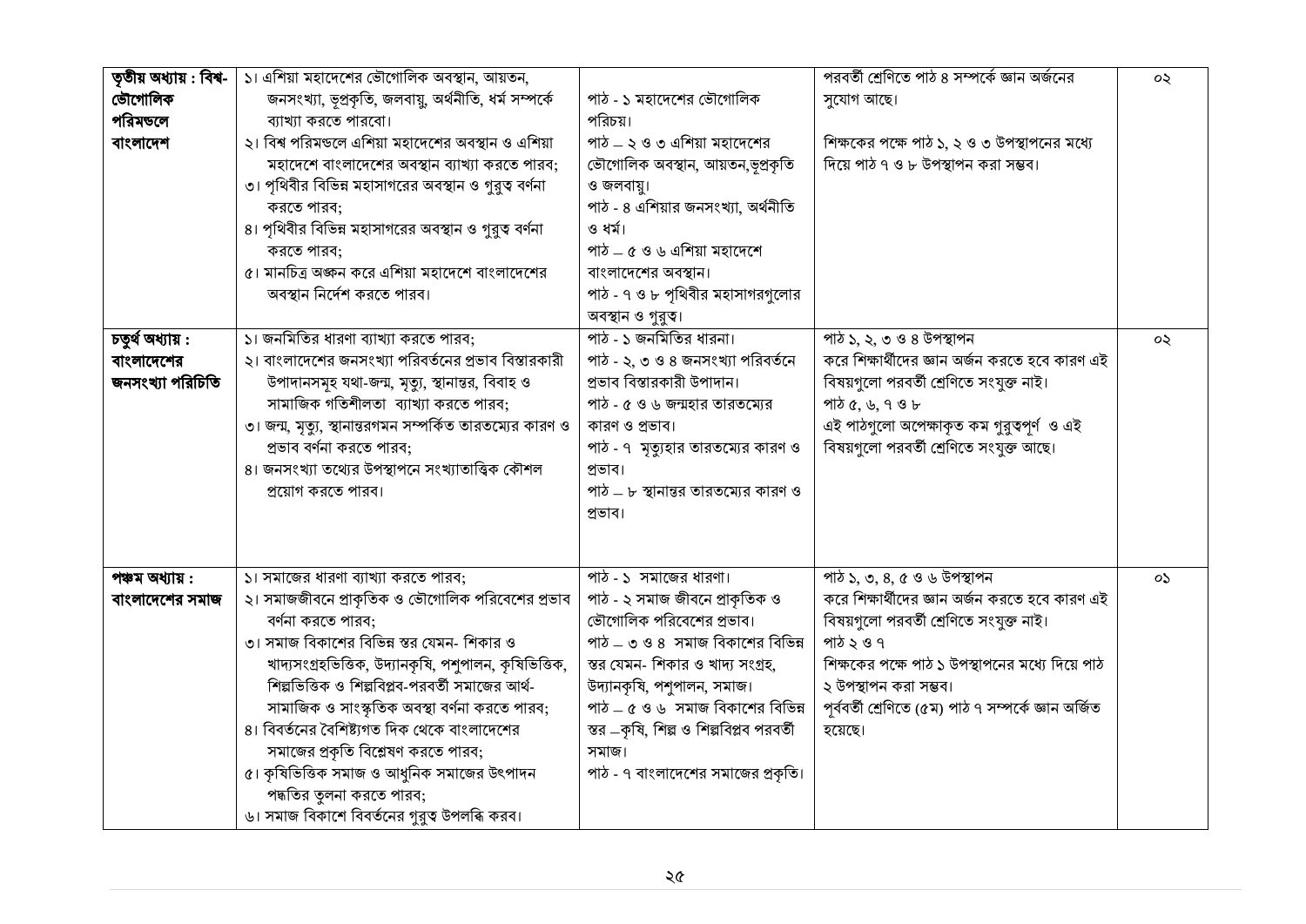| তৃতীয় অধ্যায় : বিশ্ব-ভৌগোলিক পরিমণ্ডলে বাংলাদেশ | ১। এশিয়া মহাদেশের ভৌগোলিক অবস্থান, আয়তন, জনসংখ্যা, ভূপ্রকৃতি, জলবায়ু, অর্থনীতি, ধর্ম সম্পর্কে ব্যাখ্যা করতে পারবো।<br>২। বিশ্ব পরিমণ্ডলে এশিয়া মহাদেশের অবস্থান ও এশিয়া মহাদেশে বাংলাদেশের অবস্থান ব্যাখ্যা করতে পারব;<br>৩। পৃথিবীর বিভিন্ন মহাসাগরের অবস্থান ও গুরুত্ব বর্ণনা করতে পারব;<br>৪। পৃথিবীর বিভিন্ন মহাসাগরের অবস্থান ও গুরুত্ব বর্ণনা করতে পারব;<br>৫। মানচিত্র অঙ্কন করে এশিয়া মহাদেশে বাংলাদেশের অবস্থান নির্দেশ করতে পারব। | পাঠ - ১ মহাদেশের ভৌগোলিক পরিচয়।<br>পাঠ – ২ ও ৩ এশিয়া মহাদেশের ভৌগোলিক অবস্থান, আয়তন,ভূপ্রকৃতি ও জলবায়ু।<br>পাঠ - ৪ এশিয়ার জনসংখ্যা, অর্থনীতি ও ধর্ম।<br>পাঠ – ৫ ও ৬ এশিয়া মহাদেশে বাংলাদেশের অবস্থান।<br>পাঠ - ৭ ও ৮ পৃথিবীর মহাসাগরগুলোর অবস্থান ও গুরুত্ব। | পরবর্তী শ্রেণিতে পাঠ ৪ সম্পর্কে জ্ঞান অর্জনের সুযোগ আছে।<br>শিক্ষকের পক্ষে পাঠ ১, ২ ও ৩ উপস্থাপনের মধ্যে দিয়ে পাঠ ৭ ও ৮ উপস্থাপন করা সম্ভব। | ০২ |
|---|---|---|---|---|
| চতুর্থ অধ্যায় : বাংলাদেশের জনসংখ্যা পরিচিতি | ১। জনমিতির ধারণা ব্যাখ্যা করতে পারব;<br>২। বাংলাদেশের জনসংখ্যা পরিবর্তনের প্রভাব বিস্তারকারী উপাদানসমূহ যথা-জন্ম, মৃত্যু, স্থানান্তর, বিবাহ ও সামাজিক গতিশীলতা ব্যাখ্যা করতে পারব;<br>৩। জন্ম, মৃত্যু, স্থানান্তরগমন সম্পর্কিত তারতম্যের কারণ ও প্রভাব বর্ণনা করতে পারব;<br>৪। জনসংখ্যা তথ্যের উপস্থাপনে সংখ্যাতাত্ত্বিক কৌশল প্রয়োগ করতে পারব। | পাঠ - ১ জনমিতির ধারনা।<br>পাঠ - ২, ৩ ও ৪ জনসংখ্যা পরিবর্তনে প্রভাব বিস্তারকারী উপাদান।<br>পাঠ - ৫ ও ৬ জন্মহার তারতম্যের কারণ ও প্রভাব।<br>পাঠ - ৭ মৃত্যুহার তারতম্যের কারণ ও প্রভাব।<br>পাঠ – ৮ স্থানান্তর তারতম্যের কারণ ও প্রভাব। | পাঠ ১, ২, ৩ ও ৪ উপস্থাপন করে শিক্ষার্থীদের জ্ঞান অর্জন করতে হবে কারণ এই বিষয়গুলো পরবর্তী শ্রেণিতে সংযুক্ত নাই।<br>পাঠ ৫, ৬, ৭ ও ৮<br>এই পাঠগুলো অপেক্ষাকৃত কম গুরুত্বপূর্ণ ও এই বিষয়গুলো পরবর্তী শ্রেণিতে সংযুক্ত আছে। | ০২ |
| পঞ্চম অধ্যায় : বাংলাদেশের সমাজ | ১। সমাজের ধারণা ব্যাখ্যা করতে পারব;<br>২। সমাজজীবনে প্রাকৃতিক ও ভৌগোলিক পরিবেশের প্রভাব বর্ণনা করতে পারব;<br>৩। সমাজ বিকাশের বিভিন্ন স্তর যেমন- শিকার ও খাদ্যসংগ্রহভিত্তিক, উদ্যানকৃষি, পশুপালন, কৃষিভিত্তিক, শিল্পভিত্তিক ও শিল্পবিপ্লব-পরবর্তী সমাজের আর্থ-সামাজিক ও সাংস্কৃতিক অবস্থা বর্ণনা করতে পারব;<br>৪। বিবর্তনের বৈশিষ্ট্যগত দিক থেকে বাংলাদেশের সমাজের প্রকৃতি বিশ্লেষণ করতে পারব;<br>৫। কৃষিভিত্তিক সমাজ ও আধুনিক সমাজের উৎপাদন পদ্ধতির তুলনা করতে পারব;<br>৬। সমাজ বিকাশে বিবর্তনের গুরুত্ব উপলব্ধি করব। | পাঠ - ১ সমাজের ধারণা।<br>পাঠ - ২ সমাজ জীবনে প্রাকৃতিক ও ভৌগোলিক পরিবেশের প্রভাব।<br>পাঠ – ৩ ও ৪ সমাজ বিকাশের বিভিন্ন স্তর যেমন- শিকার ও খাদ্য সংগ্রহ, উদ্যানকৃষি, পশুপালন, সমাজ।<br>পাঠ – ৫ ও ৬ সমাজ বিকাশের বিভিন্ন স্তর –কৃষি, শিল্প ও শিল্পবিপ্লব পরবর্তী সমাজ।<br>পাঠ - ৭ বাংলাদেশের সমাজের প্রকৃতি। | পাঠ ১, ৩, ৪, ৫ ও ৬ উপস্থাপন করে শিক্ষার্থীদের জ্ঞান অর্জন করতে হবে কারণ এই বিষয়গুলো পরবর্তী শ্রেণিতে সংযুক্ত নাই।<br>পাঠ ২ ও ৭<br>শিক্ষকের পক্ষে পাঠ ১ উপস্থাপনের মধ্যে দিয়ে পাঠ ২ উপস্থাপন করা সম্ভব।<br>পূর্ববর্তী শ্রেণিতে (৫ম) পাঠ ৭ সম্পর্কে জ্ঞান অর্জিত হয়েছে। | ০১ |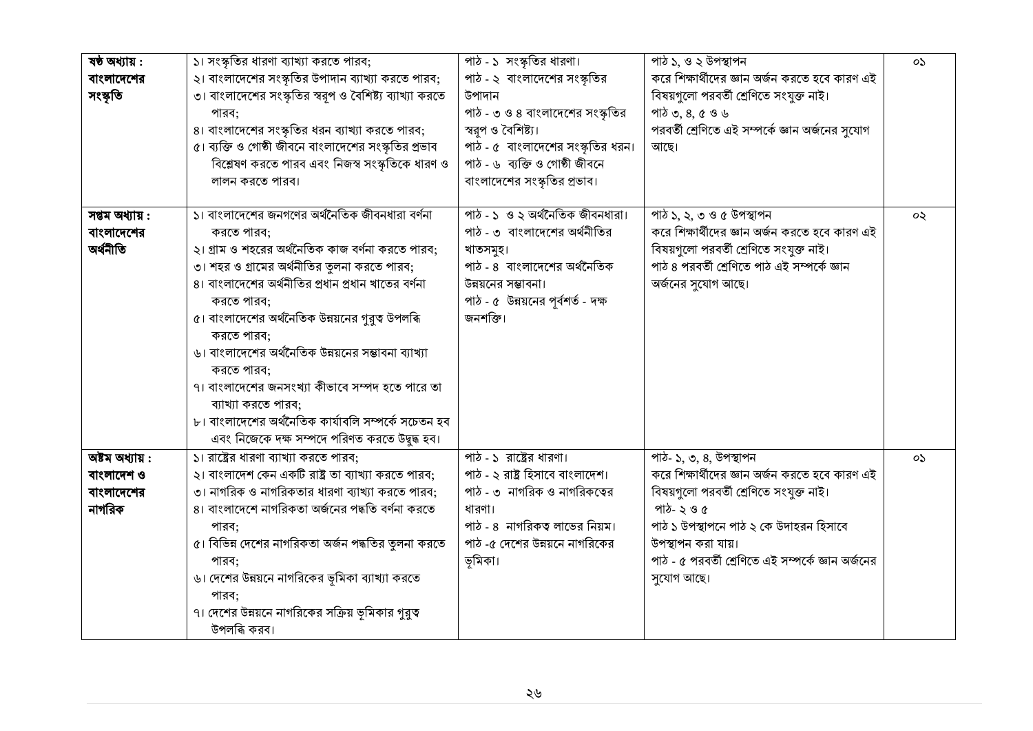| | | | | |
|---|---|---|---|---|
| **ষষ্ঠ অধ্যায় : বাংলাদেশের সংস্কৃতি** | ১। সংস্কৃতির ধারণা ব্যাখ্যা করতে পারব;<br>২। বাংলাদেশের সংস্কৃতির উপাদান ব্যাখ্যা করতে পারব;<br>৩। বাংলাদেশের সংস্কৃতির স্বরূপ ও বৈশিষ্ট্য ব্যাখ্যা করতে পারব;<br>৪। বাংলাদেশের সংস্কৃতির ধরন ব্যাখ্যা করতে পারব;<br>৫। ব্যক্তি ও গোষ্ঠী জীবনে বাংলাদেশের সংস্কৃতির প্রভাব বিশ্লেষণ করতে পারব এবং নিজস্ব সংস্কৃতিকে ধারণ ও লালন করতে পারব। | পাঠ - ১ সংস্কৃতির ধারণা।<br>পাঠ - ২ বাংলাদেশের সংস্কৃতির উপাদান<br>পাঠ - ৩ ও ৪ বাংলাদেশের সংস্কৃতির স্বরূপ ও বৈশিষ্ট্য।<br>পাঠ - ৫ বাংলাদেশের সংস্কৃতির ধরন।<br>পাঠ - ৬ ব্যক্তি ও গোষ্ঠী জীবনে বাংলাদেশের সংস্কৃতির প্রভাব। | পাঠ ১, ও ২ উপস্থাপন করে শিক্ষার্থীদের জ্ঞান অর্জন করতে হবে কারণ এই বিষয়গুলো পরবর্তী শ্রেণিতে সংযুক্ত নাই।<br>পাঠ ৩, ৪, ৫ ও ৬<br>পরবর্তী শ্রেণিতে এই সম্পর্কে জ্ঞান অর্জনের সুযোগ আছে। | ০১ |
| **সপ্তম অধ্যায় : বাংলাদেশের অর্থনীতি** | ১। বাংলাদেশের জনগণের অর্থনৈতিক জীবনধারা বর্ণনা করতে পারব;<br>২। গ্রাম ও শহরের অর্থনৈতিক কাজ বর্ণনা করতে পারব;<br>৩। শহর ও গ্রামের অর্থনীতির তুলনা করতে পারব;<br>৪। বাংলাদেশের অর্থনীতির প্রধান প্রধান খাতের বর্ণনা করতে পারব;<br>৫। বাংলাদেশের অর্থনৈতিক উন্নয়নের গুরুত্ব উপলব্ধি করতে পারব;<br>৬। বাংলাদেশের অর্থনৈতিক উন্নয়নের সম্ভাবনা ব্যাখ্যা করতে পারব;<br>৭। বাংলাদেশের জনসংখ্যা কীভাবে সম্পদ হতে পারে তা ব্যাখ্যা করতে পারব;<br>৮। বাংলাদেশের অর্থনৈতিক কার্যাবলি সম্পর্কে সচেতন হব এবং নিজেকে দক্ষ সম্পদে পরিণত করতে উদ্বুদ্ধ হব। | পাঠ - ১ ও ২ অর্থনৈতিক জীবনধারা।<br>পাঠ - ৩ বাংলাদেশের অর্থনীতির খাতসমূহ।<br>পাঠ - ৪ বাংলাদেশের অর্থনৈতিক উন্নয়নের সম্ভাবনা।<br>পাঠ - ৫ উন্নয়নের পূর্বশর্ত - দক্ষ জনশক্তি। | পাঠ ১, ২, ৩ ও ৫ উপস্থাপন করে শিক্ষার্থীদের জ্ঞান অর্জন করতে হবে কারণ এই বিষয়গুলো পরবর্তী শ্রেণিতে সংযুক্ত নাই।<br>পাঠ ৪ পরবর্তী শ্রেণিতে পাঠ এই সম্পর্কে জ্ঞান অর্জনের সুযোগ আছে। | ০২ |
| **অষ্টম অধ্যায় : বাংলাদেশ ও বাংলাদেশের নাগরিক** | ১। রাষ্ট্রের ধারণা ব্যাখ্যা করতে পারব;<br>২। বাংলাদেশ কেন একটি রাষ্ট্র তা ব্যাখ্যা করতে পারব;<br>৩। নাগরিক ও নাগরিকতার ধারণা ব্যাখ্যা করতে পারব;<br>৪। বাংলাদেশে নাগরিকতা অর্জনের পদ্ধতি বর্ণনা করতে পারব;<br>৫। বিভিন্ন দেশের নাগরিকতা অর্জন পদ্ধতির তুলনা করতে পারব;<br>৬। দেশের উন্নয়নে নাগরিকের ভূমিকা ব্যাখ্যা করতে পারব;<br>৭। দেশের উন্নয়নে নাগরিকের সক্রিয় ভূমিকার গুরুত্ব উপলব্ধি করব। | পাঠ - ১ রাষ্ট্রের ধারণা।<br>পাঠ - ২ রাষ্ট্র হিসাবে বাংলাদেশ।<br>পাঠ - ৩ নাগরিক ও নাগরিকত্বের ধারণা।<br>পাঠ - ৪ নাগরিকত্ব লাভের নিয়ম।<br>পাঠ -৫ দেশের উন্নয়নে নাগরিকের ভূমিকা। | পাঠ- ১, ৩, ৪, উপস্থাপন করে শিক্ষার্থীদের জ্ঞান অর্জন করতে হবে কারণ এই বিষয়গুলো পরবর্তী শ্রেণিতে সংযুক্ত নাই।<br>পাঠ- ২ ও ৫<br>পাঠ ১ উপস্থাপনে পাঠ ২ কে উদাহরন হিসাবে উপস্থাপন করা যায়।<br>পাঠ - ৫ পরবর্তী শ্রেণিতে এই সম্পর্কে জ্ঞান অর্জনের সুযোগ আছে। | ০১ |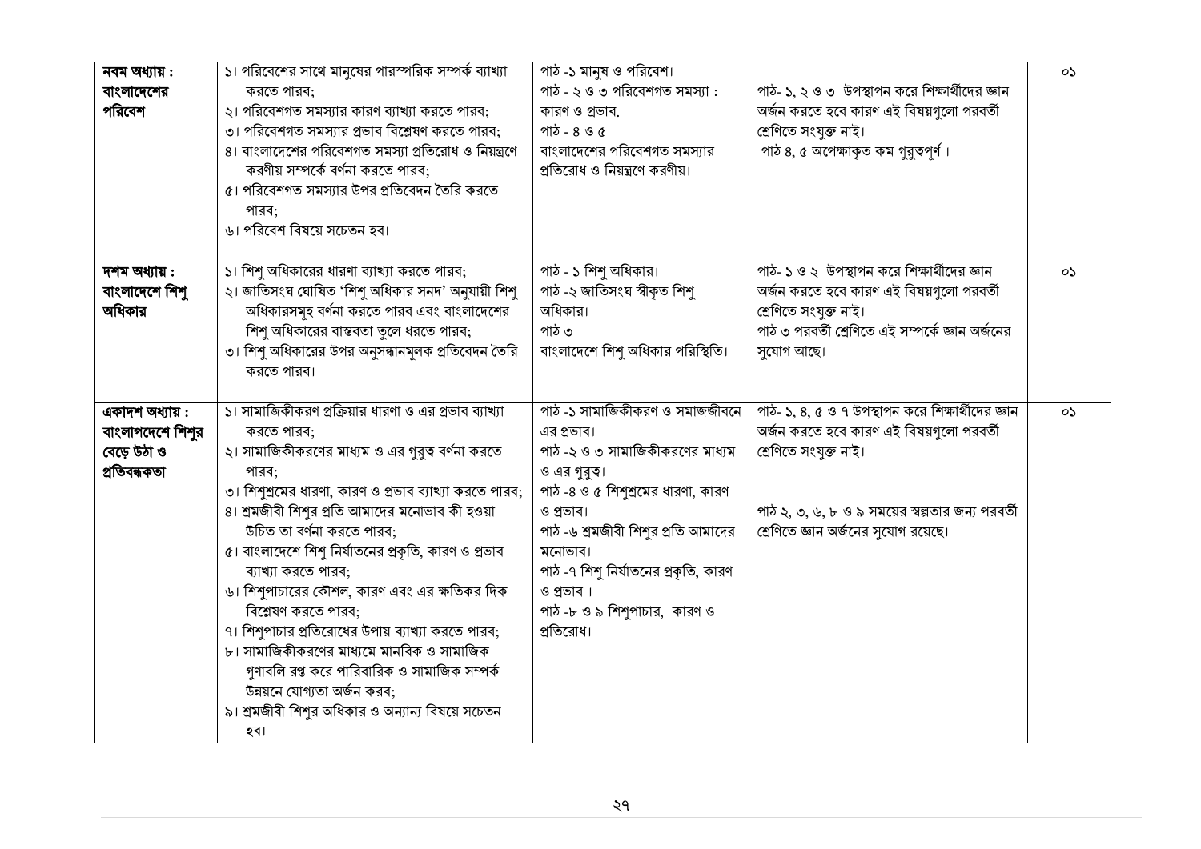| | | | | |
|---|---|---|---|---|
| **নবম অধ্যায় : বাংলাদেশের পরিবেশ** | ১। পরিবেশের সাথে মানুষের পারস্পরিক সম্পর্ক ব্যাখ্যা করতে পারব;<br>২। পরিবেশগত সমস্যার কারণ ব্যাখ্যা করতে পারব;<br>৩। পরিবেশগত সমস্যার প্রভাব বিশ্লেষণ করতে পারব;<br>৪। বাংলাদেশের পরিবেশগত সমস্যা প্রতিরোধ ও নিয়ন্ত্রণে করণীয় সম্পর্কে বর্ণনা করতে পারব;<br>৫। পরিবেশগত সমস্যার উপর প্রতিবেদন তৈরি করতে পারব;<br>৬। পরিবেশ বিষয়ে সচেতন হব। | পাঠ -১ মানুষ ও পরিবেশ।<br>পাঠ - ২ ও ৩ পরিবেশগত সমস্যা : কারণ ও প্রভাব.<br>পাঠ - ৪ ও ৫<br>বাংলাদেশের পরিবেশগত সমস্যার প্রতিরোধ ও নিয়ন্ত্রণে করণীয়। | পাঠ- ১, ২ ও ৩ উপস্থাপন করে শিক্ষার্থীদের জ্ঞান অর্জন করতে হবে কারণ এই বিষয়গুলো পরবর্তী শ্রেণিতে সংযুক্ত নাই।<br>পাঠ ৪, ৫ অপেক্ষাকৃত কম গুরুত্বপূর্ণ । | ০১ |
| **দশম অধ্যায় : বাংলাদেশে শিশু অধিকার** | ১। শিশু অধিকারের ধারণা ব্যাখ্যা করতে পারব;<br>২। জাতিসংঘ ঘোষিত 'শিশু অধিকার সনদ' অনুযায়ী শিশু অধিকারসমূহ বর্ণনা করতে পারব এবং বাংলাদেশের শিশু অধিকারের বাস্তবতা তুলে ধরতে পারব;<br>৩। শিশু অধিকারের উপর অনুসন্ধানমূলক প্রতিবেদন তৈরি করতে পারব। | পাঠ - ১ শিশু অধিকার।<br>পাঠ -২ জাতিসংঘ স্বীকৃত শিশু অধিকার।<br>পাঠ ৩<br>বাংলাদেশে শিশু অধিকার পরিস্থিতি। | পাঠ- ১ ও ২ উপস্থাপন করে শিক্ষার্থীদের জ্ঞান অর্জন করতে হবে কারণ এই বিষয়গুলো পরবর্তী শ্রেণিতে সংযুক্ত নাই।<br>পাঠ ৩ পরবর্তী শ্রেণিতে এই সম্পর্কে জ্ঞান অর্জনের সুযোগ আছে। | ০১ |
| **একাদশ অধ্যায় : বাংলাপদেশে শিশুর বেড়ে উঠা ও প্রতিবন্ধকতা** | ১। সামাজিকীকরণ প্রক্রিয়ার ধারণা ও এর প্রভাব ব্যাখ্যা করতে পারব;<br>২। সামাজিকীকরণের মাধ্যম ও এর গুরুত্ব বর্ণনা করতে পারব;<br>৩। শিশুশ্রমের ধারণা, কারণ ও প্রভাব ব্যাখ্যা করতে পারব;<br>৪। শ্রমজীবী শিশুর প্রতি আমাদের মনোভাব কী হওয়া উচিত তা বর্ণনা করতে পারব;<br>৫। বাংলাদেশে শিশু নির্যাতনের প্রকৃতি, কারণ ও প্রভাব ব্যাখ্যা করতে পারব;<br>৬। শিশুপাচারের কৌশল, কারণ এবং এর ক্ষতিকর দিক বিশ্লেষণ করতে পারব;<br>৭। শিশুপাচার প্রতিরোধের উপায় ব্যাখ্যা করতে পারব;<br>৮। সামাজিকীকরণের মাধ্যমে মানবিক ও সামাজিক গুণাবলি রপ্ত করে পারিবারিক ও সামাজিক সম্পর্ক উন্নয়নে যোগ্যতা অর্জন করব;<br>৯। শ্রমজীবী শিশুর অধিকার ও অন্যান্য বিষয়ে সচেতন হব। | পাঠ -১ সামাজিকীকরণ ও সমাজজীবনে এর প্রভাব।<br>পাঠ -২ ও ৩ সামাজিকীকরণের মাধ্যম ও এর গুরুত্ব।<br>পাঠ -৪ ও ৫ শিশুশ্রমের ধারণা, কারণ ও প্রভাব।<br>পাঠ -৬ শ্রমজীবী শিশুর প্রতি আমাদের মনোভাব।<br>পাঠ -৭ শিশু নির্যাতনের প্রকৃতি, কারণ ও প্রভাব ।<br>পাঠ -৮ ও ৯ শিশুপাচার, কারণ ও প্রতিরোধ। | পাঠ- ১, ৪, ৫ ও ৭ উপস্থাপন করে শিক্ষার্থীদের জ্ঞান অর্জন করতে হবে কারণ এই বিষয়গুলো পরবর্তী শ্রেণিতে সংযুক্ত নাই।<br>পাঠ ২, ৩, ৬, ৮ ও ৯ সময়ের স্বল্পতার জন্য পরবর্তী শ্রেণিতে জ্ঞান অর্জনের সুযোগ রয়েছে। | ০১ |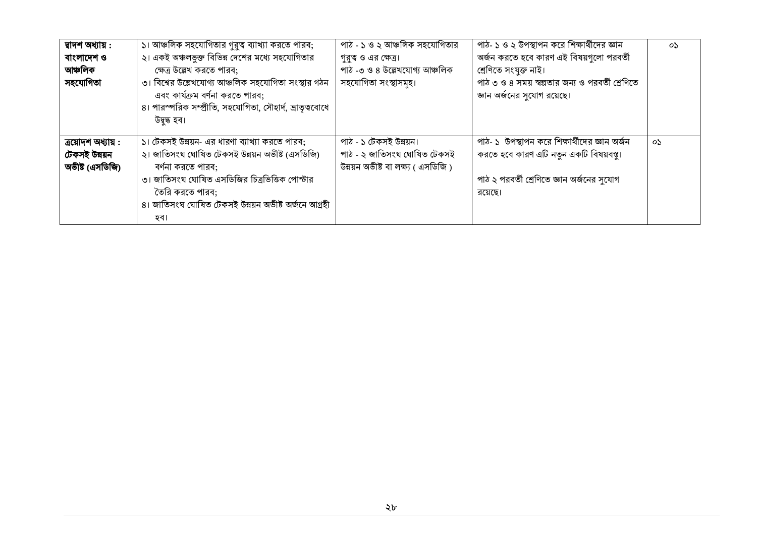| দ্বাদশ অধ্যায় : বাংলাদেশ ও আঞ্চলিক সহযোগিতা | ১। আঞ্চলিক সহযোগিতার গুরুত্ব ব্যাখ্যা করতে পারব;<br>২। একই অঞ্চলভুক্ত বিভিন্ন দেশের মধ্যে সহযোগিতার ক্ষেত্র উল্লেখ করতে পারব;<br>৩। বিশ্বের উল্লেখযোগ্য আঞ্চলিক সহযোগিতা সংস্থার গঠন এবং কার্যক্রম বর্ণনা করতে পারব;<br>৪। পারস্পরিক সম্প্রীতি, সহযোগিতা, সৌহার্দ, ভ্রাতৃত্ববোধে উদ্বুদ্ধ হব। | পাঠ - ১ ও ২ আঞ্চলিক সহযোগিতার গুরুত্ব ও এর ক্ষেত্র।<br>পাঠ -৩ ও ৪ উল্লেখযোগ্য আঞ্চলিক সহযোগিতা সংস্থাসমূহ। | পাঠ- ১ ও ২ উপস্থাপন করে শিক্ষার্থীদের জ্ঞান অর্জন করতে হবে কারণ এই বিষয়গুলো পরবর্তী শ্রেণিতে সংযুক্ত নাই।<br>পাঠ ৩ ও ৪ সময় স্বল্পতার জন্য ও পরবর্তী শ্রেণিতে জ্ঞান অর্জনের সুযোগ রয়েছে। | ০১ |
|---|---|---|---|---|
| ত্রয়োদশ অধ্যায় : টেকসই উন্নয়ন অভীষ্ট (এসডিজি) | ১। টেকসই উন্নয়ন- এর ধারণা ব্যাখ্যা করতে পারব;<br>২। জাতিসংঘ ঘোষিত টেকসই উন্নয়ন অভীষ্ট (এসডিজি) বর্ণনা করতে পারব;<br>৩। জাতিসংঘ ঘোষিত এসডিজির চিত্রভিত্তিক পোস্টার তৈরি করতে পারব;<br>৪। জাতিসংঘ ঘোষিত টেকসই উন্নয়ন অভীষ্ট অর্জনে আগ্রহী হব। | পাঠ - ১ টেকসই উন্নয়ন।<br>পাঠ - ২ জাতিসংঘ ঘোষিত টেকসই উন্নয়ন অভীষ্ট বা লক্ষ্য ( এসডিজি ) | পাঠ- ১ উপস্থাপন করে শিক্ষার্থীদের জ্ঞান অর্জন করতে হবে কারণ এটি নতুন একটি বিষয়বস্তু।<br><br>পাঠ ২ পরবর্তী শ্রেণিতে জ্ঞান অর্জনের সুযোগ রয়েছে। | ০১ |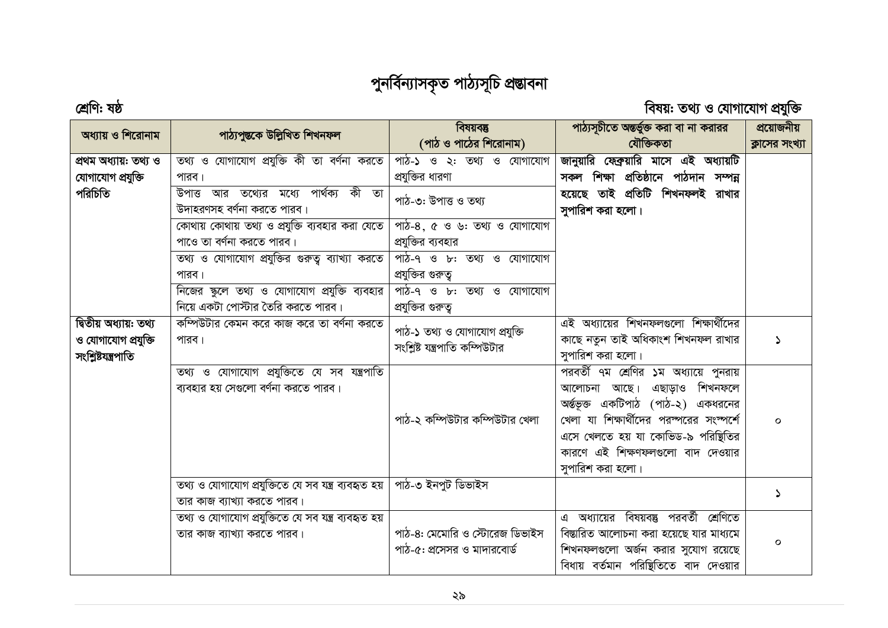# পুনর্বিন্যাসকৃত পাঠ্যসূচি প্রস্তাবনা

**শ্রেণি: ষষ্ঠ** **বিষয়: তথ্য ও যোগাযোগ প্রযুক্তি**

| অধ্যায় ও শিরোনাম | পাঠ্যপুস্তকে উল্লিখিত শিখনফল | বিষয়বস্তু (পাঠ ও পাঠের শিরোনাম) | পাঠ্যসূচীতে অন্তর্ভুক্ত করা বা না করারর যৌক্তিকতা | প্রয়োজনীয় ক্লাসের সংখ্যা |
|---|---|---|---|---|
| **প্রথম অধ্যায়: তথ্য ও যোগাযোগ প্রযুক্তি পরিচিতি** | তথ্য ও যোগাযোগ প্রযুক্তি কী তা বর্ণনা করতে পারব। | পাঠ-১ ও ২: তথ্য ও যোগাযোগ প্রযুক্তির ধারণা | **জানুয়ারি ফেব্রুয়ারি মাসে এই অধ্যায়টি সকল শিক্ষা প্রতিষ্ঠানে পাঠদান সম্পন্ন হয়েছে তাই প্রতিটি শিখনফলই রাখার সুপারিশ করা হলো।** | |
| | উপাত্ত আর তথ্যের মধ্যে পার্থক্য কী তা উদাহরণসহ বর্ণনা করতে পারব। | পাঠ-৩: উপাত্ত ও তথ্য | | |
| | কোথায় কোথায় তথ্য ও প্রযুক্তি ব্যবহার করা যেতে পাওে তা বর্ণনা করতে পারব। | পাঠ-৪, ৫ ও ৬: তথ্য ও যোগাযোগ প্রযুক্তির ব্যবহার | | |
| | তথ্য ও যোগাযোগ প্রযুক্তির গুরুত্ব ব্যাখ্যা করতে পারব। | পাঠ-৭ ও ৮: তথ্য ও যোগাযোগ প্রযুক্তির গুরুত্ব | | |
| | নিজের স্কুলে তথ্য ও যোগাযোগ প্রযুক্তি ব্যবহার নিয়ে একটা পোস্টার তৈরি করতে পারব। | পাঠ-৭ ও ৮: তথ্য ও যোগাযোগ প্রযুক্তির গুরুত্ব | | |
| **দ্বিতীয় অধ্যায়: তথ্য ও যোগাযোগ প্রযুক্তি সংশ্লিষ্টযন্ত্রপাতি** | কম্পিউটার কেমন করে কাজ করে তা বর্ণনা করতে পারব। | পাঠ-১ তথ্য ও যোগাযোগ প্রযুক্তি সংশ্লিষ্ট যন্ত্রপাতি কম্পিউটার | এই অধ্যায়ের শিখনফলগুলো শিক্ষার্থীদের কাছে নতুন তাই অধিকাংশ শিখনফল রাখার সুপারিশ করা হলো। | ১ |
| | তথ্য ও যোগাযোগ প্রযুক্তিতে যে সব যন্ত্রপাতি ব্যবহার হয় সেগুলো বর্ণনা করতে পারব। | পাঠ-২ কম্পিউটার কম্পিউটার খেলা | পরবর্তী ৭ম শ্রেণির ১ম অধ্যায়ে পুনরায় আলোচনা আছে। এছাড়াও শিখনফলে অর্ন্তভূক্ত একটিপাঠ (পাঠ-২) একধরনের খেলা যা শিক্ষার্থীদের পরস্পরের সংস্পর্শে এসে খেলতে হয় যা কোভিড-৯ পরিস্থিতির কারণে এই শিক্ষণফলগুলো বাদ দেওয়ার সুপারিশ করা হলো। | ০ |
| | তথ্য ও যোগাযোগ প্রযুক্তিতে যে সব যন্ত্র ব্যবহৃত হয় তার কাজ ব্যাখ্যা করতে পারব। | পাঠ-৩ ইনপুট ডিভাইস | | ১ |
| | তথ্য ও যোগাযোগ প্রযুক্তিতে যে সব যন্ত্র ব্যবহৃত হয় তার কাজ ব্যাখ্যা করতে পারব। | পাঠ-৪: মেমোরি ও স্টোরেজ ডিভাইস<br>পাঠ-৫: প্রসেসর ও মাদারবোর্ড | এ অধ্যায়ের বিষয়বস্তু পরবর্তী শ্রেণিতে বিস্তারিত আলোচনা করা হয়েছে যার মাধ্যমে শিখনফলগুলো অর্জন করার সুযোগ রয়েছে বিধায় বর্তমান পরিস্থিতিতে বাদ দেওয়ার | ০ |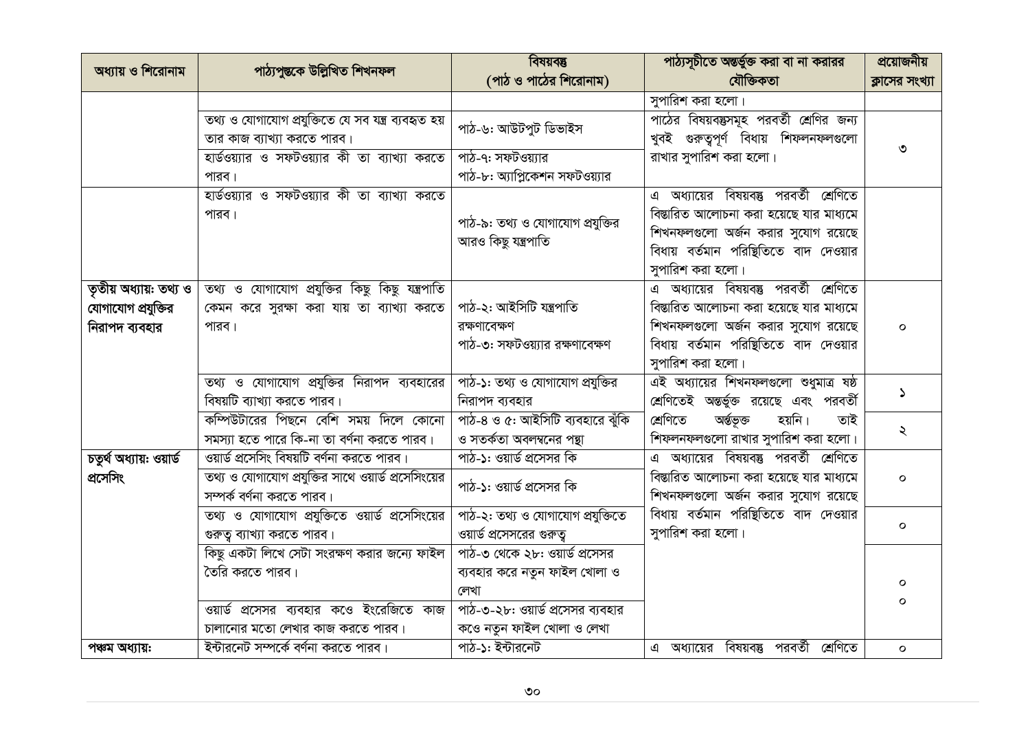| অধ্যায় ও শিরোনাম | পাঠ্যপুস্তকে উল্লিখিত শিখনফল | বিষয়বস্তু (পাঠ ও পাঠের শিরোনাম) | পাঠ্যসূচীতে অন্তর্ভুক্ত করা বা না করারর যৌক্তিকতা | প্রয়োজনীয় ক্লাসের সংখ্যা |
|---|---|---|---|---|
| | | | সুপারিশ করা হলো। | |
| | তথ্য ও যোগাযোগ প্রযুক্তিতে যে সব যন্ত্র ব্যবহৃত হয় তার কাজ ব্যাখ্যা করতে পারব। | পাঠ-৬: আউটপুট ডিভাইস | পাঠের বিষয়বস্তুসমূহ পরবর্তী শ্রেণির জন্য খুবই গুরুত্বপূর্ণ বিধায় শিফলনফলগুলো রাখার সুপারিশ করা হলো। | ৩ |
| | হার্ডওয়্যার ও সফটওয়্যার কী তা ব্যাখ্যা করতে পারব। | পাঠ-৭: সফটওয়্যার<br>পাঠ-৮: অ্যাপ্লিকেশন সফটওয়্যার | | |
| | হার্ডওয়্যার ও সফটওয়্যার কী তা ব্যাখ্যা করতে পারব। | পাঠ-৯: তথ্য ও যোগাযোগ প্রযুক্তির আরও কিছু যন্ত্রপাতি | এ অধ্যায়ের বিষয়বস্তু পরবর্তী শ্রেণিতে বিস্তারিত আলোচনা করা হয়েছে যার মাধ্যমে শিখনফলগুলো অর্জন করার সুযোগ রয়েছে বিধায় বর্তমান পরিস্থিতিতে বাদ দেওয়ার সুপারিশ করা হলো। | |
| **তৃতীয় অধ্যায়: তথ্য ও যোগাযোগ প্রযুক্তির নিরাপদ ব্যবহার** | তথ্য ও যোগাযোগ প্রযুক্তির কিছু কিছু যন্ত্রপাতি কেমন করে সুরক্ষা করা যায় তা ব্যাখ্যা করতে পারব। | পাঠ-২: আইসিটি যন্ত্রপাতি রক্ষণাবেক্ষণ<br>পাঠ-৩: সফটওয়্যার রক্ষণাবেক্ষণ | এ অধ্যায়ের বিষয়বস্তু পরবর্তী শ্রেণিতে বিস্তারিত আলোচনা করা হয়েছে যার মাধ্যমে শিখনফলগুলো অর্জন করার সুযোগ রয়েছে বিধায় বর্তমান পরিস্থিতিতে বাদ দেওয়ার সুপারিশ করা হলো। | ০ |
| | তথ্য ও যোগাযোগ প্রযুক্তির নিরাপদ ব্যবহারের বিষয়টি ব্যাখ্যা করতে পারব। | পাঠ-১: তথ্য ও যোগাযোগ প্রযুক্তির নিরাপদ ব্যবহার | এই অধ্যায়ের শিখনফলগুলো শুধুমাত্র ষষ্ঠ শ্রেণিতেই অন্তর্ভুক্ত রয়েছে এবং পরবর্তী শ্রেণিতে অর্ন্তভূক্ত হয়নি। তাই শিফলনফলগুলো রাখার সুপারিশ করা হলো। | ১ |
| | কম্পিউটারের পিছনে বেশি সময় দিলে কোনো সমস্যা হতে পারে কি-না তা বর্ণনা করতে পারব। | পাঠ-৪ ও ৫: আইসিটি ব্যবহারে ঝুঁকি ও সতর্কতা অবলম্বনের পন্থা | | ২ |
| **চতুর্থ অধ্যায়: ওয়ার্ড প্রসেসিং** | ওয়ার্ড প্রসেসিং বিষয়টি বর্ণনা করতে পারব। | পাঠ-১: ওয়ার্ড প্রসেসর কি | এ অধ্যায়ের বিষয়বস্তু পরবর্তী শ্রেণিতে বিস্তারিত আলোচনা করা হয়েছে যার মাধ্যমে শিখনফলগুলো অর্জন করার সুযোগ রয়েছে বিধায় বর্তমান পরিস্থিতিতে বাদ দেওয়ার সুপারিশ করা হলো। | ০ |
| | তথ্য ও যোগাযোগ প্রযুক্তির সাথে ওয়ার্ড প্রসেসিংয়ের সম্পর্ক বর্ণনা করতে পারব। | পাঠ-১: ওয়ার্ড প্রসেসর কি | | |
| | তথ্য ও যোগাযোগ প্রযুক্তিতে ওয়ার্ড প্রসেসিংয়ের গুরুত্ব ব্যাখ্যা করতে পারব। | পাঠ-২: তথ্য ও যোগাযোগ প্রযুক্তিতে ওয়ার্ড প্রসেসরের গুরুত্ব | | ০ |
| | কিছু একটা লিখে সেটা সংরক্ষণ করার জন্যে ফাইল তৈরি করতে পারব। | পাঠ-৩ থেকে ২৮: ওয়ার্ড প্রসেসর ব্যবহার করে নতুন ফাইল খোলা ও লেখা | | ০<br>০ |
| | ওয়ার্ড প্রসেসর ব্যবহার কওে ইংরেজিতে কাজ চালানোর মতো লেখার কাজ করতে পারব। | পাঠ-৩-২৮: ওয়ার্ড প্রসেসর ব্যবহার কওে নতুন ফাইল খোলা ও লেখা | | |
| **পঞ্চম অধ্যায়:** | ইন্টারনেট সম্পর্কে বর্ণনা করতে পারব। | পাঠ-১: ইন্টারনেট | এ অধ্যায়ের বিষয়বস্তু পরবর্তী শ্রেণিতে | ০ |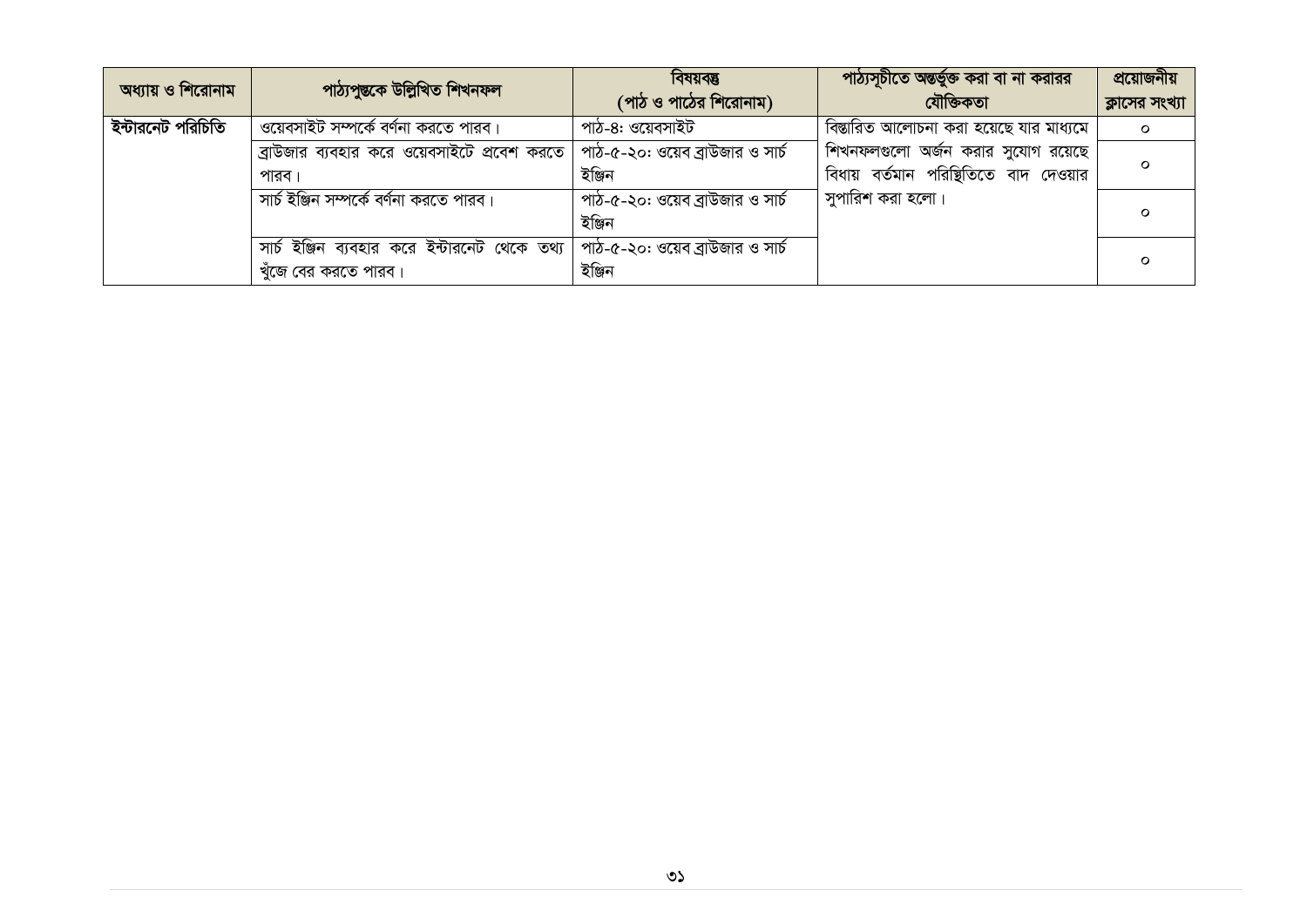| অধ্যায় ও শিরোনাম | পাঠ্যপুস্তকে উল্লিখিত শিখনফল | বিষয়বস্তু (পাঠ ও পাঠের শিরোনাম) | পাঠ্যসূচীতে অন্তর্ভুক্ত করা বা না করারর যৌক্তিকতা | প্রয়োজনীয় ক্লাসের সংখ্যা |
|---|---|---|---|---|
| **ইন্টারনেট পরিচিতি** | ওয়েবসাইট সম্পর্কে বর্ণনা করতে পারব। | পাঠ-৪: ওয়েবসাইট | বিস্তারিত আলোচনা করা হয়েছে যার মাধ্যমে শিখনফলগুলো অর্জন করার সুযোগ রয়েছে বিধায় বর্তমান পরিস্থিতিতে বাদ দেওয়ার সুপারিশ করা হলো। | ০ |
| | ব্রাউজার ব্যবহার করে ওয়েবসাইটে প্রবেশ করতে পারব। | পাঠ-৫-২০: ওয়েব ব্রাউজার ও সার্চ ইঞ্জিন | | ০ |
| | সার্চ ইঞ্জিন সম্পর্কে বর্ণনা করতে পারব। | পাঠ-৫-২০: ওয়েব ব্রাউজার ও সার্চ ইঞ্জিন | | ০ |
| | সার্চ ইঞ্জিন ব্যবহার করে ইন্টারনেট থেকে তথ্য খুঁজে বের করতে পারব। | পাঠ-৫-২০: ওয়েব ব্রাউজার ও সার্চ ইঞ্জিন | | ০ |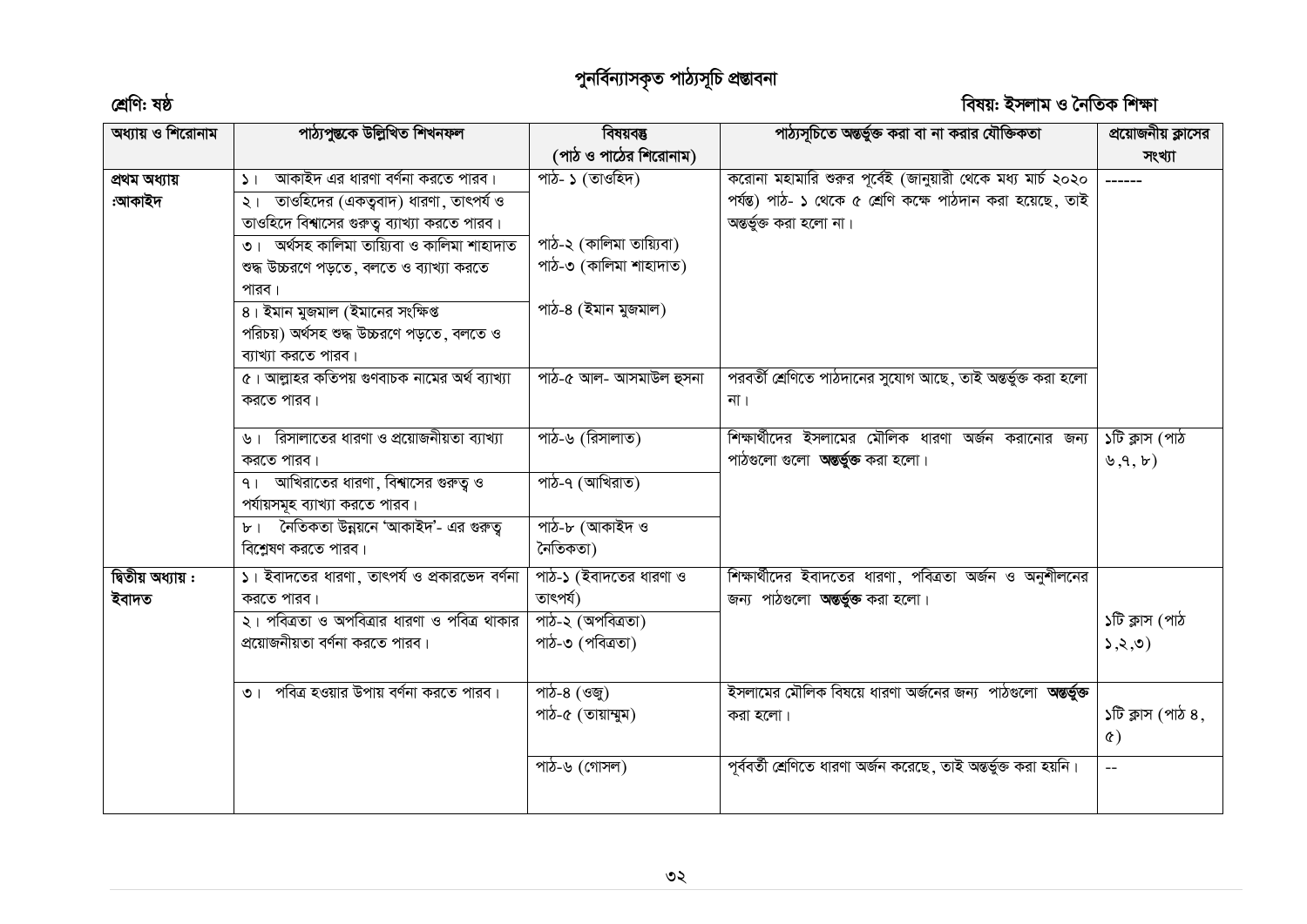# পুনর্বিন্যাসকৃত পাঠ্যসূচি প্রস্তাবনা

**শ্রেণি: ষষ্ঠ** | **বিষয়: ইসলাম ও নৈতিক শিক্ষা**

| অধ্যায় ও শিরোনাম | পাঠ্যপুস্তকে উল্লিখিত শিখনফল | বিষয়বস্তু (পাঠ ও পাঠের শিরোনাম) | পাঠ্যসূচিতে অন্তর্ভুক্ত করা বা না করার যৌক্তিকতা | প্রয়োজনীয় ক্লাসের সংখ্যা |
|---|---|---|---|---|
| **প্রথম অধ্যায় :আকাইদ** | ১। আকাইদ এর ধারণা বর্ণনা করতে পারব। | পাঠ- ১ (তাওহিদ) | করোনা মহামারি শুরুর পূর্বেই (জানুয়ারী থেকে মধ্য মার্চ ২০২০ পর্যন্ত) পাঠ- ১ থেকে ৫ শ্রেণি কক্ষে পাঠদান করা হয়েছে, তাই অন্তর্ভুক্ত করা হলো না। | ------ |
| | ২। তাওহিদের (একত্ববাদ) ধারণা, তাৎপর্য ও তাওহিদে বিশ্বাসের গুরুত্ব ব্যাখ্যা করতে পারব। | | | |
| | ৩। অর্থসহ কালিমা তায়্যিবা ও কালিমা শাহাদাত শুদ্ধ উচ্চরণে পড়তে, বলতে ও ব্যাখ্যা করতে পারব। | পাঠ-২ (কালিমা তায়্যিবা) পাঠ-৩ (কালিমা শাহাদাত) | | |
| | ৪। ইমান মুজমাল (ইমানের সংক্ষিপ্ত পরিচয়) অর্থসহ শুদ্ধ উচ্চরণে পড়তে, বলতে ও ব্যাখ্যা করতে পারব। | পাঠ-৪ (ইমান মুজমাল) | | |
| | ৫। আল্লাহর কতিপয় গুণবাচক নামের অর্থ ব্যাখ্যা করতে পারব। | পাঠ-৫ আল- আসমাউল হুসনা | পরবর্তী শ্রেণিতে পাঠদানের সুযোগ আছে, তাই অন্তর্ভুক্ত করা হলো না। | |
| | ৬। রিসালাতের ধারণা ও প্রয়োজনীয়তা ব্যাখ্যা করতে পারব। | পাঠ-৬ (রিসালাত) | শিক্ষার্থীদের ইসলামের মৌলিক ধারণা অর্জন করানোর জন্য পাঠগুলো গুলো **অন্তর্ভুক্ত** করা হলো। | ১টি ক্লাস (পাঠ ৬,৭, ৮) |
| | ৭। আখিরাতের ধারণা, বিশ্বাসের গুরুত্ব ও পর্যায়সমূহ ব্যাখ্যা করতে পারব। | পাঠ-৭ (আখিরাত) | | |
| | ৮। নৈতিকতা উন্নয়নে 'আকাইদ'- এর গুরুত্ব বিশ্লেষণ করতে পারব। | পাঠ-৮ (আকাইদ ও নৈতিকতা) | | |
| **দ্বিতীয় অধ্যায় : ইবাদত** | ১। ইবাদতের ধারণা, তাৎপর্য ও প্রকারভেদ বর্ণনা করতে পারব। | পাঠ-১ (ইবাদতের ধারণা ও তাৎপর্য) | শিক্ষার্থীদের ইবাদতের ধারণা, পবিত্রতা অর্জন ও অনুশীলনের জন্য পাঠগুলো **অন্তর্ভুক্ত** করা হলো। | ১টি ক্লাস (পাঠ ১,২,৩) |
| | ২। পবিত্রতা ও অপবিত্রার ধারণা ও পবিত্র থাকার প্রয়োজনীয়তা বর্ণনা করতে পারব। | পাঠ-২ (অপবিত্রতা) পাঠ-৩ (পবিত্রতা) | | |
| | ৩। পবিত্র হওয়ার উপায় বর্ণনা করতে পারব। | পাঠ-৪ (ওজু) পাঠ-৫ (তায়াম্মুম) | ইসলামের মৌলিক বিষয়ে ধারণা অর্জনের জন্য পাঠগুলো **অন্তর্ভুক্ত** করা হলো। | ১টি ক্লাস (পাঠ ৪, ৫) |
| | | পাঠ-৬ (গোসল) | পূর্ববর্তী শ্রেণিতে ধারণা অর্জন করেছে, তাই অন্তর্ভুক্ত করা হয়নি। | -- |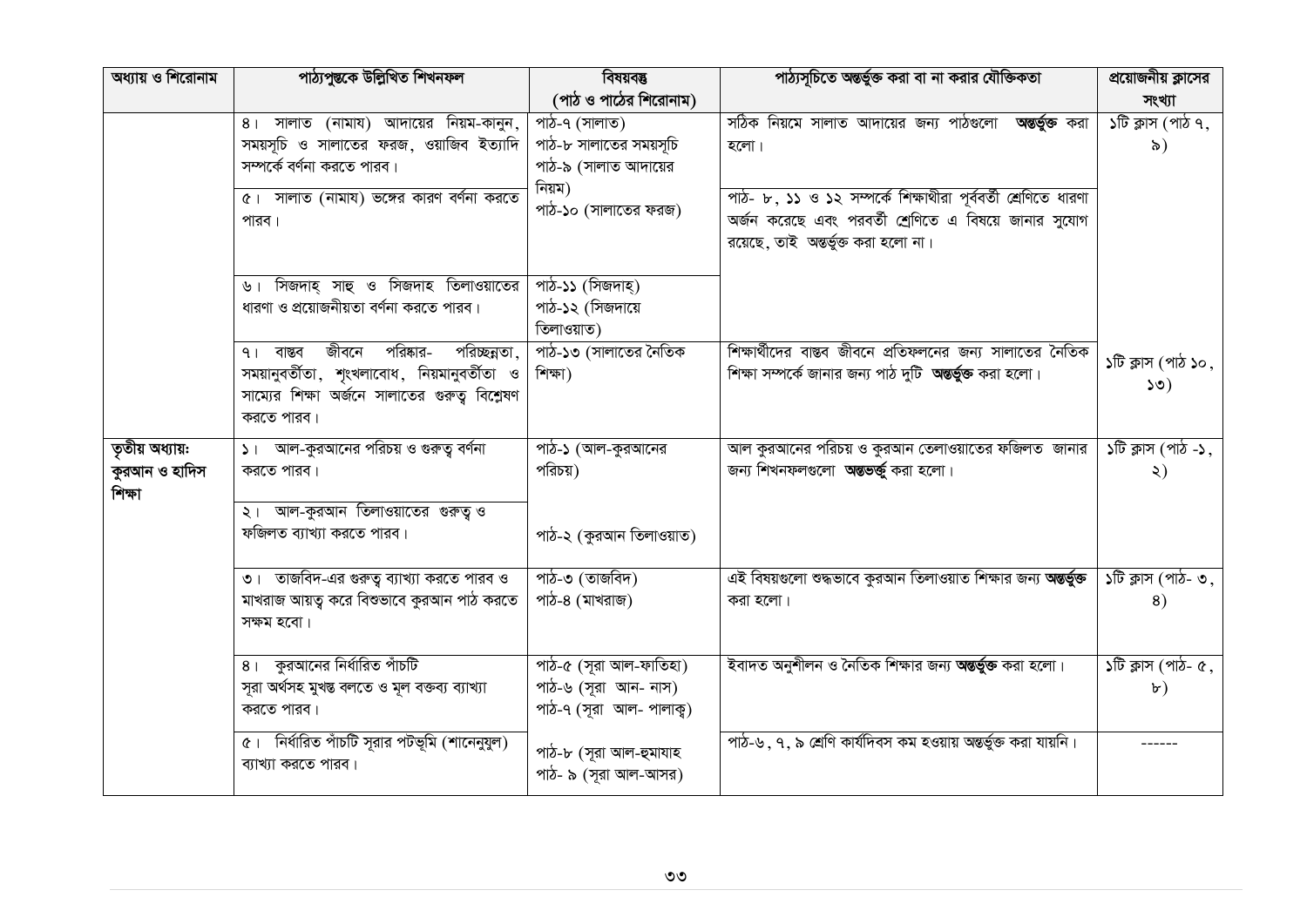| অধ্যায় ও শিরোনাম | পাঠ্যপুস্তকে উল্লিখিত শিখনফল | বিষয়বস্তু (পাঠ ও পাঠের শিরোনাম) | পাঠ্যসূচিতে অন্তর্ভুক্ত করা বা না করার যৌক্তিকতা | প্রয়োজনীয় ক্লাসের সংখ্যা |
|---|---|---|---|---|
| | ৪। সালাত (নামায) আদায়ের নিয়ম-কানুন, সময়সূচি ও সালাতের ফরজ, ওয়াজিব ইত্যাদি সম্পর্কে বর্ণনা করতে পারব। | পাঠ-৭ (সালাত)<br>পাঠ-৮ সালাতের সময়সূচি<br>পাঠ-৯ (সালাত আদায়ের নিয়ম)<br>পাঠ-১০ (সালাতের ফরজ) | সঠিক নিয়মে সালাত আদায়ের জন্য পাঠগুলো **অন্তর্ভুক্ত** করা হলো। | ১টি ক্লাস (পাঠ ৭, ৯) |
| | ৫। সালাত (নামায) ভঙ্গের কারণ বর্ণনা করতে পারব। | | পাঠ- ৮, ১১ ও ১২ সম্পর্কে শিক্ষার্থীরা পূর্ববর্তী শ্রেণিতে ধারণা অর্জন করেছে এবং পরবর্তী শ্রেণিতে এ বিষয়ে জানার সুযোগ রয়েছে, তাই অন্তর্ভুক্ত করা হলো না। | |
| | ৬। সিজদাহ্ সাহু ও সিজদাহ তিলাওয়াতের ধারণা ও প্রয়োজনীয়তা বর্ণনা করতে পারব। | পাঠ-১১ (সিজদাহ্)<br>পাঠ-১২ (সিজদায়ে তিলাওয়াত) | | |
| | ৭। বাস্তব জীবনে পরিষ্কার- পরিচ্ছন্নতা, সময়ানুবর্তীতা, শৃংখলাবোধ, নিয়মানুবর্তীতা ও সাম্যের শিক্ষা অর্জনে সালাতের গুরুত্ব বিশ্লেষণ করতে পারব। | পাঠ-১৩ (সালাতের নৈতিক শিক্ষা) | শিক্ষার্থীদের বাস্তব জীবনে প্রতিফলনের জন্য সালাতের নৈতিক শিক্ষা সম্পর্কে জানার জন্য পাঠ দুটি **অন্তর্ভুক্ত** করা হলো। | ১টি ক্লাস (পাঠ ১০, ১৩) |
| **তৃতীয় অধ্যায়: কুরআন ও হাদিস শিক্ষা** | ১। আল-কুরআনের পরিচয় ও গুরুত্ব বর্ণনা করতে পারব। | পাঠ-১ (আল-কুরআনের পরিচয়) | আল কুরআনের পরিচয় ও কুরআন তেলাওয়াতের ফজিলত জানার জন্য শিখনফলগুলো **অন্তভর্ভু** করা হলো। | ১টি ক্লাস (পাঠ -১, ২) |
| | ২। আল-কুরআন তিলাওয়াতের গুরুত্ব ও ফজিলত ব্যাখ্যা করতে পারব। | পাঠ-২ (কুরআন তিলাওয়াত) | | |
| | ৩। তাজবিদ-এর গুরুত্ব ব্যাখ্যা করতে পারব ও মাখরাজ আয়ত্ব করে বিশুভাবে কুরআন পাঠ করতে সক্ষম হবো। | পাঠ-৩ (তাজবিদ)<br>পাঠ-৪ (মাখরাজ) | এই বিষয়গুলো শুদ্ধভাবে কুরআন তিলাওয়াত শিক্ষার জন্য **অন্তর্ভুক্ত** করা হলো। | ১টি ক্লাস (পাঠ- ৩, ৪) |
| | ৪। কুরআনের নির্ধারিত পাঁচটি সূরা অর্থসহ মুখস্ত বলতে ও মূল বক্তব্য ব্যাখ্যা করতে পারব। | পাঠ-৫ (সূরা আল-ফাতিহা)<br>পাঠ-৬ (সূরা আন- নাস)<br>পাঠ-৭ (সূরা আল- পালাক্ব) | ইবাদত অনুশীলন ও নৈতিক শিক্ষার জন্য **অন্তর্ভুক্ত** করা হলো। | ১টি ক্লাস (পাঠ- ৫, ৮) |
| | ৫। নির্ধারিত পাঁচটি সূরার পটভূমি (শানেনুযুল) ব্যাখ্যা করতে পারব। | পাঠ-৮ (সূরা আল-হুমাযাহ<br>পাঠ- ৯ (সূরা আল-আসর) | পাঠ-৬, ৭, ৯ শ্রেণি কার্যদিবস কম হওয়ায় অন্তর্ভুক্ত করা যায়নি। | ------ |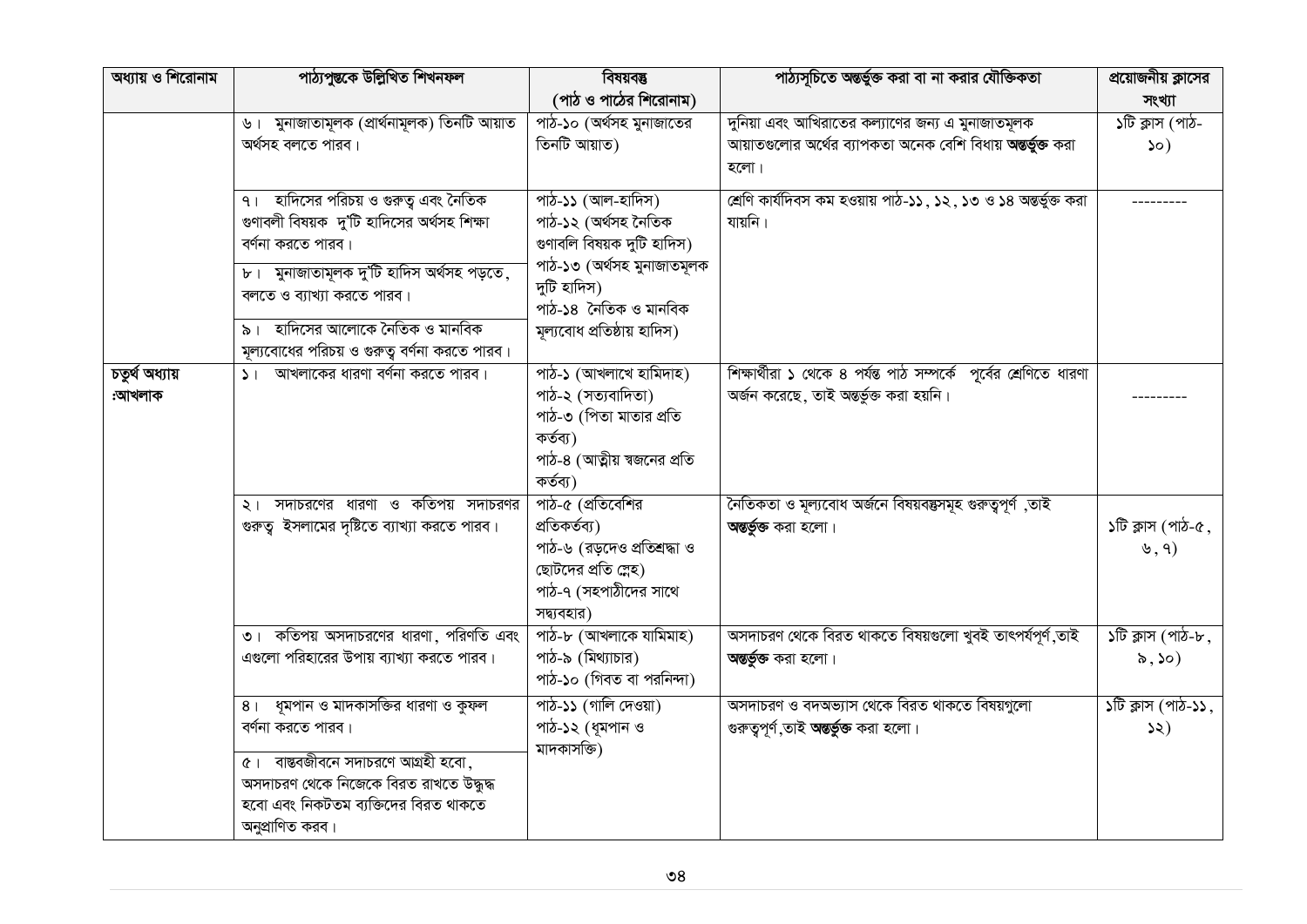| অধ্যায় ও শিরোনাম | পাঠ্যপুস্তকে উল্লিখিত শিখনফল | বিষয়বস্তু (পাঠ ও পাঠের শিরোনাম) | পাঠ্যসূচিতে অন্তর্ভুক্ত করা বা না করার যৌক্তিকতা | প্রয়োজনীয় ক্লাসের সংখ্যা |
|---|---|---|---|---|
| | ৬। মুনাজাতমূলক (প্রার্থনামূলক) তিনটি আয়াত অর্থসহ বলতে পারব। | পাঠ-১০ (অর্থসহ মুনাজাতের তিনটি আয়াত) | দুনিয়া এবং আখিরাতের কল্যাণের জন্য এ মুনাজাতমূলক আয়াতগুলোর অর্থের ব্যাপকতা অনেক বেশি বিধায় **অন্তর্ভুক্ত** করা হলো। | ১টি ক্লাস (পাঠ-১০) |
| | ৭। হাদিসের পরিচয় ও গুরুত্ব এবং নৈতিক গুণাবলী বিষয়ক দু'টি হাদিসের অর্থসহ শিক্ষা বর্ণনা করতে পারব।<br>৮। মুনাজাতমূলক দু'টি হাদিস অর্থসহ পড়তে, বলতে ও ব্যাখ্যা করতে পারব।<br>৯। হাদিসের আলোকে নৈতিক ও মানবিক মূল্যবোধের পরিচয় ও গুরুত্ব বর্ণনা করতে পারব। | পাঠ-১১ (আল-হাদিস)<br>পাঠ-১২ (অর্থসহ নৈতিক গুণাবলি বিষয়ক দুটি হাদিস)<br>পাঠ-১৩ (অর্থসহ মুনাজাতমূলক দুটি হাদিস)<br>পাঠ-১৪ নৈতিক ও মানবিক মূল্যবোধ প্রতিষ্ঠায় হাদিস) | শ্রেণি কার্যদিবস কম হওয়ায় পাঠ-১১, ১২, ১৩ ও ১৪ অন্তর্ভুক্ত করা যায়নি। | --------- |
| **চতুর্থ অধ্যায় :আখলাক** | ১। আখলাকের ধারণা বর্ণনা করতে পারব। | পাঠ-১ (আখলাখে হামিদাহ)<br>পাঠ-২ (সত্যবাদিতা)<br>পাঠ-৩ (পিতা মাতার প্রতি কর্তব্য)<br>পাঠ-৪ (আত্মীয় স্বজনের প্রতি কর্তব্য) | শিক্ষার্থীরা ১ থেকে ৪ পর্যন্ত পাঠ সম্পর্কে পূর্বের শ্রেণিতে ধারণা অর্জন করেছে, তাই অন্তর্ভুক্ত করা হয়নি। | --------- |
| | ২। সদাচরণের ধারণা ও কতিপয় সদাচরণর গুরুত্ব ইসলামের দৃষ্টিতে ব্যাখ্যা করতে পারব। | পাঠ-৫ (প্রতিবেশির প্রতিকর্তব্য)<br>পাঠ-৬ (বড়দেও প্রতিশ্রদ্ধা ও ছোটদের প্রতি স্নেহ)<br>পাঠ-৭ (সহপাঠীদের সাথে সদ্ব্যবহার) | নৈতিকতা ও মূল্যবোধ অর্জনে বিষয়বস্তুসমূহ গুরুত্বপূর্ণ ,তাই **অন্তর্ভুক্ত** করা হলো। | ১টি ক্লাস (পাঠ-৫, ৬, ৭) |
| | ৩। কতিপয় অসদাচরণের ধারণা, পরিণতি এবং এগুলো পরিহারের উপায় ব্যাখ্যা করতে পারব। | পাঠ-৮ (আখলাকে যামিমাহ)<br>পাঠ-৯ (মিথ্যাচার)<br>পাঠ-১০ (গিবত বা পরনিন্দা) | অসদাচরণ থেকে বিরত থাকতে বিষয়গুলো খুবই তাৎপর্যপূর্ণ,তাই **অন্তর্ভুক্ত** করা হলো। | ১টি ক্লাস (পাঠ-৮, ৯, ১০) |
| | ৪। ধূমপান ও মাদকাসক্তির ধারণা ও কুফল বর্ণনা করতে পারব।<br>৫। বাস্তবজীবনে সদাচরণে আগ্রহী হবো, অসদাচরণ থেকে নিজেকে বিরত রাখতে উদ্বুদ্ধ হবো এবং নিকটতম ব্যক্তিদের বিরত থাকতে অনুপ্রাণিত করব। | পাঠ-১১ (গালি দেওয়া)<br>পাঠ-১২ (ধূমপান ও মাদকাসক্তি) | অসদাচরণ ও বদঅভ্যাস থেকে বিরত থাকতে বিষয়গুলো গুরুত্বপূর্ণ,তাই **অন্তর্ভুক্ত** করা হলো। | ১টি ক্লাস (পাঠ-১১, ১২) |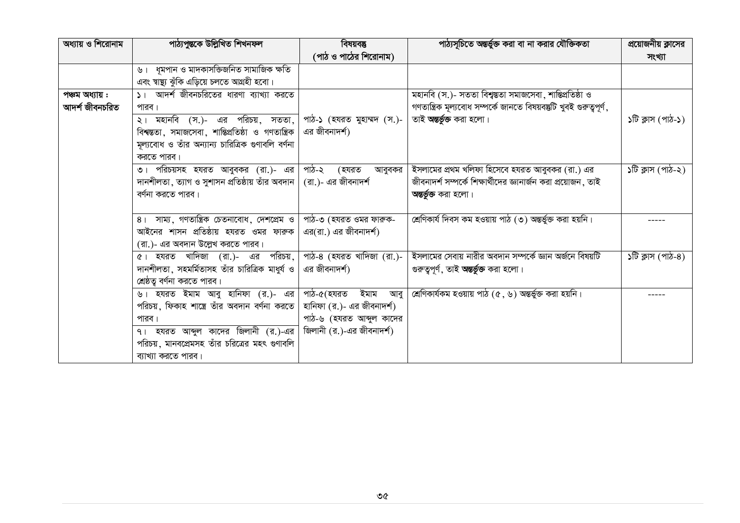| অধ্যায় ও শিরোনাম | পাঠ্যপুস্তকে উল্লিখিত শিখনফল | বিষয়বস্তু (পাঠ ও পাঠের শিরোনাম) | পাঠ্যসূচিতে অন্তর্ভুক্ত করা বা না করার যৌক্তিকতা | প্রয়োজনীয় ক্লাসের সংখ্যা |
|---|---|---|---|---|
| | ৬। ধূমপান ও মাদকাসক্তিজনিত সামাজিক ক্ষতি এবং স্বাস্থ্য ঝুঁকি এড়িয়ে চলতে আগ্রহী হবো। | | | |
| **পঞ্চম অধ্যায় : আদর্শ জীবনচরিত** | ১। আদর্শ জীবনচরিতের ধারণা ব্যাখ্যা করতে পারব। ২। মহানবি (স.)- এর পরিচয়, সততা, বিশ্বস্ততা, সমাজসেবা, শান্তিপ্রতিষ্ঠা ও গণতান্ত্রিক মূল্যবোধ ও তাঁর অন্যান্য চারিত্রিক গুণাবলি বর্ণনা করতে পারব। | পাঠ-১ (হযরত মুহাম্মদ (স.)- এর জীবনাদর্শ) | মহানবি (স.)- সততা বিশ্বস্ততা সমাজসেবা, শান্তিপ্রতিষ্ঠা ও গণতান্ত্রিক মূল্যবোধ সম্পর্কে জানতে বিষয়বস্তুটি খুবই গুরুত্বপূর্ণ, তাই **অন্তর্ভুক্ত** করা হলো। | ১টি ক্লাস (পাঠ-১) |
| | ৩। পরিচয়সহ হযরত আবুবকর (রা.)- এর দানশীলতা, ত্যাগ ও সুশাসন প্রতিষ্ঠায় তাঁর অবদান বর্ণনা করতে পারব। | পাঠ-২ (হযরত আবুবকর (রা.)- এর জীবনাদর্শ | ইসলামের প্রথম খলিফা হিসেবে হযরত আবুবকর (রা.) এর জীবনাদর্শ সম্পর্কে শিক্ষার্থীদের জ্ঞানার্জন করা প্রয়োজন, তাই **অন্তর্ভুক্ত** করা হলো। | ১টি ক্লাস (পাঠ-২) |
| | ৪। সাম্য, গণতান্ত্রিক চেতনাবোধ, দেশপ্রেম ও আইনের শাসন প্রতিষ্ঠায় হযরত ওমর ফারুক (রা.)- এর অবদান উল্লেখ করতে পারব। | পাঠ-৩ (হযরত ওমর ফারুক- এর(রা.) এর জীবনাদর্শ) | শ্রেণিকার্য দিবস কম হওয়ায় পাঠ (৩) অন্তর্ভুক্ত করা হয়নি। | ----- |
| | ৫। হযরত খাদিজা (রা.)- এর পরিচয়, দানশীলতা, সহমর্মিতাসহ তাঁর চারিত্রিক মাধুর্য ও শ্রেষ্ঠত্ব বর্ণনা করতে পারব। | পাঠ-৪ (হযরত খাদিজা (রা.)- এর জীবনাদর্শ) | ইসলামের সেবায় নারীর অবদান সম্পর্কে জ্ঞান অর্জনে বিষয়টি গুরুত্বপূর্ণ, তাই **অন্তর্ভুক্ত** করা হলো। | ১টি ক্লাস (পাঠ-৪) |
| | ৬। হযরত ইমাম আবু হানিফা (র.)- এর পরিচয়, ফিকাহ শাস্ত্রে তাঁর অবদান বর্ণনা করতে পারব। ৭। হযরত আব্দুল কাদের জিলানী (র.)-এর পরিচয়, মানবপ্রেমসহ তাঁর চরিত্রের মহৎ গুণাবলি ব্যাখ্যা করতে পারব। | পাঠ-৫(হযরত ইমাম আবু হানিফা (র.)- এর জীবনাদর্শ) পাঠ-৬ (হযরত আব্দুল কাদের জিলানী (র.)-এর জীবনাদর্শ) | শ্রেণিকার্যকম হওয়ায় পাঠ (৫, ৬) অন্তর্ভুক্ত করা হয়নি। | ----- |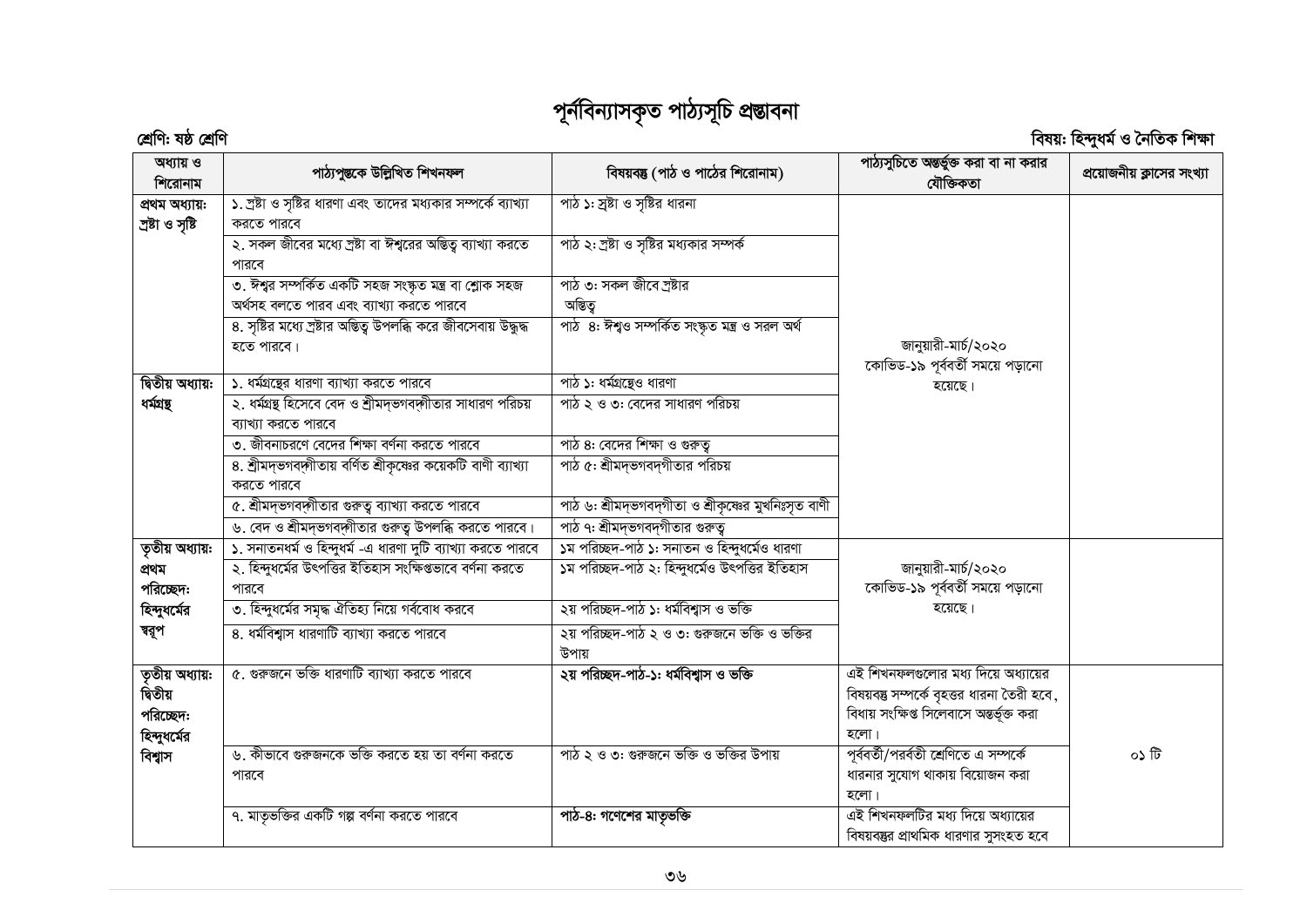# পূর্নবিন্যাসকৃত পাঠ্যসূচি প্রস্তাবনা

**শ্রেণি: ষষ্ঠ শ্রেণি** **বিষয়: হিন্দুধর্ম ও নৈতিক শিক্ষা**

| অধ্যায় ও শিরোনাম | পাঠ্যপুস্তকে উল্লিখিত শিখনফল | বিষয়বস্তু (পাঠ ও পাঠের শিরোনাম) | পাঠ্যসুচিতে অন্তর্ভুক্ত করা বা না করার যৌক্তিকতা | প্রয়োজনীয় ক্লাসের সংখ্যা |
|---|---|---|---|---|
| **প্রথম অধ্যায়: স্রষ্টা ও সৃষ্টি** | ১. স্রষ্টা ও সৃষ্টির ধারণা এবং তাদের মধ্যকার সম্পর্কে ব্যাখ্যা করতে পারবে | পাঠ ১: স্রষ্টা ও সৃষ্টির ধারনা | জানুয়ারী-মার্চ/২০২০ কোভিড-১৯ পূর্ববর্তী সময়ে পড়ানো হয়েছে। | |
| | ২. সকল জীবের মধ্যে স্রষ্টা বা ঈশ্বরের অস্তিত্ব ব্যাখ্যা করতে পারবে | পাঠ ২: স্রষ্টা ও সৃষ্টির মধ্যকার সম্পর্ক | | |
| | ৩. ঈশ্বর সম্পর্কিত একটি সহজ সংস্কৃত মন্ত্র বা শ্লোক সহজ অর্থসহ বলতে পারব এবং ব্যাখ্যা করতে পারবে | পাঠ ৩: সকল জীবে স্রষ্টার অস্তিত্ব | | |
| | ৪. সৃষ্টির মধ্যে স্রষ্টার অস্তিত্ব উপলব্ধি করে জীবসেবায় উদ্বুদ্ধ হতে পারবে। | পাঠ ৪: ঈশ্বও সম্পর্কিত সংস্কৃত মন্ত্র ও সরল অর্থ | | |
| **দ্বিতীয় অধ্যায়: ধর্মগ্রন্থ** | ১. ধর্মগ্রন্থের ধারণা ব্যাখ্যা করতে পারবে | পাঠ ১: ধর্মগ্রন্থেও ধারণা | | |
| | ২. ধর্মগ্রন্থ হিসেবে বেদ ও শ্রীমদ্‌ভগবদ্গীতার সাধারণ পরিচয় ব্যাখ্যা করতে পারবে | পাঠ ২ ও ৩: বেদের সাধারণ পরিচয় | | |
| | ৩. জীবনাচরণে বেদের শিক্ষা বর্ণনা করতে পারবে | পাঠ ৪: বেদের শিক্ষা ও গুরুত্ব | | |
| | ৪. শ্রীমদ্‌ভগবদ্গীতায় বর্ণিত শ্রীকৃষ্ণের কয়েকটি বাণী ব্যাখ্যা করতে পারবে | পাঠ ৫: শ্রীমদ্‌ভগবদ্গীতার পরিচয় | | |
| | ৫. শ্রীমদ্‌ভগবদ্গীতার গুরুত্ব ব্যাখ্যা করতে পারবে | পাঠ ৬: শ্রীমদ্‌ভগবদ্গীতা ও শ্রীকৃষ্ণের মুখনিঃসৃত বাণী | | |
| | ৬. বেদ ও শ্রীমদ্‌ভগবদ্গীতার গুরুত্ব উপলব্ধি করতে পারবে। | পাঠ ৭: শ্রীমদ্‌ভগবদ্গীতার গুরুত্ব | | |
| **তৃতীয় অধ্যায়: প্রথম পরিচ্ছেদ: হিন্দুধর্মের স্বরূপ** | ১. সনাতনধর্ম ও হিন্দুধর্ম -এ ধারণা দুটি ব্যাখ্যা করতে পারবে | ১ম পরিচ্ছদ-পাঠ ১: সনাতন ও হিন্দুধর্মেও ধারণা | জানুয়ারী-মার্চ/২০২০ কোভিড-১৯ পূর্ববর্তী সময়ে পড়ানো হয়েছে। | |
| | ২. হিন্দুধর্মের উৎপত্তির ইতিহাস সংক্ষিপ্তভাবে বর্ণনা করতে পারবে | ১ম পরিচ্ছদ-পাঠ ২: হিন্দুধর্মেও উৎপত্তির ইতিহাস | | |
| | ৩. হিন্দুধর্মের সমৃদ্ধ ঐতিহ্য নিয়ে গর্ববোধ করবে | ২য় পরিচ্ছদ-পাঠ ১: ধর্মবিশ্বাস ও ভক্তি | | |
| | ৪. ধর্মবিশ্বাস ধারণাটি ব্যাখ্যা করতে পারবে | ২য় পরিচ্ছদ-পাঠ ২ ও ৩: গুরুজনে ভক্তি ও ভক্তির উপায় | | |
| **তৃতীয় অধ্যায়: দ্বিতীয় পরিচ্ছেদ: হিন্দুধর্মের বিশ্বাস** | ৫. গুরুজনে ভক্তি ধারণাটি ব্যাখ্যা করতে পারবে | **২য় পরিচ্ছদ-পাঠ-১: ধর্মবিশ্বাস ও ভক্তি** | এই শিখনফলগুলোর মধ্য দিয়ে অধ্যায়ের বিষয়বস্তু সম্পর্কে বৃহত্তর ধারনা তৈরী হবে, বিধায় সংক্ষিপ্ত সিলেবাসে অন্তর্ভূক্ত করা হলো। | ০১ টি |
| | ৬. কীভাবে গুরুজনকে ভক্তি করতে হয় তা বর্ণনা করতে পারবে | পাঠ ২ ও ৩: গুরুজনে ভক্তি ও ভক্তির উপায় | পূর্ববর্তী/পরবর্তী শ্রেণিতে এ সম্পর্কে ধারনার সুযোগ থাকায় বিয়োজন করা হলো। | |
| | ৭. মাতৃভক্তির একটি গল্প বর্ণনা করতে পারবে | **পাঠ-৪: গণেশের মাতৃভক্তি** | এই শিখনফলটির মধ্য দিয়ে অধ্যায়ের বিষয়বস্তুর প্রাথমিক ধারণার সুসংহত হবে | |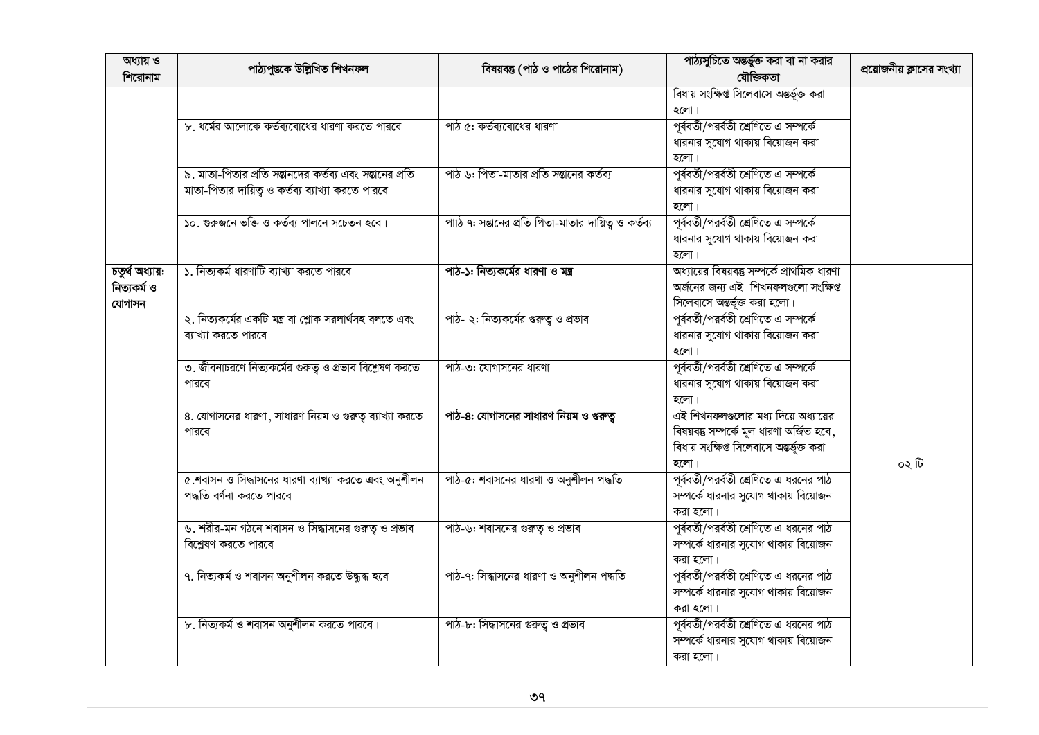| অধ্যায় ও শিরোনাম | পাঠ্যপুস্তকে উল্লিখিত শিখনফল | বিষয়বস্তু (পাঠ ও পাঠের শিরোনাম) | পাঠ্যসুচিতে অন্তর্ভুক্ত করা বা না করার যৌক্তিকতা | প্রয়োজনীয় ক্লাসের সংখ্যা |
|---|---|---|---|---|
| | | | বিধায় সংক্ষিপ্ত সিলেবাসে অন্তর্ভুক্ত করা হলো। | |
| | ৮. ধর্মের আলোকে কর্তব্যবোধের ধারণা করতে পারবে | পাঠ ৫: কর্তব্যবোধের ধারণা | পূর্ববর্তী/পরবর্তী শ্রেণিতে এ সম্পর্কে ধারনার সুযোগ থাকায় বিয়োজন করা হলো। | |
| | ৯. মাতা-পিতার প্রতি সন্তানদের কর্তব্য এবং সন্তানের প্রতি মাতা-পিতার দায়িত্ব ও কর্তব্য ব্যাখ্যা করতে পারবে | পাঠ ৬: পিতা-মাতার প্রতি সন্তানের কর্তব্য | পূর্ববর্তী/পরবর্তী শ্রেণিতে এ সম্পর্কে ধারনার সুযোগ থাকায় বিয়োজন করা হলো। | |
| | ১০. গুরুজনে ভক্তি ও কর্তব্য পালনে সচেতন হবে। | পাঠ ৭: সন্তানের প্রতি পিতা-মাতার দায়িত্ব ও কর্তব্য | পূর্ববর্তী/পরবর্তী শ্রেণিতে এ সম্পর্কে ধারনার সুযোগ থাকায় বিয়োজন করা হলো। | |
| **চতুর্থ অধ্যায়: নিত্যকর্ম ও যোগাসন** | ১. নিত্যকর্ম ধারণাটি ব্যাখ্যা করতে পারবে | **পাঠ-১: নিত্যকর্মের ধারণা ও মন্ত্র** | অধ্যায়ের বিষয়বস্তু সম্পর্কে প্রাথমিক ধারণা অর্জনের জন্য এই শিখনফলগুলো সংক্ষিপ্ত সিলেবাসে অন্তর্ভুক্ত করা হলো। | ০২ টি |
| | ২. নিত্যকর্মের একটি মন্ত্র বা শ্লোক সরলার্থসহ বলতে এবং ব্যাখ্যা করতে পারবে | পাঠ- ২: নিত্যকর্মের গুরুত্ব ও প্রভাব | পূর্ববর্তী/পরবর্তী শ্রেণিতে এ সম্পর্কে ধারনার সুযোগ থাকায় বিয়োজন করা হলো। | |
| | ৩. জীবনাচরণে নিত্যকর্মের গুরুত্ব ও প্রভাব বিশ্লেষণ করতে পারবে | পাঠ-৩: যোগাসনের ধারণা | পূর্ববর্তী/পরবর্তী শ্রেণিতে এ সম্পর্কে ধারনার সুযোগ থাকায় বিয়োজন করা হলো। | |
| | ৪. যোগাসনের ধারণা, সাধারণ নিয়ম ও গুরুত্ব ব্যাখ্যা করতে পারবে | **পাঠ-৪: যোগাসনের সাধারণ নিয়ম ও গুরুত্ব** | এই শিখনফলগুলোর মধ্য দিয়ে অধ্যায়ের বিষয়বস্তু সম্পর্কে মূল ধারণা অর্জিত হবে, বিধায় সংক্ষিপ্ত সিলেবাসে অন্তর্ভুক্ত করা হলো। | |
| | ৫.শবাসন ও সিদ্ধাসনের ধারণা ব্যাখ্যা করতে এবং অনুশীলন পদ্ধতি বর্ণনা করতে পারবে | পাঠ-৫: শবাসনের ধারণা ও অনুশীলন পদ্ধতি | পূর্ববর্তী/পরবর্তী শ্রেণিতে এ ধরনের পাঠ সম্পর্কে ধারনার সুযোগ থাকায় বিয়োজন করা হলো। | |
| | ৬. শরীর-মন গঠনে শবাসন ও সিদ্ধাসনের গুরুত্ব ও প্রভাব বিশ্লেষণ করতে পারবে | পাঠ-৬: শবাসনের গুরুত্ব ও প্রভাব | পূর্ববর্তী/পরবর্তী শ্রেণিতে এ ধরনের পাঠ সম্পর্কে ধারনার সুযোগ থাকায় বিয়োজন করা হলো। | |
| | ৭. নিত্যকর্ম ও শবাসন অনুশীলন করতে উদ্বুদ্ধ হবে | পাঠ-৭: সিদ্ধাসনের ধারণা ও অনুশীলন পদ্ধতি | পূর্ববর্তী/পরবর্তী শ্রেণিতে এ ধরনের পাঠ সম্পর্কে ধারনার সুযোগ থাকায় বিয়োজন করা হলো। | |
| | ৮. নিত্যকর্ম ও শবাসন অনুশীলন করতে পারবে। | পাঠ-৮: সিদ্ধাসনের গুরুত্ব ও প্রভাব | পূর্ববর্তী/পরবর্তী শ্রেণিতে এ ধরনের পাঠ সম্পর্কে ধারনার সুযোগ থাকায় বিয়োজন করা হলো। | |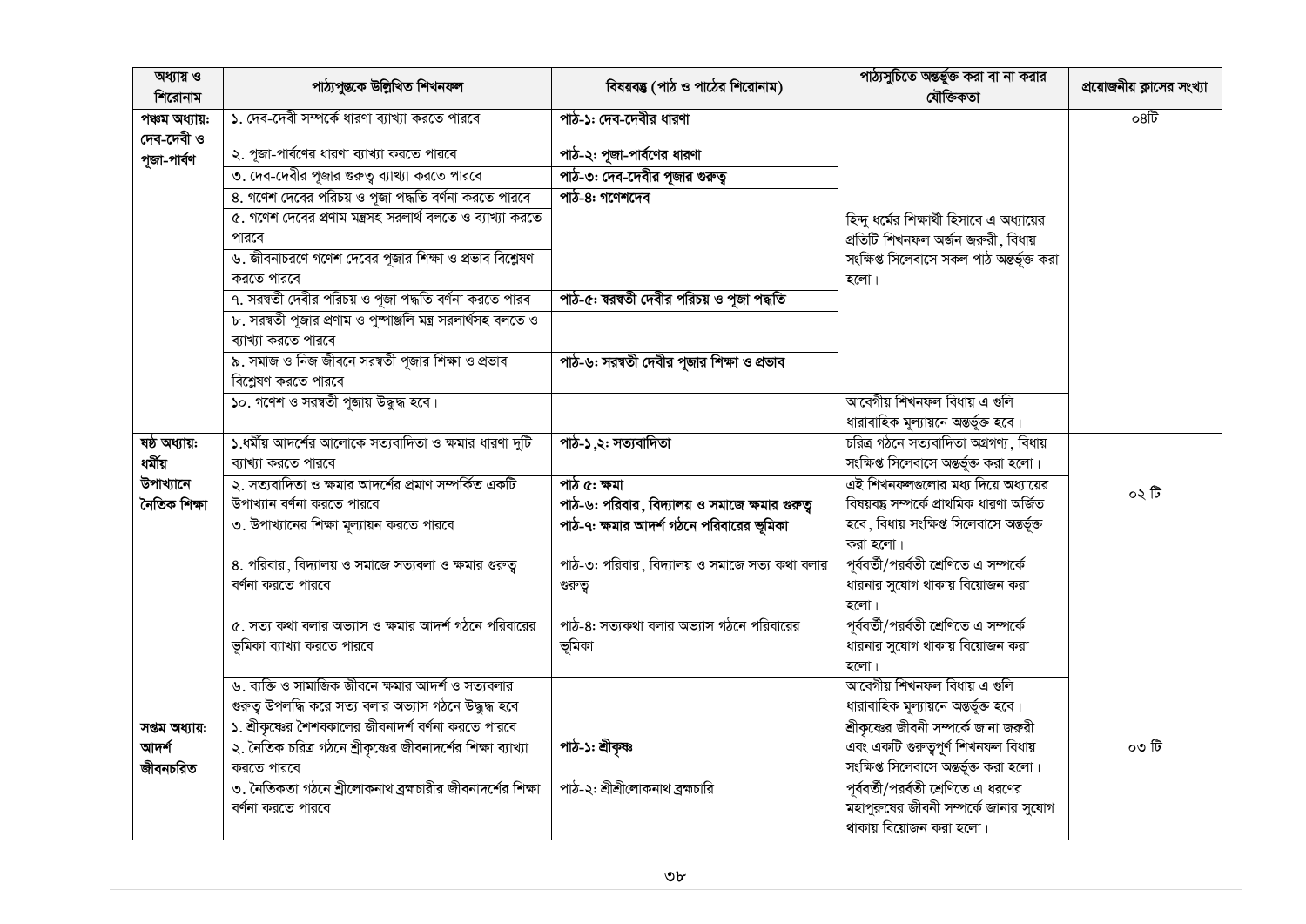| অধ্যায় ও শিরোনাম | পাঠ্যপুস্তকে উল্লিখিত শিখনফল | বিষয়বস্তু (পাঠ ও পাঠের শিরোনাম) | পাঠ্যসুচিতে অন্তর্ভুক্ত করা বা না করার যৌক্তিকতা | প্রয়োজনীয় ক্লাসের সংখ্যা |
|---|---|---|---|---|
| পঞ্চম অধ্যায়: দেব-দেবী ও পূজা-পার্বণ | ১. দেব-দেবী সম্পর্কে ধারণা ব্যাখ্যা করতে পারবে | **পাঠ-১: দেব-দেবীর ধারণা** | হিন্দু ধর্মের শিক্ষার্থী হিসাবে এ অধ্যায়ের প্রতিটি শিখনফল অর্জন জরুরী, বিধায় সংক্ষিপ্ত সিলেবাসে সকল পাঠ অন্তর্ভূক্ত করা হলো। | ০৪টি |
| | ২. পূজা-পার্বণের ধারণা ব্যাখ্যা করতে পারবে | **পাঠ-২: পূজা-পার্বণের ধারণা** | | |
| | ৩. দেব-দেবীর পূজার গুরুত্ব ব্যাখ্যা করতে পারবে | **পাঠ-৩: দেব-দেবীর পূজার গুরুত্ব** | | |
| | ৪. গণেশ দেবের পরিচয় ও পূজা পদ্ধতি বর্ণনা করতে পারবে | **পাঠ-৪: গণেশদেব** | | |
| | ৫. গণেশ দেবের প্রণাম মন্ত্রসহ সরলার্থ বলতে ও ব্যাখ্যা করতে পারবে | | | |
| | ৬. জীবনাচরণে গণেশ দেবের পূজার শিক্ষা ও প্রভাব বিশ্লেষণ করতে পারবে | | | |
| | ৭. সরস্বতী দেবীর পরিচয় ও পূজা পদ্ধতি বর্ণনা করতে পারব | **পাঠ-৫: স্বরস্বতী দেবীর পরিচয় ও পূজা পদ্ধতি** | | |
| | ৮. সরস্বতী পূজার প্রণাম ও পুষ্পাঞ্জলি মন্ত্র সরলার্থসহ বলতে ও ব্যাখ্যা করতে পারবে | | | |
| | ৯. সমাজ ও নিজ জীবনে সরস্বতী পূজার শিক্ষা ও প্রভাব বিশ্লেষণ করতে পারবে | **পাঠ-৬: সরস্বতী দেবীর পূজার শিক্ষা ও প্রভাব** | | |
| | ১০. গণেশ ও সরস্বতী পূজায় উদ্ধুদ্ধ হবে। | | আবেগীয় শিখনফল বিধায় এ গুলি ধারাবাহিক মূল্যায়নে অন্তর্ভূক্ত হবে। | |
| ষষ্ঠ অধ্যায়: ধর্মীয় উপাখ্যানে নৈতিক শিক্ষা | ১.ধর্মীয় আদর্শের আলোকে সত্যবাদিতা ও ক্ষমার ধারণা দুটি ব্যাখ্যা করতে পারবে | **পাঠ-১,২: সত্যবাদিতা** | চরিত্র গঠনে সত্যবাদিতা অগ্রগণ্য, বিধায় সংক্ষিপ্ত সিলেবাসে অন্তর্ভূক্ত করা হলো। | ০২ টি |
| | ২. সত্যবাদিতা ও ক্ষমার আদর্শের প্রমাণ সম্পর্কিত একটি উপাখ্যান বর্ণনা করতে পারবে | **পাঠ ৫: ক্ষমা** **পাঠ-৬: পরিবার, বিদ্যালয় ও সমাজে ক্ষমার গুরুত্ব** | এই শিখনফলগুলোর মধ্য দিয়ে অধ্যায়ের বিষয়বস্তু সম্পর্কে প্রাথমিক ধারণা অর্জিত হবে, বিধায় সংক্ষিপ্ত সিলেবাসে অন্তর্ভূক্ত করা হলো। | |
| | ৩. উপাখ্যানের শিক্ষা মূল্যায়ন করতে পারবে | **পাঠ-৭: ক্ষমার আদর্শ গঠনে পরিবারের ভূমিকা** | | |
| | ৪. পরিবার, বিদ্যালয় ও সমাজে সত্যবলা ও ক্ষমার গুরুত্ব বর্ণনা করতে পারবে | পাঠ-৩: পরিবার, বিদ্যালয় ও সমাজে সত্য কথা বলার গুরুত্ব | পূর্ববর্তী/পরবর্তী শ্রেণিতে এ সম্পর্কে ধারনার সুযোগ থাকায় বিয়োজন করা হলো। | |
| | ৫. সত্য কথা বলার অভ্যাস ও ক্ষমার আদর্শ গঠনে পরিবারের ভূমিকা ব্যাখ্যা করতে পারবে | পাঠ-৪: সত্যকথা বলার অভ্যাস গঠনে পরিবারের ভূমিকা | পূর্ববর্তী/পরবর্তী শ্রেণিতে এ সম্পর্কে ধারনার সুযোগ থাকায় বিয়োজন করা হলো। | |
| | ৬. ব্যক্তি ও সামাজিক জীবনে ক্ষমার আদর্শ ও সত্যবলার গুরুত্ব উপলদ্ধি করে সত্য বলার অভ্যাস গঠনে উদ্ধুদ্ধ হবে | | আবেগীয় শিখনফল বিধায় এ গুলি ধারাবাহিক মূল্যায়নে অন্তর্ভূক্ত হবে। | |
| সপ্তম অধ্যায়: আদর্শ জীবনচরিত | ১. শ্রীকৃষ্ণের শৈশবকালের জীবনাদর্শ বর্ণনা করতে পারবে | **পাঠ-১: শ্রীকৃষ্ণ** | শ্রীকৃষ্ণের জীবনী সম্পর্কে জানা জরুরী এবং একটি গুরুত্বপূর্ণ শিখনফল বিধায় সংক্ষিপ্ত সিলেবাসে অন্তর্ভূক্ত করা হলো। | ০৩ টি |
| | ২. নৈতিক চরিত্র গঠনে শ্রীকৃষ্ণের জীবনাদর্শের শিক্ষা ব্যাখ্যা করতে পারবে | | | |
| | ৩. নৈতিকতা গঠনে শ্রীলোকনাথ ব্রহ্মচারীর জীবনাদর্শের শিক্ষা বর্ণনা করতে পারবে | পাঠ-২: শ্রীশ্রীলোকনাথ ব্রহ্মচারি | পূর্ববর্তী/পরবর্তী শ্রেণিতে এ ধরণের মহাপুরুষের জীবনী সম্পর্কে জানার সুযোগ থাকায় বিয়োজন করা হলো। | |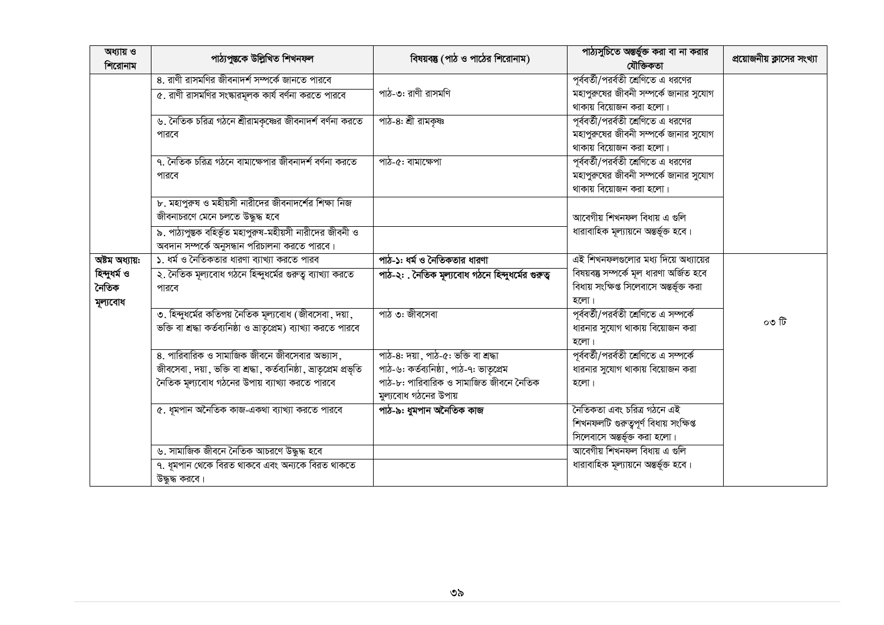| অধ্যায় ও শিরোনাম | পাঠ্যপুস্তকে উল্লিখিত শিখনফল | বিষয়বস্তু (পাঠ ও পাঠের শিরোনাম) | পাঠ্যসুচিতে অন্তর্ভুক্ত করা বা না করার যৌক্তিকতা | প্রয়োজনীয় ক্লাসের সংখ্যা |
|---|---|---|---|---|
| | ৪. রাণী রাসমণির জীবনাদর্শ সম্পর্কে জানতে পারবে | পাঠ-৩: রাণী রাসমণি | পূর্ববর্তী/পরবর্তী শ্রেণিতে এ ধরণের মহাপুরুষের জীবনী সম্পর্কে জানার সুযোগ থাকায় বিয়োজন করা হলো। | |
| | ৫. রাণী রাসমণির সংস্কারমূলক কার্য বর্ণনা করতে পারবে | | | |
| | ৬. নৈতিক চরিত্র গঠনে শ্রীরামকৃষ্ণের জীবনাদর্শ বর্ণনা করতে পারবে | পাঠ-৪: শ্রী রামকৃষ্ণ | পূর্ববর্তী/পরবর্তী শ্রেণিতে এ ধরণের মহাপুরুষের জীবনী সম্পর্কে জানার সুযোগ থাকায় বিয়োজন করা হলো। | |
| | ৭. নৈতিক চরিত্র গঠনে বামাক্ষেপার জীবনাদর্শ বর্ণনা করতে পারবে | পাঠ-৫: বামাক্ষেপা | পূর্ববর্তী/পরবর্তী শ্রেণিতে এ ধরণের মহাপুরুষের জীবনী সম্পর্কে জানার সুযোগ থাকায় বিয়োজন করা হলো। | |
| | ৮. মহাপুরুষ ও মহীয়সী নারীদের জীবনাদর্শের শিক্ষা নিজ জীবনাচরণে মেনে চলতে উদ্বুদ্ধ হবে | | আবেগীয় শিখনফল বিধায় এ গুলি ধারাবাহিক মূল্যায়নে অন্তর্ভূক্ত হবে। | |
| | ৯. পাঠ্যপুস্তক বহির্ভূত মহাপুরুষ-মহীয়সী নারীদের জীবনী ও অবদান সম্পর্কে অনুসন্ধান পরিচালনা করতে পারবে। | | | |
| **অষ্টম অধ্যায়: হিন্দুধর্ম ও নৈতিক মূল্যবোধ** | ১. ধর্ম ও নৈতিকতার ধারণা ব্যাখ্যা করতে পারব | **পাঠ-১: ধর্ম ও নৈতিকতার ধারণা** | এই শিখনফলগুলোর মধ্য দিয়ে অধ্যায়ের বিষয়বস্তু সম্পর্কে মূল ধারণা অর্জিত হবে বিধায় সংক্ষিপ্ত সিলেবাসে অন্তর্ভূক্ত করা হলো। | ০৩ টি |
| | ২. নৈতিক মূল্যবোধ গঠনে হিন্দুধর্মের গুরুত্ব ব্যাখ্যা করতে পারবে | **পাঠ-২: . নৈতিক মূল্যবোধ গঠনে হিন্দুধর্মের গুরুত্ব** | | |
| | ৩. হিন্দুধর্মের কতিপয় নৈতিক মূল্যবোধ (জীবসেবা, দয়া, ভক্তি বা শ্রদ্ধা কর্তব্যনিষ্ঠা ও ভ্রাতৃপ্রেম) ব্যাখ্যা করতে পারবে | পাঠ ৩: জীবসেবা | পূর্ববর্তী/পরবর্তী শ্রেণিতে এ সম্পর্কে ধারনার সুযোগ থাকায় বিয়োজন করা হলো। | |
| | ৪. পারিবারিক ও সামাজিক জীবনে জীবসেবার অভ্যাস, জীবসেবা, দয়া, ভক্তি বা শ্রদ্ধা, কর্তব্যনিষ্ঠা, ভ্রাতৃপ্রেম প্রভৃতি নৈতিক মূল্যবোধ গঠনের উপায় ব্যাখ্যা করতে পারবে | পাঠ-৪: দয়া, পাঠ-৫: ভক্তি বা শ্রদ্ধা<br>পাঠ-৬: কর্তব্যনিষ্ঠা, পাঠ-৭: ভাতৃপ্রেম<br>পাঠ-৮: পারিবারিক ও সামাজিত জীবনে নৈতিক মূল্যবোধ গঠনের উপায় | পূর্ববর্তী/পরবর্তী শ্রেণিতে এ সম্পর্কে ধারনার সুযোগ থাকায় বিয়োজন করা হলো। | |
| | ৫. ধূমপান অনৈতিক কাজ-একথা ব্যাখ্যা করতে পারবে | **পাঠ-৯: ধুমপান অনৈতিক কাজ** | নৈতিকতা এবং চরিত্র গঠনে এই শিখনফলটি গুরুত্বপূর্ণ বিধায় সংক্ষিপ্ত সিলেবাসে অন্তর্ভূক্ত করা হলো। | |
| | ৬. সামাজিক জীবনে নৈতিক আচরণে উদ্বুদ্ধ হবে | | আবেগীয় শিখনফল বিধায় এ গুলি ধারাবাহিক মূল্যায়নে অন্তর্ভূক্ত হবে। | |
| | ৭. ধূমপান থেকে বিরত থাকবে এবং অন্যকে বিরত থাকতে উদ্বুদ্ধ করবে। | | | |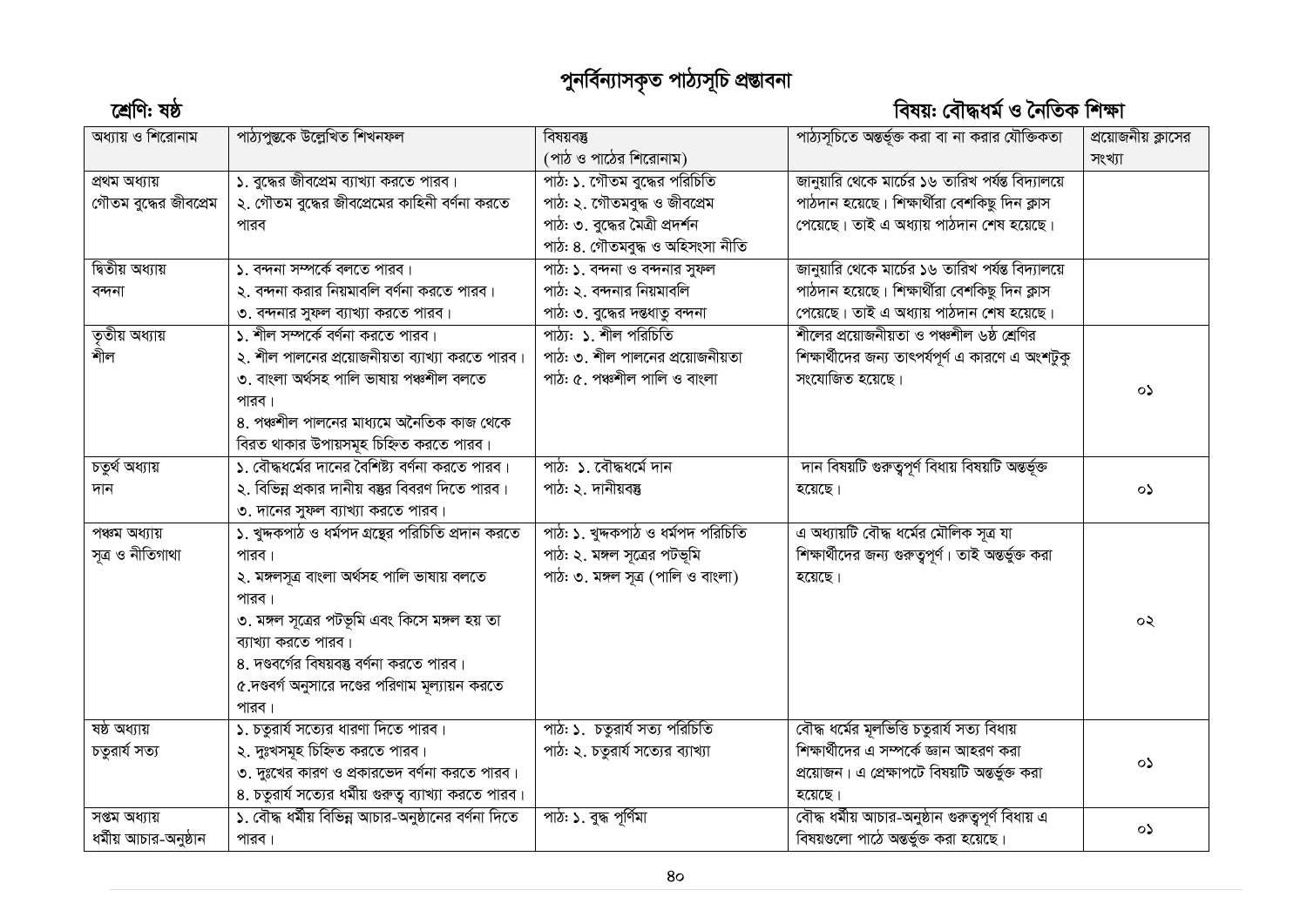# পুনর্বিন্যাসকৃত পাঠ্যসূচি প্রস্তাবনা

**শ্রেণি: ষষ্ঠ** **বিষয়: বৌদ্ধধর্ম ও নৈতিক শিক্ষা**

| অধ্যায় ও শিরোনাম | পাঠ্যপুস্তকে উল্লেখিত শিখনফল | বিষয়বস্তু (পাঠ ও পাঠের শিরোনাম) | পাঠ্যসূচিতে অন্তর্ভুক্ত করা বা না করার যৌক্তিকতা | প্রয়োজনীয় ক্লাসের সংখ্যা |
|---|---|---|---|---|
| প্রথম অধ্যায় গৌতম বুদ্ধের জীবপ্রেম | ১. বুদ্ধের জীবপ্রেম ব্যাখ্যা করতে পারব। ২. গৌতম বুদ্ধের জীবপ্রেমের কাহিনী বর্ণনা করতে পারব | পাঠ: ১. গৌতম বুদ্ধের পরিচিতি পাঠ: ২. গৌতমবুদ্ধ ও জীবপ্রেম পাঠ: ৩. বুদ্ধের মৈত্রী প্রদর্শন পাঠ: ৪. গৌতমবুদ্ধ ও অহিসংসা নীতি | জানুয়ারি থেকে মার্চের ১৬ তারিখ পর্যন্ত বিদ্যালয়ে পাঠদান হয়েছে। শিক্ষার্থীরা বেশকিছু দিন ক্লাস পেয়েছে। তাই এ অধ্যায় পাঠদান শেষ হয়েছে। | |
| দ্বিতীয় অধ্যায় বন্দনা | ১. বন্দনা সম্পর্কে বলতে পারব। ২. বন্দনা করার নিয়মাবলি বর্ণনা করতে পারব। ৩. বন্দনার সুফল ব্যাখ্যা করতে পারব। | পাঠ: ১. বন্দনা ও বন্দনার সুফল পাঠ: ২. বন্দনার নিয়মাবলি পাঠ: ৩. বুদ্ধের দন্তধাতু বন্দনা | জানুয়ারি থেকে মার্চের ১৬ তারিখ পর্যন্ত বিদ্যালয়ে পাঠদান হয়েছে। শিক্ষার্থীরা বেশকিছু দিন ক্লাস পেয়েছে। তাই এ অধ্যায় পাঠদান শেষ হয়েছে। | |
| তৃতীয় অধ্যায় শীল | ১. শীল সম্পর্কে বর্ণনা করতে পারব। ২. শীল পালনের প্রয়োজনীয়তা ব্যাখ্যা করতে পারব। ৩. বাংলা অর্থসহ পালি ভাষায় পঞ্চশীল বলতে পারব। ৪. পঞ্চশীল পালনের মাধ্যমে অনৈতিক কাজ থেকে বিরত থাকার উপায়সমূহ চিহ্নিত করতে পারব। | পাঠ্য: ১. শীল পরিচিতি পাঠ: ৩. শীল পালনের প্রয়োজনীয়তা পাঠ: ৫. পঞ্চশীল পালি ও বাংলা | শীলের প্রয়োজনীয়তা ও পঞ্চশীল ৬ষ্ঠ শ্রেণির শিক্ষার্থীদের জন্য তাৎপর্যপূর্ণ এ কারণে এ অংশটুকু সংযোজিত হয়েছে। | ০১ |
| চতুর্থ অধ্যায় দান | ১. বৌদ্ধধর্মের দানের বৈশিষ্ট্য বর্ণনা করতে পারব। ২. বিভিন্ন প্রকার দানীয় বস্তুর বিবরণ দিতে পারব। ৩. দানের সুফল ব্যাখ্যা করতে পারব। | পাঠ: ১. বৌদ্ধধর্মে দান পাঠ: ২. দানীয়বস্তু | দান বিষয়টি গুরুত্বপূর্ণ বিধায় বিষয়টি অন্তর্ভূক্ত হয়েছে। | ০১ |
| পঞ্চম অধ্যায় সূত্র ও নীতিগাথা | ১. খুদ্দকপাঠ ও ধর্মপদ গ্রন্থের পরিচিতি প্রদান করতে পারব। ২. মঙ্গলসূত্র বাংলা অর্থসহ পালি ভাষায় বলতে পারব। ৩. মঙ্গল সূত্রের পটভূমি এবং কিসে মঙ্গল হয় তা ব্যাখ্যা করতে পারব। ৪. দণ্ডবর্গের বিষয়বস্তু বর্ণনা করতে পারব। ৫.দণ্ডবর্গ অনুসারে দণ্ডের পরিণাম মূল্যায়ন করতে পারব। | পাঠ: ১. খুদ্দকপাঠ ও ধর্মপদ পরিচিতি পাঠ: ২. মঙ্গল সূত্রের পটভূমি পাঠ: ৩. মঙ্গল সূত্র (পালি ও বাংলা) | এ অধ্যায়টি বৌদ্ধ ধর্মের মৌলিক সূত্র যা শিক্ষার্থীদের জন্য গুরুত্বপূর্ণ। তাই অন্তর্ভুক্ত করা হয়েছে। | ০২ |
| ষষ্ঠ অধ্যায় চতুরার্য সত্য | ১. চতুরার্য সত্যের ধারণা দিতে পারব। ২. দুঃখসমূহ চিহ্নিত করতে পারব। ৩. দুঃখের কারণ ও প্রকারভেদ বর্ণনা করতে পারব। ৪. চতুরার্য সত্যের ধর্মীয় গুরুত্ব ব্যাখ্যা করতে পারব। | পাঠ: ১. চতুরার্য সত্য পরিচিতি পাঠ: ২. চতুরার্য সত্যের ব্যাখ্যা | বৌদ্ধ ধর্মের মূলভিত্তি চতুরার্য সত্য বিধায় শিক্ষার্থীদের এ সম্পর্কে জ্ঞান আহরণ করা প্রয়োজন। এ প্রেক্ষাপটে বিষয়টি অন্তর্ভুক্ত করা হয়েছে। | ০১ |
| সপ্তম অধ্যায় ধর্মীয় আচার-অনুষ্ঠান | ১. বৌদ্ধ ধর্মীয় বিভিন্ন আচার-অনুষ্ঠানের বর্ণনা দিতে পারব। | পাঠ: ১. বুদ্ধ পূর্ণিমা | বৌদ্ধ ধর্মীয় আচার-অনুষ্ঠান গুরুত্বপূর্ণ বিধায় এ বিষয়গুলো পাঠে অন্তর্ভুক্ত করা হয়েছে। | ০১ |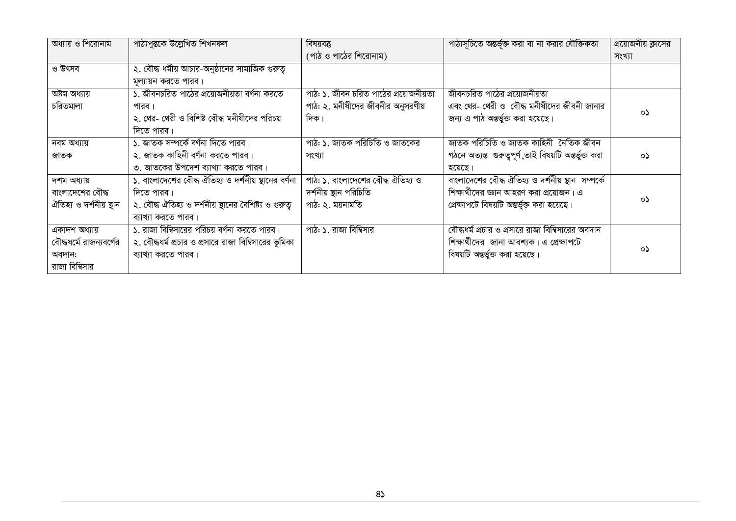| অধ্যায় ও শিরোনাম | পাঠ্যপুস্তকে উল্লেখিত শিখনফল | বিষয়বস্তু (পাঠ ও পাঠের শিরোনাম) | পাঠ্যসূচিতে অন্তর্ভূক্ত করা বা না করার যৌক্তিকতা | প্রয়োজনীয় ক্লাসের সংখ্যা |
|---|---|---|---|---|
| ও উৎসব | ২. বৌদ্ধ ধর্মীয় আচার-অনুষ্ঠানের সামাজিক গুরুত্ব মূল্যায়ন করতে পারব। | | | |
| অষ্টম অধ্যায় চরিতমালা | ১. জীবনচরিত পাঠের প্রয়োজনীয়তা বর্ণনা করতে পারব। ২. থের- থেরী ও বিশিষ্ট বৌদ্ধ মনীষীদের পরিচয় দিতে পারব। | পাঠ: ১. জীবন চরিত পাঠের প্রয়োজনীয়তা পাঠ: ২. মনীষীদের জীবনীর অনুসরণীয় দিক। | জীবনচরিত পাঠের প্রয়োজনীয়তা এবং থের- থেরী ও বৌদ্ধ মনীষীদের জীবনী জানার জন্য এ পাঠ অন্তর্ভূক্ত করা হয়েছে। | ০১ |
| নবম অধ্যায় জাতক | ১. জাতক সম্পর্কে বর্ণনা দিতে পারব। ২. জাতক কাহিনী বর্ণনা করতে পারব। ৩. জাতকের উপদেশ ব্যাখ্যা করতে পারব। | পাঠ: ১. জাতক পরিচিতি ও জাতকের সংখ্যা | জাতক পরিচিতি ও জাতক কাহিনী নৈতিক জীবন গঠনে অত্যন্ত গুরুত্বপূর্ণ,তাই বিষয়টি অন্তর্ভুক্ত করা হয়েছে। | ০১ |
| দশম অধ্যায় বাংলাদেশের বৌদ্ধ ঐতিহ্য ও দর্শনীয় স্থান | ১. বাংলাদেশের বৌদ্ধ ঐতিহ্য ও দর্শনীয় স্থানের বর্ণনা দিতে পারব। ২. বৌদ্ধ ঐতিহ্য ও দর্শনীয় স্থানের বৈশিষ্ট্য ও গুরুত্ব ব্যাখ্যা করতে পারব। | পাঠ: ১. বাংলাদেশের বৌদ্ধ ঐতিহ্য ও দর্শনীয় স্থান পরিচিতি পাঠ: ২. ময়নামতি | বাংলাদেশের বৌদ্ধ ঐতিহ্য ও দর্শনীয় স্থান সম্পর্কে শিক্ষার্থীদের জ্ঞান আহরণ করা প্রয়োজন। এ প্রেক্ষাপটে বিষয়টি অন্তর্ভুক্ত করা হয়েছে। | ০১ |
| একাদশ অধ্যায় বৌদ্ধধর্মে রাজন্যবর্গের অবদান: রাজা বিম্বিসার | ১. রাজা বিম্বিসারের পরিচয় বর্ণনা করতে পারব। ২. বৌদ্ধধর্ম প্রচার ও প্রসারে রাজা বিম্বিসারের ভূমিকা ব্যাখ্যা করতে পারব। | পাঠ: ১. রাজা বিম্বিসার | বৌদ্ধধর্ম প্রচার ও প্রসারে রাজা বিম্বিসারের অবদান শিক্ষার্থীদের জানা আবশ্যক। এ প্রেক্ষাপটে বিষয়টি অন্তর্ভুক্ত করা হয়েছে। | ০১ |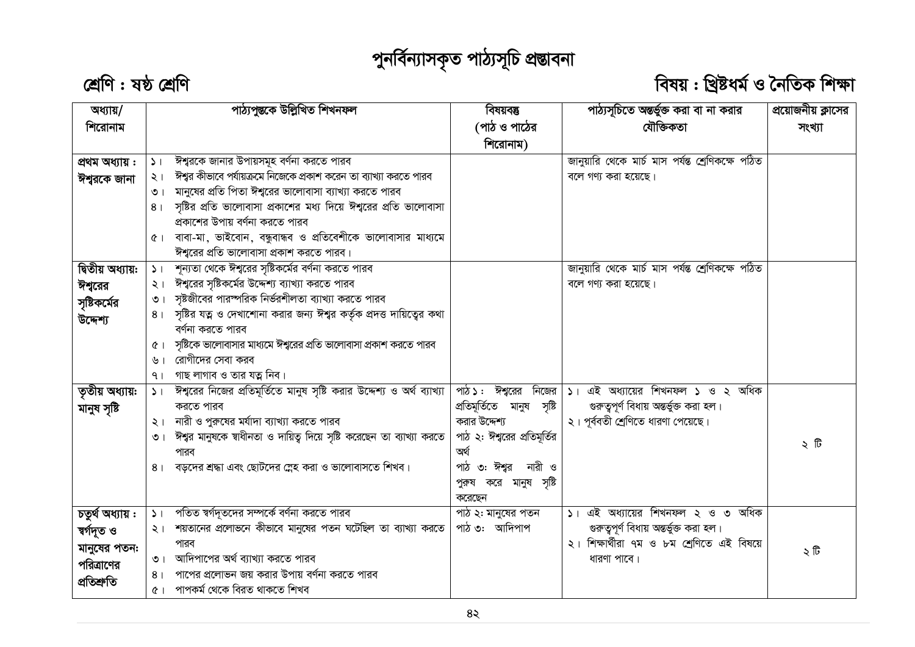# পুনর্বিন্যাসকৃত পাঠ্যসূচি প্রস্তাবনা

**শ্রেণি : ষষ্ঠ শ্রেণি**

**বিষয় : খ্রিষ্টধর্ম ও নৈতিক শিক্ষা**

| অধ্যায়/ শিরোনাম | পাঠ্যপুস্তকে উল্লিখিত শিখনফল | বিষয়বস্তু (পাঠ ও পাঠের শিরোনাম) | পাঠ্যসূচিতে অন্তর্ভুক্ত করা বা না করার যৌক্তিকতা | প্রয়োজনীয় ক্লাসের সংখ্যা |
|---|---|---|---|---|
| **প্রথম অধ্যায় : ঈশ্বরকে জানা** | ১। ঈশ্বরকে জানার উপায়সমূহ বর্ণনা করতে পারব<br>২। ঈশ্বর কীভাবে পর্যায়ক্রমে নিজেকে প্রকাশ করেন তা ব্যাখ্যা করতে পারব<br>৩। মানুষের প্রতি পিতা ঈশ্বরের ভালোবাসা ব্যাখ্যা করতে পারব<br>৪। সৃষ্টির প্রতি ভালোবাসা প্রকাশের মধ্য দিয়ে ঈশ্বরের প্রতি ভালোবাসা প্রকাশের উপায় বর্ণনা করতে পারব<br>৫। বাবা-মা, ভাইবোন, বন্ধুবান্ধব ও প্রতিবেশীকে ভালোবাসার মাধ্যমে ঈশ্বরের প্রতি ভালোবাসা প্রকাশ করতে পারব। | | জানুয়ারি থেকে মার্চ মাস পর্যন্ত শ্রেণিকক্ষে পঠিত বলে গণ্য করা হয়েছে। | |
| **দ্বিতীয় অধ্যায়: ঈশ্বরের সৃষ্টিকর্মের উদ্দেশ্য** | ১। শূন্যতা থেকে ঈশ্বরের সৃষ্টিকর্মের বর্ণনা করতে পারব<br>২। ঈশ্বরের সৃষ্টিকর্মের উদ্দেশ্য ব্যাখ্যা করতে পারব<br>৩। সৃষ্টজীবের পারস্পরিক নির্ভরশীলতা ব্যাখ্যা করতে পারব<br>৪। সৃষ্টির যত্ন ও দেখাশোনা করার জন্য ঈশ্বর কর্তৃক প্রদত্ত দায়িত্বের কথা বর্ণনা করতে পারব<br>৫। সৃষ্টিকে ভালোবাসার মাধ্যমে ঈশ্বরের প্রতি ভালোবাসা প্রকাশ করতে পারব<br>৬। রোগীদের সেবা করব<br>৭। গাছ লাগাব ও তার যত্ন নিব। | | জানুয়ারি থেকে মার্চ মাস পর্যন্ত শ্রেণিকক্ষে পঠিত বলে গণ্য করা হয়েছে। | |
| **তৃতীয় অধ্যায়: মানুষ সৃষ্টি** | ১। ঈশ্বরের নিজের প্রতিমূর্তিতে মানুষ সৃষ্টি করার উদ্দেশ্য ও অর্থ ব্যাখ্যা করতে পারব<br>২। নারী ও পুরুষের মর্যাদা ব্যাখ্যা করতে পারব<br>৩। ঈশ্বর মানুষকে স্বাধীনতা ও দায়িত্ব দিয়ে সৃষ্টি করেছেন তা ব্যাখ্যা করতে পারব<br>৪। বড়দের শ্রদ্ধা এবং ছোটদের স্নেহ করা ও ভালোবাসতে শিখব। | পাঠ ১: ঈশ্বরের নিজের প্রতিমূর্তিতে মানুষ সৃষ্টি করার উদ্দেশ্য<br>পাঠ ২: ঈশ্বরের প্রতিমূর্তির অর্থ<br>পাঠ ৩: ঈশ্বর নারী ও পুরুষ করে মানুষ সৃষ্টি করেছেন | ১। এই অধ্যায়ের শিখনফল ১ ও ২ অধিক গুরুত্বপূর্ণ বিধায় অন্তর্ভুক্ত করা হল।<br>২। পূর্ববর্তী শ্রেণিতে ধারণা পেয়েছে। | ২ টি |
| **চতুর্থ অধ্যায় : স্বর্গদূত ও মানুষের পতন: পরিত্রাণের প্রতিশ্রুতি** | ১। পতিত স্বর্গদূতদের সম্পর্কে বর্ণনা করতে পারব<br>২। শয়তানের প্রলোভনে কীভাবে মানুষের পতন ঘটেছিল তা ব্যাখ্যা করতে পারব<br>৩। আদিপাপের অর্থ ব্যাখ্যা করতে পারব<br>৪। পাপের প্রলোভন জয় করার উপায় বর্ণনা করতে পারব<br>৫। পাপকর্ম থেকে বিরত থাকতে শিখব | পাঠ ২: মানুষের পতন<br>পাঠ ৩: আদিপাপ | ১। এই অধ্যায়ের শিখনফল ২ ও ৩ অধিক গুরুত্বপূর্ণ বিধায় অন্তর্ভুক্ত করা হল।<br>২। শিক্ষার্থীরা ৭ম ও ৮ম শ্রেণিতে এই বিষয়ে ধারণা পাবে। | ২ টি |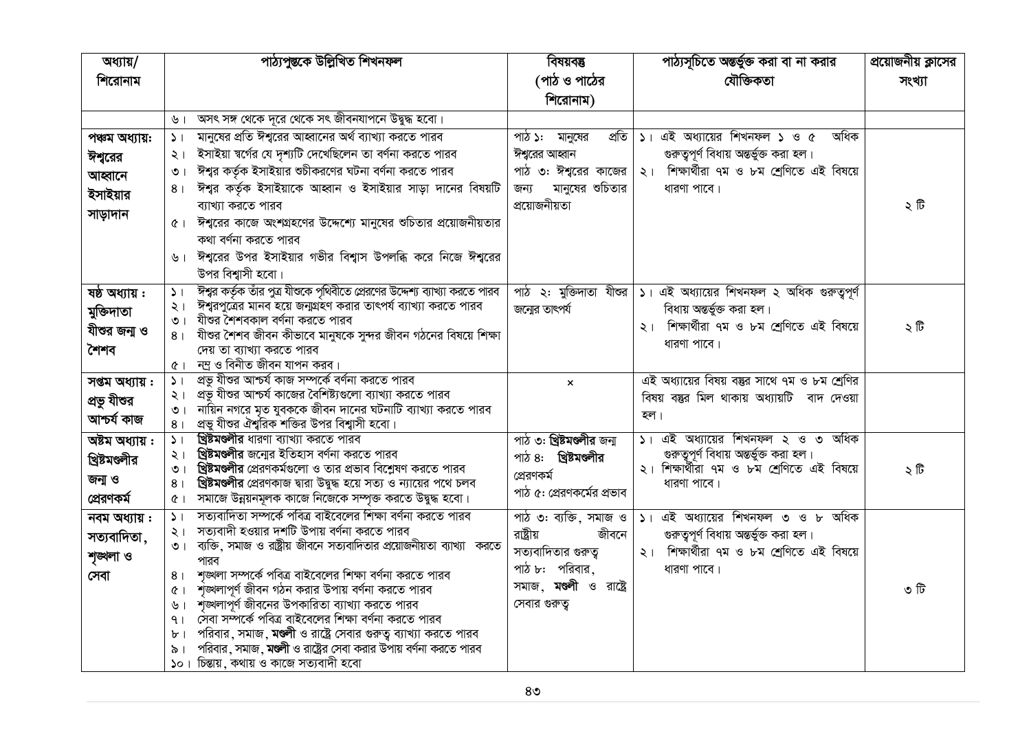| অধ্যায়/ শিরোনাম | পাঠ্যপুস্তকে উল্লিখিত শিখনফল | বিষয়বস্তু (পাঠ ও পাঠের শিরোনাম) | পাঠ্যসূচিতে অন্তর্ভুক্ত করা বা না করার যৌক্তিকতা | প্রয়োজনীয় ক্লাসের সংখ্যা |
|---|---|---|---|---|
| | ৬। অসৎ সঙ্গ থেকে দূরে থেকে সৎ জীবনযাপনে উদ্বুদ্ধ হবো। | | | |
| **পঞ্চম অধ্যায়: ঈশ্বরের আহ্বানে ইসাইয়ার সাড়াদান** | ১। মানুষের প্রতি ঈশ্বরের আহ্বানের অর্থ ব্যাখ্যা করতে পারব<br>২। ইসাইয়া স্বর্গের যে দৃশ্যটি দেখেছিলেন তা বর্ণনা করতে পারব<br>৩। ঈশ্বর কর্তৃক ইসাইয়ার শুচীকরণের ঘটনা বর্ণনা করতে পারব<br>৪। ঈশ্বর কর্তৃক ইসাইয়াকে আহ্বান ও ইসাইয়ার সাড়া দানের বিষয়টি ব্যাখ্যা করতে পারব<br>৫। ঈশ্বরের কাজে অংশগ্রহণের উদ্দেশ্যে মানুষের শুচিতার প্রয়োজনীয়তার কথা বর্ণনা করতে পারব<br>৬। ঈশ্বরের উপর ইসাইয়ার গভীর বিশ্বাস উপলব্ধি করে নিজে ঈশ্বরের উপর বিশ্বাসী হবো। | পাঠ ১: মানুষের প্রতি ঈশ্বরের আহ্বান<br>পাঠ ৩: ঈশ্বরের কাজের জন্য মানুষের শুচিতার প্রয়োজনীয়তা | ১। এই অধ্যায়ের শিখনফল ১ ও ৫ অধিক গুরুত্বপূর্ণ বিধায় অন্তর্ভুক্ত করা হল।<br>২। শিক্ষার্থীরা ৭ম ও ৮ম শ্রেণিতে এই বিষয়ে ধারণা পাবে। | ২ টি |
| **ষষ্ঠ অধ্যায় : মুক্তিদাতা যীশুর জন্ম ও শৈশব** | ১। ঈশ্বর কর্তৃক তাঁর পুত্র যীশুকে পৃথিবীতে প্রেরণের উদ্দেশ্য ব্যাখ্যা করতে পারব<br>২। ঈশ্বরপুত্রের মানব হয়ে জন্মগ্রহণ করার তাৎপর্য ব্যাখ্যা করতে পারব<br>৩। যীশুর শৈশবকাল বর্ণনা করতে পারব<br>৪। যীশুর শৈশব জীবন কীভাবে মানুষকে সুন্দর জীবন গঠনের বিষয়ে শিক্ষা দেয় তা ব্যাখ্যা করতে পারব<br>৫। নম্র ও বিনীত জীবন যাপন করব। | পাঠ ২: মুক্তিদাতা যীশুর জন্মের তাৎপর্য | ১। এই অধ্যায়ের শিখনফল ২ অধিক গুরুত্বপূর্ণ বিধায় অন্তর্ভুক্ত করা হল।<br>২। শিক্ষার্থীরা ৭ম ও ৮ম শ্রেণিতে এই বিষয়ে ধারণা পাবে। | ২ টি |
| **সপ্তম অধ্যায় : প্রভু যীশুর আশ্চর্য কাজ** | ১। প্রভু যীশুর আশ্চর্য কাজ সম্পর্কে বর্ণনা করতে পারব<br>২। প্রভু যীশুর আশ্চর্য কাজের বৈশিষ্ট্যগুলো ব্যাখ্যা করতে পারব<br>৩। নায়িন নগরে মৃত যুবককে জীবন দানের ঘটনাটি ব্যাখ্যা করতে পারব<br>৪। প্রভু যীশুর ঐশ্বরিক শক্তির উপর বিশ্বাসী হবো। | × | এই অধ্যায়ের বিষয় বস্তুর সাথে ৭ম ও ৮ম শ্রেণির বিষয় বস্তুর মিল থাকায় অধ্যায়টি বাদ দেওয়া হল। | |
| **অষ্টম অধ্যায় : খ্রিষ্টমণ্ডলীর জন্ম ও প্রেরণকর্ম** | ১। **খ্রিষ্টমণ্ডলীর** ধারণা ব্যাখ্যা করতে পারব<br>২। **খ্রিষ্টমণ্ডলীর** জন্মের ইতিহাস বর্ণনা করতে পারব<br>৩। **খ্রিষ্টমণ্ডলীর** প্রেরণকর্মগুলো ও তার প্রভাব বিশ্লেষণ করতে পারব<br>৪। **খ্রিষ্টমণ্ডলীর** প্রেরণকাজ দ্বারা উদ্বুদ্ধ হয়ে সত্য ও ন্যায়ের পথে চলব<br>৫। সমাজে উন্নয়নমূলক কাজে নিজেকে সম্পৃক্ত করতে উদ্বুদ্ধ হবো। | পাঠ ৩: **খ্রিষ্টমণ্ডলীর** জন্ম<br>পাঠ ৪: **খ্রিষ্টমণ্ডলীর** প্রেরণকর্ম<br>পাঠ ৫: প্রেরণকর্মের প্রভাব | ১। এই অধ্যায়ের শিখনফল ২ ও ৩ অধিক গুরুত্বপূর্ণ বিধায় অন্তর্ভুক্ত করা হল।<br>২। শিক্ষার্থীরা ৭ম ও ৮ম শ্রেণিতে এই বিষয়ে ধারণা পাবে। | ২ টি |
| **নবম অধ্যায় : সত্যবাদিতা, শৃঙ্খলা ও সেবা** | ১। সত্যবাদিতা সম্পর্কে পবিত্র বাইবেলের শিক্ষা বর্ণনা করতে পারব<br>২। সত্যবাদী হওয়ার দশটি উপায় বর্ণনা করতে পারব<br>৩। ব্যক্তি, সমাজ ও রাষ্ট্রীয় জীবনে সত্যবাদিতার প্রয়োজনীয়তা ব্যাখ্যা করতে পারব<br>৪। শৃঙ্খলা সম্পর্কে পবিত্র বাইবেলের শিক্ষা বর্ণনা করতে পারব<br>৫। শৃঙ্খলাপূর্ণ জীবন গঠন করার উপায় বর্ণনা করতে পারব<br>৬। শৃঙ্খলাপূর্ণ জীবনের উপকারিতা ব্যাখ্যা করতে পারব<br>৭। সেবা সম্পর্কে পবিত্র বাইবেলের শিক্ষা বর্ণনা করতে পারব<br>৮। পরিবার, সমাজ, **মণ্ডলী** ও রাষ্ট্রে সেবার গুরুত্ব ব্যাখ্যা করতে পারব<br>৯। পরিবার, সমাজ, **মণ্ডলী** ও রাষ্ট্রের সেবা করার উপায় বর্ণনা করতে পারব<br>১০। চিন্তায়, কথায় ও কাজে সত্যবাদী হবো | পাঠ ৩: ব্যক্তি, সমাজ ও রাষ্ট্রীয় জীবনে সত্যবাদিতার গুরুত্ব<br>পাঠ ৮: পরিবার, সমাজ, **মণ্ডলী** ও রাষ্ট্রে সেবার গুরুত্ব | ১। এই অধ্যায়ের শিখনফল ৩ ও ৮ অধিক গুরুত্বপূর্ণ বিধায় অন্তর্ভুক্ত করা হল।<br>২। শিক্ষার্থীরা ৭ম ও ৮ম শ্রেণিতে এই বিষয়ে ধারণা পাবে। | ৩ টি |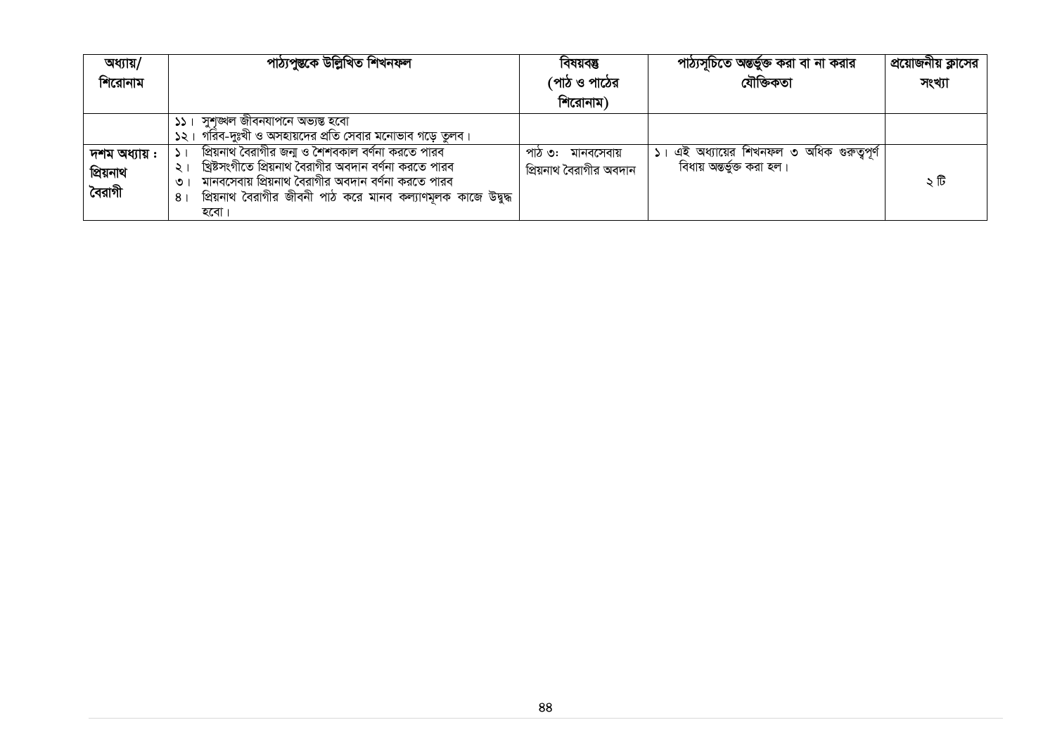| অধ্যায়/ শিরোনাম | পাঠ্যপুস্তকে উল্লিখিত শিখনফল | বিষয়বস্তু (পাঠ ও পাঠের শিরোনাম) | পাঠ্যসূচিতে অন্তর্ভুক্ত করা বা না করার যৌক্তিকতা | প্রয়োজনীয় ক্লাসের সংখ্যা |
|---|---|---|---|---|
| | ১১। সুশৃঙ্খল জীবনযাপনে অভ্যস্ত হবো<br>১২। গরিব-দুঃখী ও অসহায়দের প্রতি সেবার মনোভাব গড়ে তুলব। | | | |
| **দশম অধ্যায় : প্রিয়নাথ বৈরাগী** | ১। প্রিয়নাথ বৈরাগীর জন্ম ও শৈশবকাল বর্ণনা করতে পারব<br>২। খ্রিষ্টসংগীতে প্রিয়নাথ বৈরাগীর অবদান বর্ণনা করতে পারব<br>৩। মানবসেবায় প্রিয়নাথ বৈরাগীর অবদান বর্ণনা করতে পারব<br>৪। প্রিয়নাথ বৈরাগীর জীবনী পাঠ করে মানব কল্যাণমূলক কাজে উদ্বুদ্ধ হবো। | পাঠ ৩: মানবসেবায় প্রিয়নাথ বৈরাগীর অবদান | ১। এই অধ্যায়ের শিখনফল ৩ অধিক গুরুত্বপূর্ণ বিধায় অন্তর্ভুক্ত করা হল। | ২ টি |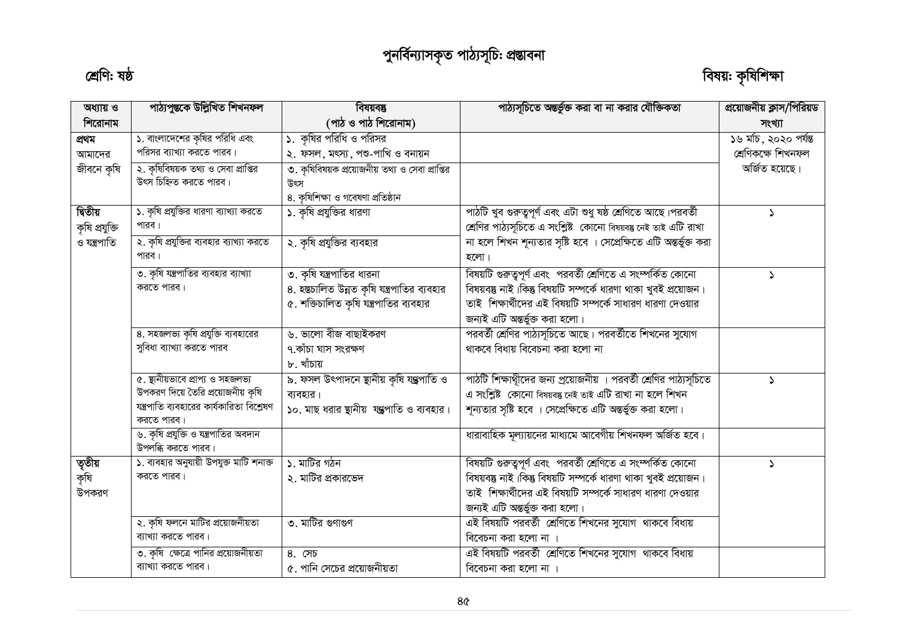# পুনর্বিন্যাসকৃত পাঠ্যসূচিঃ প্রস্তাবনা

**শ্রেণিঃ ষষ্ঠ** **বিষয়ঃ কৃষিশিক্ষা**

| অধ্যায় ও শিরোনাম | পাঠ্যপুস্তকে উল্লিখিত শিখনফল | বিষয়বস্তু (পাঠ ও পাঠ শিরোনাম) | পাঠ্যসূচিতে অন্তর্ভুক্ত করা বা না করার যৌক্তিকতা | প্রয়োজনীয় ক্লাস/পিরিয়ড সংখ্যা |
|---|---|---|---|---|
| প্রথম আমাদের জীবনে কৃষি | ১. বাংলাদেশের কৃষির পরিধি এবং পরিসর ব্যাখ্যা করতে পারব। | ১. কৃষির পরিধি ও পরিসর<br>২. ফসল, মৎস্য, পশু-পাখি ও বনায়ন | | ১৬ মার্চ, ২০২০ পর্যন্ত শ্রেণিকক্ষে শিখনফল অর্জিত হয়েছে। |
| | ২. কৃষিবিষয়ক তথ্য ও সেবা প্রাপ্তির উৎস চিহ্নিত করতে পারব। | ৩. কৃষিবিষয়ক প্রয়োজনীয় তথ্য ও সেবা প্রাপ্তির উৎস<br>৪. কৃষিশিক্ষা ও গবেষণা প্রতিষ্ঠান | | |
| দ্বিতীয় কৃষি প্রযুক্তি ও যন্ত্রপাতি | ১. কৃষি প্রযুক্তির ধারণা ব্যাখ্যা করতে পারব। | ১. কৃষি প্রযুক্তির ধারণা | পাঠটি খুব গুরুত্বপূর্ণ এবং এটা শুধু ষষ্ঠ শ্রেণিতে আছে।পরবর্তী শ্রেণির পাঠ্যসূচিতে এ সংশ্লিষ্ট কোনো বিষয়বস্তু নেই তাই এটি রাখা না হলে শিখন শূন্যতার সৃষ্টি হবে । সেপ্রেক্ষিতে এটি অন্তর্ভুক্ত করা হলো। | ১ |
| | ২. কৃষি প্রযুক্তির ব্যবহার ব্যাখ্যা করতে পারব। | ২. কৃষি প্রযুক্তির ব্যবহার | | |
| | ৩. কৃষি যন্ত্রপাতির ব্যবহার ব্যাখ্যা করতে পারব। | ৩. কৃষি যন্ত্রপাতির ধারনা<br>৪. হস্তচালিত উন্নত কৃষি যন্ত্রপাতির ব্যবহার<br>৫. শক্তিচালিত কৃষি যন্ত্রপাতির ব্যবহার | বিষয়টি গুরুত্বপূর্ণ এবং পরবর্তী শ্রেণিতে এ সংস্পর্কিত কোনো বিষয়বস্তু নাই ।কিন্তু বিষয়টি সম্পর্কে ধারণা থাকা খুবই প্রয়োজন। তাই শিক্ষার্থীদের এই বিষয়টি সম্পর্কে সাধারণ ধারণা দেওয়ার জন্যই এটি অন্তর্ভুক্ত করা হলো। | ১ |
| | ৪. সহজলভ্য কৃষি প্রযুক্তি ব্যবহারের সুবিধা ব্যাখ্যা করতে পারব | ৬. ভালো বীজ বাছাইকরণ<br>৭.কাঁচা ঘাস সংরক্ষণ<br>৮. খাঁচায় | পরবর্তী শ্রেণির পাঠ্যসূচিতে আছে। পরবর্তীতে শিখনের সুযোগ থাকবে বিধায় বিবেচনা করা হলো না | |
| | ৫. স্থানীয়ভাবে প্রাপ্য ও সহজলভ্য উপকরণ দিয়ে তৈরি প্রয়োজনীয় কৃষি যন্ত্রপাতি ব্যবহারের কার্যকারিতা বিশ্লেষণ করতে পারব। | ৯. ফসল উৎপাদনে স্থানীয় কৃষি যন্ত্রপাতি ও ব্যবহার।<br>১০. মাছ ধরার স্থানীয় যন্ত্রপাতি ও ব্যবহার। | পাঠটি শিক্ষার্থীদের জন্য প্রয়োজনীয় । পরবর্তী শ্রেণির পাঠ্যসূচিতে এ সংশ্লিষ্ট কোনো বিষয়বস্তু নেই তাই এটি রাখা না হলে শিখন শূন্যতার সৃষ্টি হবে । সেপ্রেক্ষিতে এটি অন্তর্ভুক্ত করা হলো। | ১ |
| | ৬. কৃষি প্রযুক্তি ও যন্ত্রপাতির অবদান উপলব্ধি করতে পারব। | | ধারাবাহিক মূল্যায়নের মাধ্যমে আবেগীয় শিখনফল অর্জিত হবে। | |
| তৃতীয় কৃষি উপকরণ | ১. ব্যবহার অনুযায়ী উপযুক্ত মাটি শনাক্ত করতে পারব। | ১. মাটির গঠন<br>২. মাটির প্রকারভেদ | বিষয়টি গুরুত্বপূর্ণ এবং পরবর্তী শ্রেণিতে এ সংস্পর্কিত কোনো বিষয়বস্তু নাই ।কিন্তু বিষয়টি সম্পর্কে ধারণা থাকা খুবই প্রয়োজন। তাই শিক্ষার্থীদের এই বিষয়টি সম্পর্কে সাধারণ ধারণা দেওয়ার জন্যই এটি অন্তর্ভুক্ত করা হলো। | ১ |
| | ২. কৃষি ফলনে মাটির প্রয়োজনীয়তা ব্যাখ্যা করতে পারব। | ৩. মাটির গুণাগুণ | এই বিষয়টি পরবর্তী শ্রেণিতে শিখনের সুযোগ থাকবে বিধায় বিবেচনা করা হলো না । | |
| | ৩. কৃষি ক্ষেত্রে পানির প্রয়োজনীয়তা ব্যাখ্যা করতে পারব। | ৪. সেচ<br>৫. পানি সেচের প্রয়োজনীয়তা | এই বিষয়টি পরবর্তী শ্রেণিতে শিখনের সুযোগ থাকবে বিধায় বিবেচনা করা হলো না । | |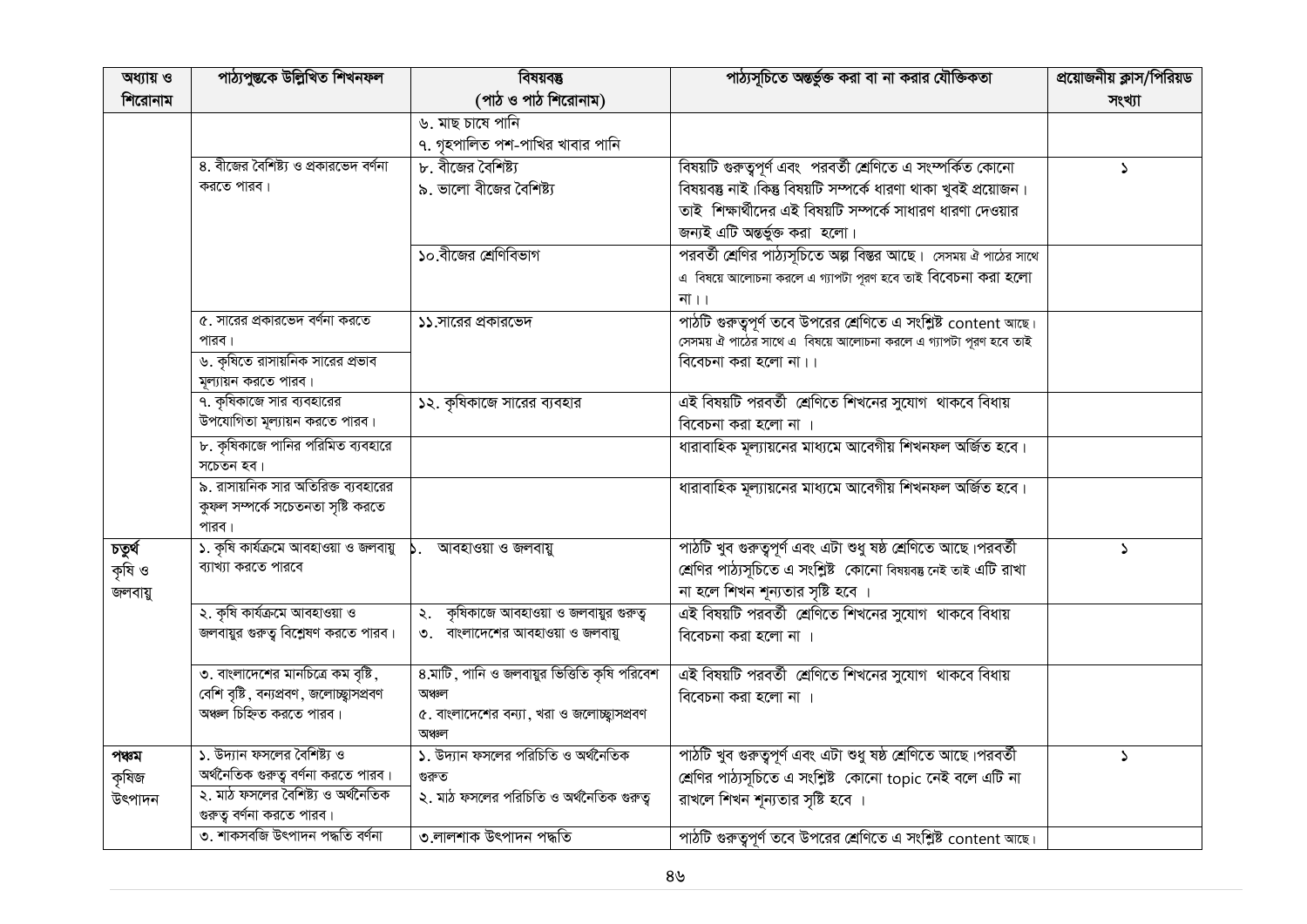| অধ্যায় ও শিরোনাম | পাঠ্যপুস্তকে উল্লিখিত শিখনফল | বিষয়বস্তু (পাঠ ও পাঠ শিরোনাম) | পাঠ্যসূচিতে অন্তর্ভুক্ত করা বা না করার যৌক্তিকতা | প্রয়োজনীয় ক্লাস/পিরিয়ড সংখ্যা |
|---|---|---|---|---|
| | | ৬. মাছ চাষে পানি<br>৭. গৃহপালিত পশু-পাখির খাবার পানি | | |
| | ৪. বীজের বৈশিষ্ট্য ও প্রকারভেদ বর্ণনা করতে পারব। | ৮. বীজের বৈশিষ্ট্য<br>৯. ভালো বীজের বৈশিষ্ট্য | বিষয়টি গুরুত্বপূর্ণ এবং পরবর্তী শ্রেণিতে এ সংস্পর্কিত কোনো বিষয়বস্তু নাই।কিন্তু বিষয়টি সম্পর্কে ধারণা থাকা খুবই প্রয়োজন। তাই শিক্ষার্থীদের এই বিষয়টি সম্পর্কে সাধারণ ধারণা দেওয়ার জন্যই এটি অন্তর্ভুক্ত করা হলো। | ১ |
| | | ১০.বীজের শ্রেণিবিভাগ | পরবর্তী শ্রেণির পাঠ্যসূচিতে অল্প বিস্তর আছে। সেসময় ঐ পাঠের সাথে এ বিষয়ে আলোচনা করলে এ গ্যাপটা পূরণ হবে তাই বিবেচনা করা হলো না।। | |
| | ৫. সারের প্রকারভেদ বর্ণনা করতে পারব।<br>৬. কৃষিতে রাসায়নিক সারের প্রভাব মূল্যায়ন করতে পারব। | ১১.সারের প্রকারভেদ | পাঠটি গুরুত্বপূর্ণ তবে উপরের শ্রেণিতে এ সংশ্লিষ্ট content আছে। সেসময় ঐ পাঠের সাথে এ বিষয়ে আলোচনা করলে এ গ্যাপটা পূরণ হবে তাই বিবেচনা করা হলো না।। | |
| | ৭. কৃষিকাজে সার ব্যবহারের উপযোগিতা মূল্যায়ন করতে পারব। | ১২. কৃষিকাজে সারের ব্যবহার | এই বিষয়টি পরবর্তী শ্রেণিতে শিখনের সুযোগ থাকবে বিধায় বিবেচনা করা হলো না । | |
| | ৮. কৃষিকাজে পানির পরিমিত ব্যবহারে সচেতন হব। | | ধারাবাহিক মূল্যায়নের মাধ্যমে আবেগীয় শিখনফল অর্জিত হবে। | |
| | ৯. রাসায়নিক সার অতিরিক্ত ব্যবহারের কুফল সম্পর্কে সচেতনতা সৃষ্টি করতে পারব। | | ধারাবাহিক মূল্যায়নের মাধ্যমে আবেগীয় শিখনফল অর্জিত হবে। | |
| **চতুর্থ**<br>কৃষি ও জলবায়ু | ১. কৃষি কার্যক্রমে আবহাওয়া ও জলবায়ু ব্যাখ্যা করতে পারবে | ১. আবহাওয়া ও জলবায়ু | পাঠটি খুব গুরুত্বপূর্ণ এবং এটা শুধু ষষ্ঠ শ্রেণিতে আছে।পরবর্তী শ্রেণির পাঠ্যসূচিতে এ সংশ্লিষ্ট কোনো বিষয়বস্তু নেই তাই এটি রাখা না হলে শিখন শূন্যতার সৃষ্টি হবে । | ১ |
| | ২. কৃষি কার্যক্রমে আবহাওয়া ও জলবায়ুর গুরুত্ব বিশ্লেষণ করতে পারব। | ২. কৃষিকাজে আবহাওয়া ও জলবায়ুর গুরুত্ব<br>৩. বাংলাদেশের আবহাওয়া ও জলবায়ু | এই বিষয়টি পরবর্তী শ্রেণিতে শিখনের সুযোগ থাকবে বিধায় বিবেচনা করা হলো না । | |
| | ৩. বাংলাদেশের মানচিত্রে কম বৃষ্টি, বেশি বৃষ্টি, বন্যপ্রবণ, জলোচ্ছ্বাসপ্রবণ অঞ্চল চিহ্নিত করতে পারব। | ৪.মাটি, পানি ও জলবায়ুর ভিত্তিতে কৃষি পরিবেশ অঞ্চল<br>৫. বাংলাদেশের বন্যা, খরা ও জলোচ্ছ্বাসপ্রবণ অঞ্চল | এই বিষয়টি পরবর্তী শ্রেণিতে শিখনের সুযোগ থাকবে বিধায় বিবেচনা করা হলো না । | |
| **পঞ্চম**<br>কৃষিজ উৎপাদন | ১. উদ্যান ফসলের বৈশিষ্ট্য ও অর্থনৈতিক গুরুত্ব বর্ণনা করতে পারব।<br>২. মাঠ ফসলের বৈশিষ্ট্য ও অর্থনৈতিক গুরুত্ব বর্ণনা করতে পারব। | ১. উদ্যান ফসলের পরিচিতি ও অর্থনৈতিক গুরুত<br>২. মাঠ ফসলের পরিচিতি ও অর্থনৈতিক গুরুত্ব | পাঠটি খুব গুরুত্বপূর্ণ এবং এটা শুধু ষষ্ঠ শ্রেণিতে আছে।পরবর্তী শ্রেণির পাঠ্যসূচিতে এ সংশ্লিষ্ট কোনো topic নেই বলে এটি না রাখলে শিখন শূন্যতার সৃষ্টি হবে । | ১ |
| | ৩. শাকসবজি উৎপাদন পদ্ধতি বর্ণনা | ৩.লালশাক উৎপাদন পদ্ধতি | পাঠটি গুরুত্বপূর্ণ তবে উপরের শ্রেণিতে এ সংশ্লিষ্ট content আছে। | |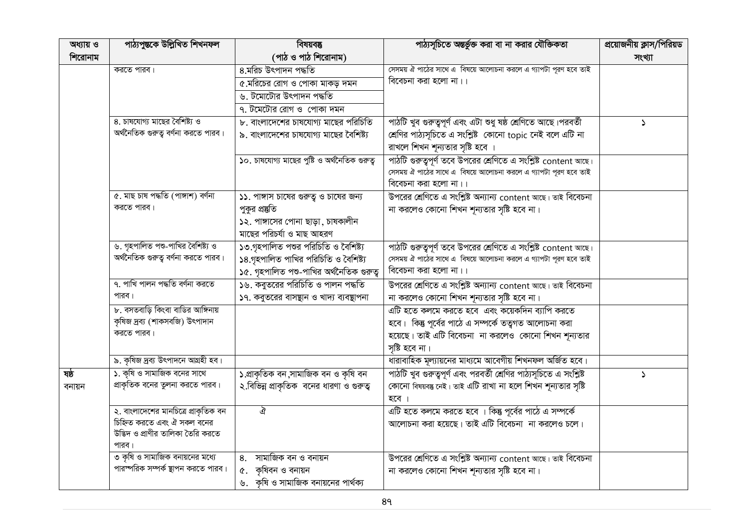| অধ্যায় ও শিরোনাম | পাঠ্যপুস্তকে উল্লিখিত শিখনফল | বিষয়বস্তু (পাঠ ও পাঠ শিরোনাম) | পাঠ্যসূচিতে অন্তর্ভুক্ত করা বা না করার যৌক্তিকতা | প্রয়োজনীয় ক্লাস/পিরিয়ড সংখ্যা |
|---|---|---|---|---|
| | করতে পারব। | ৪.মরিচ উৎপাদন পদ্ধতি<br>৫.মরিচের রোগ ও পোকা মাকড় দমন<br>৬. টমেটোর উৎপাদন পদ্ধতি<br>৭. টমেটোর রোগ ও পোকা দমন | সেসময় ঐ পাঠের সাথে এ বিষয়ে আলোচনা করলে এ গ্যাপটা পূরণ হবে তাই বিবেচনা করা হলো না।। | |
| | ৪. চাষযোগ্য মাছের বৈশিষ্ট্য ও অর্থনৈতিক গুরুত্ব বর্ণনা করতে পারব। | ৮. বাংলাদেশের চাষযোগ্য মাছের পরিচিতি<br>৯. বাংলাদেশের চাষযোগ্য মাছের বৈশিষ্ট্য | পাঠটি খুব গুরুত্বপূর্ণ এবং এটা শুধু ষষ্ঠ শ্রেণিতে আছে।পরবর্তী শ্রেণির পাঠ্যসূচিতে এ সংশ্লিষ্ট কোনো topic নেই বলে এটি না রাখলে শিখন শূন্যতার সৃষ্টি হবে । | ১ |
| | | ১০. চাষযোগ্য মাছের পুষ্টি ও অর্থনৈতিক গুরুত্ব | পাঠটি গুরুত্বপূর্ণ তবে উপরের শ্রেণিতে এ সংশ্লিষ্ট content আছে। সেসময় ঐ পাঠের সাথে এ বিষয়ে আলোচনা করলে এ গ্যাপটা পূরণ হবে তাই বিবেচনা করা হলো না।। | |
| | ৫. মাছ চাষ পদ্ধতি (পাঙ্গাশ) বর্ণনা করতে পারব। | ১১. পাঙ্গাস চাষের গুরুত্ব ও চাষের জন্য পুকুর প্রস্তুতি<br>১২. পাঙ্গাসের পোনা ছাড়া, চাষকালীন মাছের পরিচর্যা ও মাছ আহরণ | উপরের শ্রেণিতে এ সংশ্লিষ্ট অন্যান্য content আছে। তাই বিবেচনা না করলেও কোনো শিখন শূন্যতার সৃষ্টি হবে না। | |
| | ৬. গৃহপালিত পশু-পাখির বৈশিষ্ট্য ও অর্থনৈতিক গুরুত্ব বর্ণনা করতে পারব। | ১৩.গৃহপালিত পশুর পরিচিতি ও বৈশিষ্ট্য<br>১৪.গৃহপালিত পাখির পরিচিতি ও বৈশিষ্ট্য<br>১৫. গৃহপালিত পশু-পাখির অর্থনৈতিক গুরুত্ব | পাঠটি গুরুত্বপূর্ণ তবে উপরের শ্রেণিতে এ সংশ্লিষ্ট content আছে। সেসময় ঐ পাঠের সাথে এ বিষয়ে আলোচনা করলে এ গ্যাপটা পূরণ হবে তাই বিবেচনা করা হলো না।। | |
| | ৭. পাখি পালন পদ্ধতি বর্ণনা করতে পারব। | ১৬. কবুতরের পরিচিতি ও পালন পদ্ধতি<br>১৭. কবুতরের বাসস্থান ও খাদ্য ব্যবস্থাপনা | উপরের শ্রেণিতে এ সংশ্লিষ্ট অন্যান্য content আছে। তাই বিবেচনা না করলেও কোনো শিখন শূন্যতার সৃষ্টি হবে না। | |
| | ৮. বসতবাড়ি কিংবা বাড়ির আঙ্গিনায় কৃষিজ দ্রব্য (শাকসবজি) উৎপাদান করতে পারব। | | এটি হতে কলমে করতে হবে এবং কয়েকদিন ব্যাপি করতে হবে। কিন্তু পূর্বের পাঠে এ সম্পর্কে তত্বগত আলোচনা করা হয়েছে। তাই এটি বিবেচনা না করলেও কোনো শিখন শূন্যতার সৃষ্টি হবে না। | |
| | ৯. কৃষিজ দ্রব্য উৎপাদনে আগ্রহী হব। | | ধারাবাহিক মূল্যায়নের মাধ্যমে আবেগীয় শিখনফল অর্জিত হবে। | |
| **ষষ্ঠ**<br>বনায়ন | ১. কৃষি ও সামাজিক বনের সাথে প্রাকৃতিক বনের তুলনা করতে পারব। | ১.প্রাকৃতিক বন,সামাজিক বন ও কৃষি বন<br>২.বিভিন্ন প্রাকৃতিক বনের ধারণা ও গুরুত্ব | পাঠটি খুব গুরুত্বপূর্ণ এবং পরবর্তী শ্রেণির পাঠ্যসূচিতে এ সংশ্লিষ্ট কোনো বিষয়বস্তু নেই। তাই এটি রাখা না হলে শিখন শূন্যতার সৃষ্টি হবে । | ১ |
| | ২. বাংলাদেশের মানচিত্রে প্রাকৃতিক বন চিহ্নিত করতে এবং ঐ সকল বনের উদ্ভিদ ও প্রাণীর তালিকা তৈরি করতে পারব। | ঐ | এটি হতে কলমে করতে হবে । কিন্তু পূর্বের পাঠে এ সম্পর্কে আলোচনা করা হয়েছে। তাই এটি বিবেচনা না করলেও চলে। | |
| | ৩ কৃষি ও সামাজিক বনায়নের মধ্যে পারস্পরিক সম্পর্ক স্থাপন করতে পারব। | ৪. সামাজিক বন ও বনায়ন<br>৫. কৃষিবন ও বনায়ন<br>৬. কৃষি ও সামাজিক বনায়নের পার্থক্য | উপরের শ্রেণিতে এ সংশ্লিষ্ট অন্যান্য content আছে। তাই বিবেচনা না করলেও কোনো শিখন শূন্যতার সৃষ্টি হবে না। | |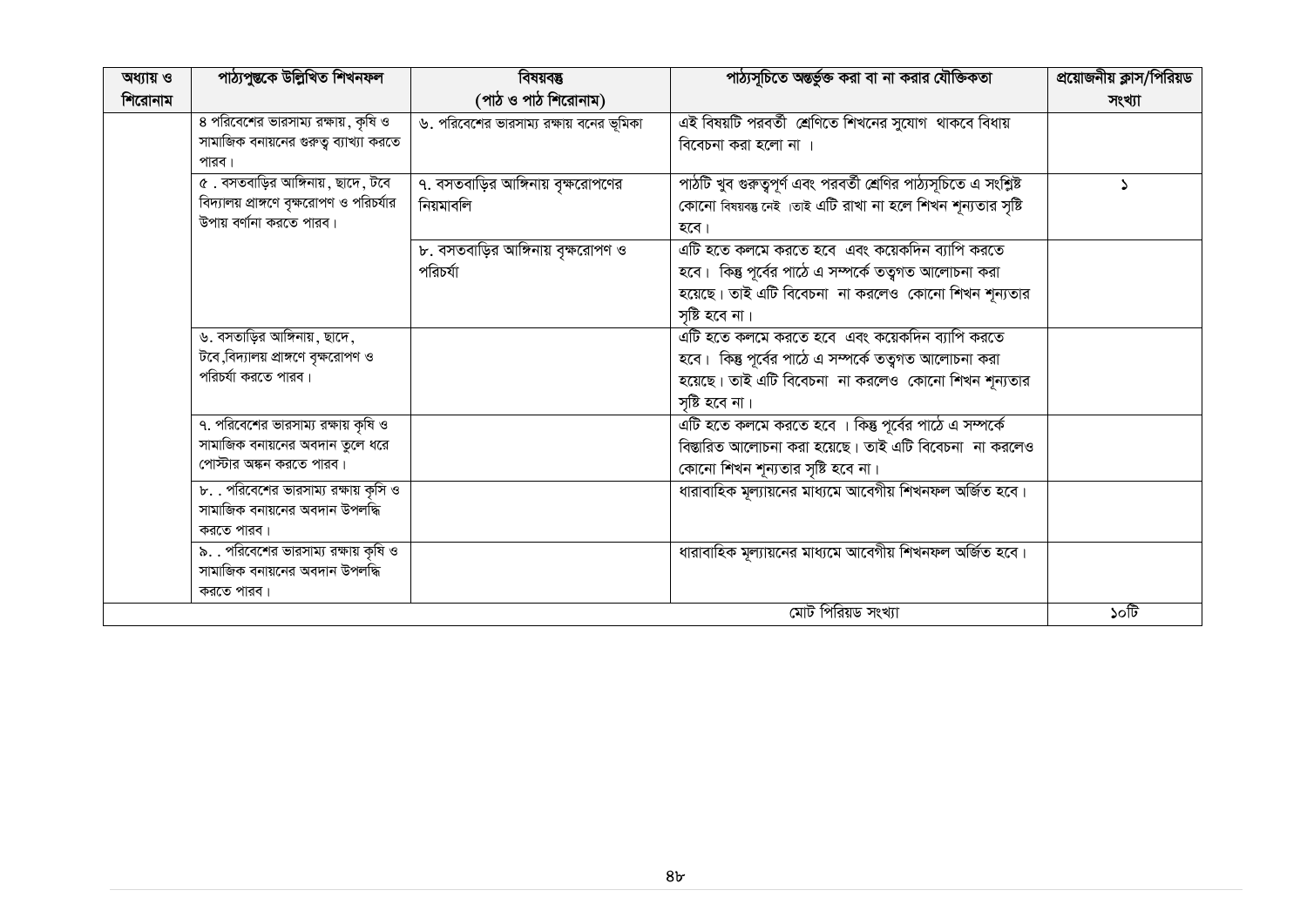| অধ্যায় ও শিরোনাম | পাঠ্যপুস্তকে উল্লিখিত শিখনফল | বিষয়বস্তু (পাঠ ও পাঠ শিরোনাম) | পাঠ্যসূচিতে অন্তর্ভুক্ত করা বা না করার যৌক্তিকতা | প্রয়োজনীয় ক্লাস/পিরিয়ড সংখ্যা |
|---|---|---|---|---|
| | ৪ পরিবেশের ভারসাম্য রক্ষায়, কৃষি ও সামাজিক বনায়নের গুরুত্ব ব্যাখ্যা করতে পারব। | ৬. পরিবেশের ভারসাম্য রক্ষায় বনের ভূমিকা | এই বিষয়টি পরবর্তী শ্রেণিতে শিখনের সুযোগ থাকবে বিধায় বিবেচনা করা হলো না । | |
| | ৫ . বসতবাড়ির আঙ্গিনায়, ছাদে, টবে বিদ্যালয় প্রাঙ্গণে বৃক্ষরোপণ ও পরিচর্যার উপায় বর্ণানা করতে পারব। | ৭. বসতবাড়ির আঙ্গিনায় বৃক্ষরোপণের নিয়মাবলি | পাঠটি খুব গুরুত্বপূর্ণ এবং পরবর্তী শ্রেণির পাঠ্যসূচিতে এ সংশ্লিষ্ট কোনো বিষয়বস্তু নেই ।তাই এটি রাখা না হলে শিখন শূন্যতার সৃষ্টি হবে। | ১ |
| | | ৮. বসতবাড়ির আঙ্গিনায় বৃক্ষরোপণ ও পরিচর্যা | এটি হতে কলমে করতে হবে এবং কয়েকদিন ব্যাপি করতে হবে। কিন্তু পূর্বের পাঠে এ সম্পর্কে তত্বগত আলোচনা করা হয়েছে। তাই এটি বিবেচনা না করলেও কোনো শিখন শূন্যতার সৃষ্টি হবে না। | |
| | ৬. বসতাড়ির আঙ্গিনায়, ছাদে, টবে,বিদ্যালয় প্রাঙ্গণে বৃক্ষরোপণ ও পরিচর্যা করতে পারব। | | এটি হতে কলমে করতে হবে এবং কয়েকদিন ব্যাপি করতে হবে। কিন্তু পূর্বের পাঠে এ সম্পর্কে তত্বগত আলোচনা করা হয়েছে। তাই এটি বিবেচনা না করলেও কোনো শিখন শূন্যতার সৃষ্টি হবে না। | |
| | ৭. পরিবেশের ভারসাম্য রক্ষায় কৃষি ও সামাজিক বনায়নের অবদান তুলে ধরে পোস্টার অঙ্কন করতে পারব। | | এটি হতে কলমে করতে হবে । কিন্তু পূর্বের পাঠে এ সম্পর্কে বিস্তারিত আলোচনা করা হয়েছে। তাই এটি বিবেচনা না করলেও কোনো শিখন শূন্যতার সৃষ্টি হবে না। | |
| | ৮. . পরিবেশের ভারসাম্য রক্ষায় কৃসি ও সামাজিক বনায়নের অবদান উপলব্ধি করতে পারব। | | ধারাবাহিক মূল্যায়নের মাধ্যমে আবেগীয় শিখনফল অর্জিত হবে। | |
| | ৯. . পরিবেশের ভারসাম্য রক্ষায় কৃষি ও সামাজিক বনায়নের অবদান উপলব্ধি করতে পারব। | | ধারাবাহিক মূল্যায়নের মাধ্যমে আবেগীয় শিখনফল অর্জিত হবে। | |
| | | | মোট পিরিয়ড সংখ্যা | ১০টি |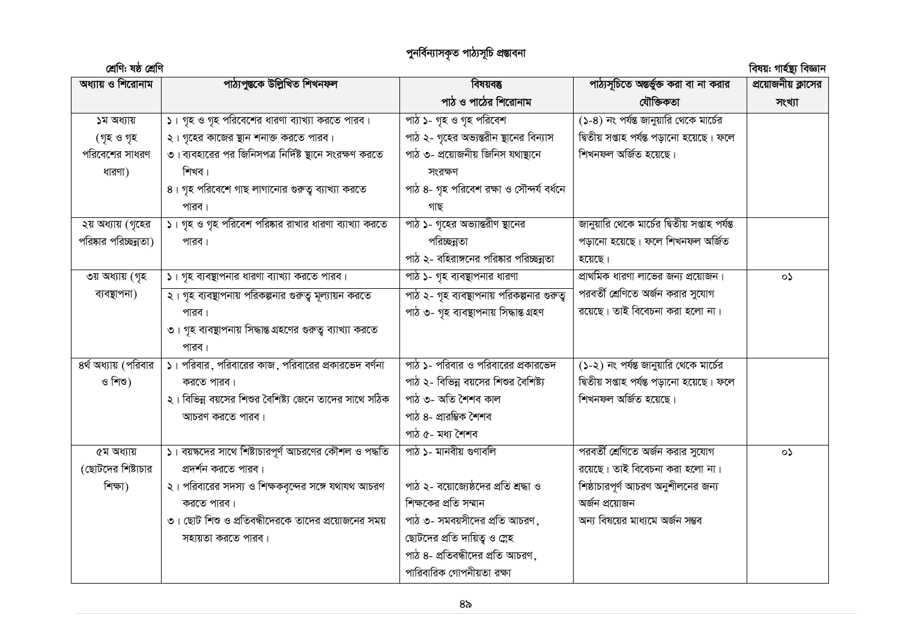# পুনর্বিন্যাসকৃত পাঠ্যসূচি প্রস্তাবনা

**শ্রেণি: ষষ্ঠ শ্রেণি** | **বিষয়: গার্হস্থ্য বিজ্ঞান**

| অধ্যায় ও শিরোনাম | পাঠ্যপুস্তকে উল্লিখিত শিখনফল | বিষয়বস্তু পাঠ ও পাঠের শিরোনাম | পাঠ্যসূচিতে অন্তর্ভুক্ত করা বা না করার যৌক্তিকতা | প্রয়োজনীয় ক্লাসের সংখ্যা |
|---|---|---|---|---|
| ১ম অধ্যায় (গৃহ ও গৃহ পরিবেশের সাধরণ ধারণা) | ১। গৃহ ও গৃহ পরিবেশের ধারণা ব্যাখ্যা করতে পারব।<br>২। গৃহের কাজের স্থান শনাক্ত করতে পারব।<br>৩। ব্যবহারের পর জিনিসপত্র নির্দিষ্ট স্থানে সংরক্ষণ করতে শিখব।<br>৪। গৃহ পরিবেশে গাছ লাগানোর গুরুত্ব ব্যাখ্যা করতে পারব। | পাঠ ১- গৃহ ও গৃহ পরিবেশ<br>পাঠ ২- গৃহের অভ্যন্তরীন স্থানের বিন্যাস<br>পাঠ ৩- প্রয়োজনীয় জিনিস যথাস্থানে সংরক্ষণ<br>পাঠ ৪- গৃহ পরিবেশ রক্ষা ও সৌন্দর্য বর্ধনে গাছ | (১-৪) নং পর্যন্ত জানুয়ারি থেকে মার্চের দ্বিতীয় সপ্তাহ পর্যন্ত পড়ানো হয়েছে। ফলে শিখনফল অর্জিত হয়েছে। | |
| ২য় অধ্যায় (গৃহের পরিষ্কার পরিচ্ছন্নতা) | ১। গৃহ ও গৃহ পরিবেশ পরিষ্কার রাখার ধারণা ব্যাখ্যা করতে পারব। | পাঠ ১- গৃহের অভ্যান্তরীণ স্থানের পরিচ্ছন্নতা<br>পাঠ ২- বহিরাঙ্গনের পরিষ্কার পরিচ্ছন্নতা | জানুয়ারি থেকে মার্চের দ্বিতীয় সপ্তাহ পর্যন্ত পড়ানো হয়েছে। ফলে শিখনফল অর্জিত হয়েছে। | |
| ৩য় অধ্যায় (গৃহ ব্যবস্থাপনা) | ১। গৃহ ব্যবস্থাপনার ধারণা ব্যাখ্যা করতে পারব। | পাঠ ১- গৃহ ব্যবস্থাপনার ধারণা | প্রাথমিক ধারণা লাভের জন্য প্রয়োজন। | ০১ |
| | ২। গৃহ ব্যবস্থাপনায় পরিকল্পনার গুরুত্ব মূল্যায়ন করতে পারব।<br>৩। গৃহ ব্যবস্থাপনায় সিদ্ধান্ত গ্রহণের গুরুত্ব ব্যাখ্যা করতে পারব। | পাঠ ২- গৃহ ব্যবস্থাপনায় পরিকল্পনার গুরুত্ব<br>পাঠ ৩- গৃহ ব্যবস্থাপনায় সিদ্ধান্ত গ্রহণ | পরবর্তী শ্রেণিতে অর্জন করার সুযোগ রয়েছে। তাই বিবেচনা করা হলো না। | |
| ৪র্থ অধ্যায় (পরিবার ও শিশু) | ১। পরিবার, পরিবারের কাজ, পরিবারের প্রকারভেদ বর্ণনা করতে পারব।<br>২। বিভিন্ন বয়সের শিশুর বৈশিষ্ট্য জেনে তাদের সাথে সঠিক আচরণ করতে পারব। | পাঠ ১- পরিবার ও পরিবারের প্রকারভেদ<br>পাঠ ২- বিভিন্ন বয়সের শিশুর বৈশিষ্ট্য<br>পাঠ ৩- অতি শৈশব কাল<br>পাঠ ৪- প্রারম্ভিক শৈশব<br>পাঠ ৫- মধ্য শৈশব | (১-২) নং পর্যন্ত জানুয়ারি থেকে মার্চের দ্বিতীয় সপ্তাহ পর্যন্ত পড়ানো হয়েছে। ফলে শিখনফল অর্জিত হয়েছে। | |
| ৫ম অধ্যায় (ছোটদের শিষ্টাচার শিক্ষা) | ১। বয়স্কদের সাথে শিষ্টাচারপূর্ণ আচরণের কৌশল ও পদ্ধতি প্রদর্শন করতে পারব।<br>২। পরিবারের সদস্য ও শিক্ষকবৃন্দের সঙ্গে যথাযথ আচরণ করতে পারব।<br>৩। ছোট শিশু ও প্রতিবন্ধীদেরকে তাদের প্রয়োজনের সময় সহায়তা করতে পারব। | পাঠ ১- মানবীয় গুণাবলি<br>পাঠ ২- বয়োজ্যেষ্ঠদের প্রতি শ্রদ্ধা ও শিক্ষকের প্রতি সম্মান<br>পাঠ ৩- সমবয়সীদের প্রতি আচরণ, ছোটদের প্রতি দায়িত্ব ও স্নেহ<br>পাঠ ৪- প্রতিবন্ধীদের প্রতি আচরণ, পারিবারিক গোপনীয়তা রক্ষা | পরবর্তী শ্রেণিতে অর্জন করার সুযোগ রয়েছে। তাই বিবেচনা করা হলো না।<br>শিষ্ঠাচারপূর্ণ আচরণ অনুশীলনের জন্য অর্জন প্রয়োজন<br>অন্য বিষয়ের মাধ্যমে অর্জন সম্ভব | ০১ |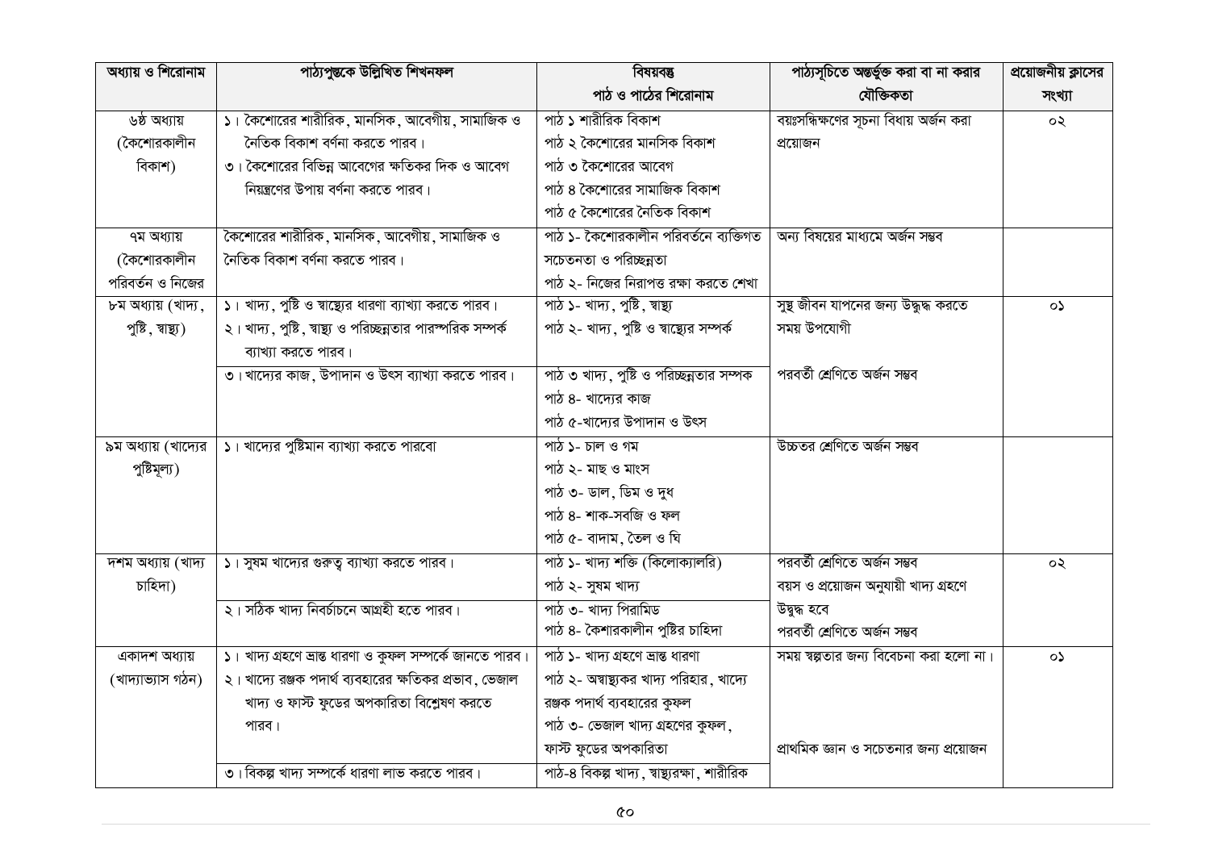| অধ্যায় ও শিরোনাম | পাঠ্যপুস্তকে উল্লিখিত শিখনফল | বিষয়বস্তু পাঠ ও পাঠের শিরোনাম | পাঠ্যসূচিতে অন্তর্ভুক্ত করা বা না করার যৌক্তিকতা | প্রয়োজনীয় ক্লাসের সংখ্যা |
|---|---|---|---|---|
| ৬ষ্ঠ অধ্যায় (কৈশোরকালীন বিকাশ) | ১। কৈশোরের শারীরিক, মানসিক, আবেগীয়, সামাজিক ও নৈতিক বিকাশ বর্ণনা করতে পারব।<br>৩। কৈশোরের বিভিন্ন আবেগের ক্ষতিকর দিক ও আবেগ নিয়ন্ত্রণের উপায় বর্ণনা করতে পারব। | পাঠ ১ শারীরিক বিকাশ<br>পাঠ ২ কৈশোরের মানসিক বিকাশ<br>পাঠ ৩ কৈশোরের আবেগ<br>পাঠ ৪ কৈশোরের সামাজিক বিকাশ<br>পাঠ ৫ কৈশোরের নৈতিক বিকাশ | বয়ঃসন্ধিক্ষণের সূচনা বিধায় অর্জন করা প্রয়োজন | ০২ |
| ৭ম অধ্যায় (কৈশোরকালীন পরিবর্তন ও নিজের | কৈশোরের শারীরিক, মানসিক, আবেগীয়, সামাজিক ও নৈতিক বিকাশ বর্ণনা করতে পারব। | পাঠ ১- কৈশোরকালীন পরিবর্তনে ব্যক্তিগত সচেতনতা ও পরিচ্ছন্নতা<br>পাঠ ২- নিজের নিরাপত্ত রক্ষা করতে শেখা | অন্য বিষয়ের মাধ্যমে অর্জন সম্ভব | |
| ৮ম অধ্যায় (খাদ্য, পুষ্টি, স্বাস্থ্য) | ১। খাদ্য, পুষ্টি ও স্বাস্থ্যের ধারণা ব্যাখ্যা করতে পারব।<br>২। খাদ্য, পুষ্টি, স্বাস্থ্য ও পরিচ্ছন্নতার পারস্পরিক সম্পর্ক ব্যাখ্যা করতে পারব। | পাঠ ১- খাদ্য, পুষ্টি, স্বাস্থ্য<br>পাঠ ২- খাদ্য, পুষ্টি ও স্বাস্থ্যের সম্পর্ক | সুস্থ জীবন যাপনের জন্য উদ্বুদ্ধ করতে সময় উপযোগী | ০১ |
| | ৩। খাদ্যের কাজ, উপাদান ও উৎস ব্যাখ্যা করতে পারব। | পাঠ ৩ খাদ্য, পুষ্টি ও পরিচ্ছন্নতার সম্পক<br>পাঠ ৪- খাদ্যের কাজ<br>পাঠ ৫-খাদ্যের উপাদান ও উৎস | পরবর্তী শ্রেণিতে অর্জন সম্ভব | |
| ৯ম অধ্যায় (খাদ্যের পুষ্টিমূল্য) | ১। খাদ্যের পুষ্টিমান ব্যাখ্যা করতে পারবো | পাঠ ১- চাল ও গম<br>পাঠ ২- মাছ ও মাংস<br>পাঠ ৩- ডাল, ডিম ও দুধ<br>পাঠ ৪- শাক-সবজি ও ফল<br>পাঠ ৫- বাদাম, তৈল ও ঘি | উচ্চতর শ্রেণিতে অর্জন সম্ভব | |
| দশম অধ্যায় (খাদ্য চাহিদা) | ১। সুষম খাদ্যের গুরুত্ব ব্যাখ্যা করতে পারব। | পাঠ ১- খাদ্য শক্তি (কিলোক্যালরি)<br>পাঠ ২- সুষম খাদ্য | পরবর্তী শ্রেণিতে অর্জন সম্ভব<br>বয়স ও প্রয়োজন অনুযায়ী খাদ্য গ্রহণে উদ্বুদ্ধ হবে | ০২ |
| | ২। সঠিক খাদ্য নির্বচাচনে আগ্রহী হতে পারব। | পাঠ ৩- খাদ্য পিরামিড<br>পাঠ ৪- কৈশারকালীন পুষ্টির চাহিদা | পরবর্তী শ্রেণিতে অর্জন সম্ভব | |
| একাদশ অধ্যায় (খাদ্যাভ্যাস গঠন) | ১। খাদ্য গ্রহণে ভ্রান্ত ধারণা ও কুফল সম্পর্কে জানতে পারব।<br>২। খাদ্যে রঞ্জক পদার্থ ব্যবহারের ক্ষতিকর প্রভাব, ভেজাল খাদ্য ও ফাস্ট ফুডের অপকারিতা বিশ্লেষণ করতে পারব। | পাঠ ১- খাদ্য গ্রহণে ভ্রান্ত ধারণা<br>পাঠ ২- অস্বাস্থ্যকর খাদ্য পরিহার, খাদ্যে রঞ্জক পদার্থ ব্যবহারের কুফল<br>পাঠ ৩- ভেজাল খাদ্য গ্রহণের কুফল, ফাস্ট ফুডের অপকারিতা | সময় স্বল্পতার জন্য বিবেচনা করা হলো না।<br>প্রাথমিক জ্ঞান ও সচেতনার জন্য প্রয়োজন | ০১ |
| | ৩। বিকল্প খাদ্য সম্পর্কে ধারণা লাভ করতে পারব। | পাঠ-৪ বিকল্প খাদ্য, স্বাস্থ্যরক্ষা, শারীরিক | | |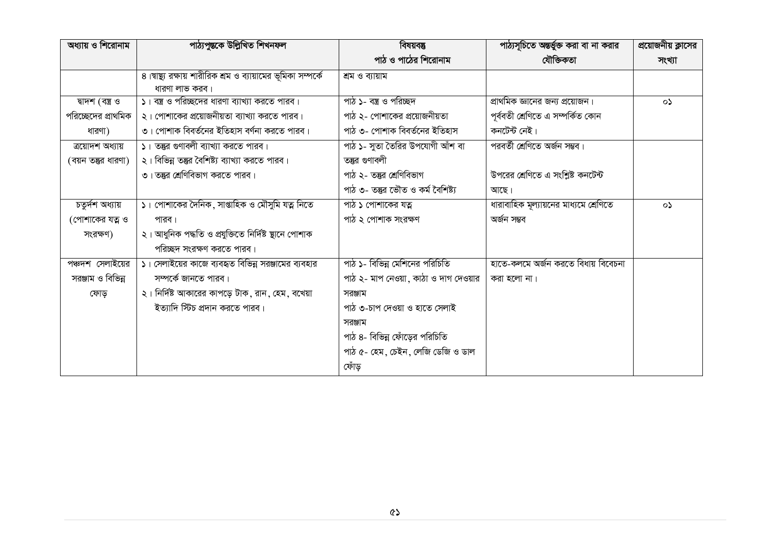| অধ্যায় ও শিরোনাম | পাঠ্যপুস্তকে উল্লিখিত শিখনফল | বিষয়বস্তু<br>পাঠ ও পাঠের শিরোনাম | পাঠ্যসূচিতে অন্তর্ভুক্ত করা বা না করার যৌক্তিকতা | প্রয়োজনীয় ক্লাসের সংখ্যা |
|---|---|---|---|---|
| | ৪।স্বাস্থ্য রক্ষায় শারীরিক শ্রম ও ব্যায়ামের ভূমিকা সম্পর্কে ধারণা লাভ করব। | শ্রম ও ব্যায়াম | | |
| দ্বাদশ (বস্ত্র ও পরিচ্ছেদের প্রাথমিক ধারণা) | ১। বস্ত্র ও পরিচ্ছদের ধারণা ব্যাখ্যা করতে পারব।<br>২। পোশাকের প্রয়োজনীয়তা ব্যাখ্যা করতে পারব।<br>৩। পোশাক বিবর্তনের ইতিহাস বর্ণনা করতে পারব। | পাঠ ১- বস্ত্র ও পরিচ্ছদ<br>পাঠ ২- পোশাকের প্রয়োজনীয়তা<br>পাঠ ৩- পোশাক বিবর্তনের ইতিহাস | প্রাথমিক জ্ঞানের জন্য প্রয়োজন। পূর্ববর্তী শ্রেণিতে এ সম্পর্কিত কোন কনটেন্ট নেই। | ০১ |
| ত্রয়োদশ অধ্যায় (বয়ন তন্তুর ধারণা) | ১। তন্তুর গুণাবলী ব্যাখ্যা করতে পারব।<br>২। বিভিন্ন তন্তুর বৈশিষ্ট্য ব্যাখ্যা করতে পারব।<br>৩।তন্তুর শ্রেণিবিভাগ করতে পারব। | পাঠ ১- সুতা তৈরির উপযোগী আঁশ বা তন্তুর গুণাবলী<br>পাঠ ২- তন্তুর শ্রেণিবিভাগ<br>পাঠ ৩- তন্তুর ভৌত ও কর্ম বৈশিষ্ট্য | পরবর্তী শ্রেণিতে অর্জন সম্ভব।<br><br>উপরের শ্রেণিতে এ সংশ্লিষ্ট কনটেন্ট আছে। | |
| চতুর্দশ অধ্যায় (পোশাকের যত্ন ও সংরক্ষণ) | ১। পোশাকের দৈনিক, সাপ্তাহিক ও মৌসুমি যত্ন নিতে পারব।<br>২। আধুনিক পদ্ধতি ও প্রযুক্তিতে নির্দিষ্ট স্থানে পোশাক পরিচ্ছদ সংরক্ষণ করতে পারব। | পাঠ ১ পোশাকের যত্ন<br>পাঠ ২ পোশাক সংরক্ষণ | ধারাবাহিক মূল্যায়নের মাধ্যমে শ্রেণিতে অর্জন সম্ভব | ০১ |
| পঞ্চদশ সেলাইয়ের সরঞ্জাম ও বিভিন্ন ফোড় | ১। সেলাইয়ের কাজে ব্যবহৃত বিভিন্ন সরঞ্জামের ব্যবহার সম্পর্কে জানতে পারব।<br>২। নির্দিষ্ট আকারের কাপড়ে টাক, রান, হেম, বখেয়া ইত্যাদি স্টিচ প্রদান করতে পারব। | পাঠ ১- বিভিন্ন মেশিনের পরিচিতি<br>পাঠ ২- মাপ নেওয়া, কাঠা ও দাগ দেওয়ার সরঞ্জাম<br>পাঠ ৩-চাপ দেওয়া ও হাতে সেলাই সরঞ্জাম<br>পাঠ ৪- বিভিন্ন ফোঁড়ের পরিচিতি<br>পাঠ ৫- হেম, চেইন, লেজি ডেজি ও ডাল ফোঁড় | হাতে-কলমে অর্জন করতে বিধায় বিবেচনা করা হলো না। | |